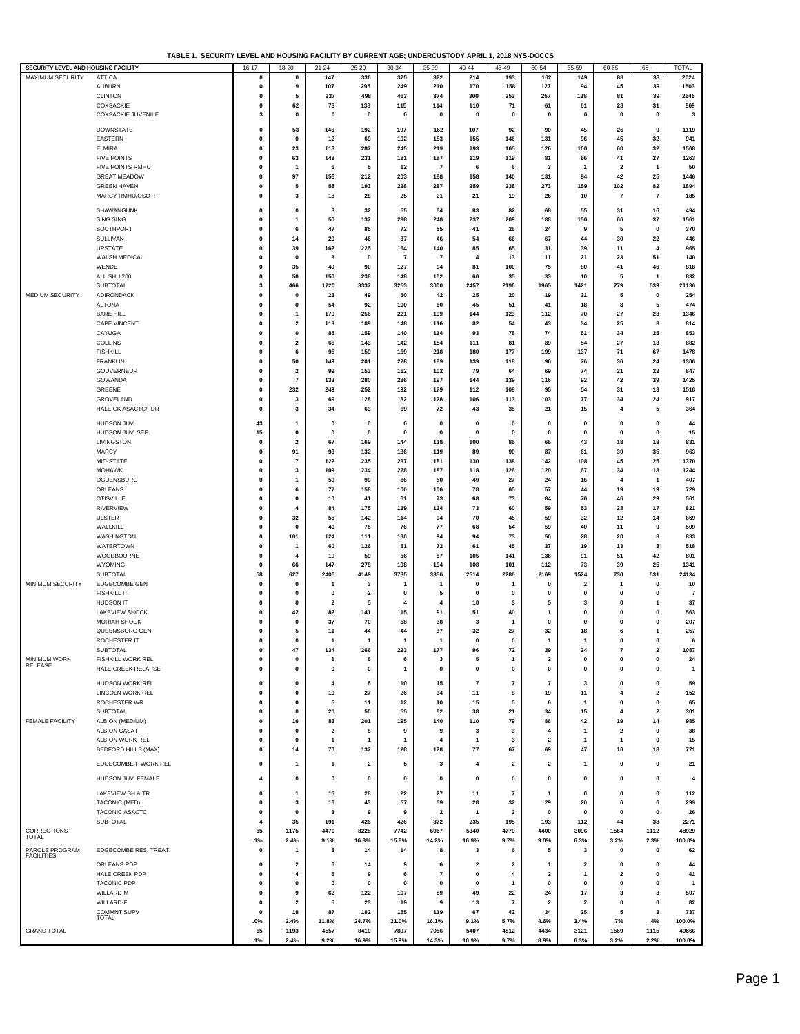**TABLE 1. SECURITY LEVEL AND HOUSING FACILITY BY CURRENT AGE; UNDERCUSTODY APRIL 1, 2018 NYS-DOCCS**

| SECURITY LEVEL AND HOUSING FACILITY | | 16-17 | 18-20 | 21-24 | 25-29 | 30-34 | 35-39 | 40-44 | 45-49 | 50-54 | 55-59 | 60-65 | 65+ | TOTAL |
|---|---|---|---|---|---|---|---|---|---|---|---|---|---|---|
| MAXIMUM SECURITY | ATTICA | 0 | 0 | 147 | 336 | 375 | 322 | 214 | 193 | 162 | 149 | 88 | 38 | 2024 |
| | AUBURN | 0 | 9 | 107 | 295 | 249 | 210 | 170 | 158 | 127 | 94 | 45 | 39 | 1503 |
| | CLINTON | 0 | 5 | 237 | 498 | 463 | 374 | 300 | 253 | 257 | 138 | 81 | 39 | 2645 |
| | COXSACKIE | 0 | 62 | 78 | 138 | 115 | 114 | 110 | 71 | 61 | 61 | 28 | 31 | 869 |
| | COXSACKIE JUVENILE | 3 | 0 | 0 | 0 | 0 | 0 | 0 | 0 | 0 | 0 | 0 | 0 | 3 |
| | DOWNSTATE | 0 | 53 | 146 | 192 | 197 | 162 | 107 | 92 | 90 | 45 | 26 | 9 | 1119 |
| | EASTERN | 0 | 0 | 12 | 69 | 102 | 153 | 155 | 146 | 131 | 96 | 45 | 32 | 941 |
| | ELMIRA | 0 | 23 | 118 | 287 | 245 | 219 | 193 | 165 | 126 | 100 | 60 | 32 | 1568 |
| | FIVE POINTS | 0 | 63 | 148 | 231 | 181 | 187 | 119 | 119 | 81 | 66 | 41 | 27 | 1263 |
| | FIVE POINTS RMHU | 0 | 1 | 6 | 5 | 12 | 7 | 6 | 6 | 3 | 1 | 2 | 1 | 50 |
| | GREAT MEADOW | 0 | 97 | 156 | 212 | 203 | 188 | 158 | 140 | 131 | 94 | 42 | 25 | 1446 |
| | GREEN HAVEN | 0 | 5 | 58 | 193 | 238 | 287 | 259 | 238 | 273 | 159 | 102 | 82 | 1894 |
| | MARCY RMHU/OSOTP | 0 | 3 | 18 | 28 | 25 | 21 | 21 | 19 | 26 | 10 | 7 | 7 | 185 |
| | SHAWANGUNK | 0 | 0 | 8 | 32 | 55 | 64 | 83 | 82 | 68 | 55 | 31 | 16 | 494 |
| | SING SING | 0 | 1 | 50 | 137 | 238 | 248 | 237 | 209 | 188 | 150 | 66 | 37 | 1561 |
| | SOUTHPORT | 0 | 6 | 47 | 85 | 72 | 55 | 41 | 26 | 24 | 9 | 5 | 0 | 370 |
| | SULLIVAN | 0 | 14 | 20 | 46 | 37 | 46 | 54 | 66 | 67 | 44 | 30 | 22 | 446 |
| | UPSTATE | 0 | 39 | 162 | 225 | 164 | 140 | 85 | 65 | 31 | 39 | 11 | 4 | 965 |
| | WALSH MEDICAL | 0 | 0 | 3 | 0 | 7 | 7 | 4 | 13 | 11 | 21 | 23 | 51 | 140 |
| | WENDE | 0 | 35 | 49 | 90 | 127 | 94 | 81 | 100 | 75 | 80 | 41 | 46 | 818 |
| | ALL SHU 200 | 0 | 50 | 150 | 238 | 148 | 102 | 60 | 35 | 33 | 10 | 5 | 1 | 832 |
| | SUBTOTAL | 3 | 466 | 1720 | 3337 | 3253 | 3000 | 2457 | 2196 | 1965 | 1421 | 779 | 539 | 21136 |
| MEDIUM SECURITY | ADIRONDACK | 0 | 0 | 23 | 49 | 50 | 42 | 25 | 20 | 19 | 21 | 5 | 0 | 254 |
| | ALTONA | 0 | 0 | 54 | 92 | 100 | 60 | 45 | 51 | 41 | 18 | 8 | 5 | 474 |
| | BARE HILL | 0 | 1 | 170 | 256 | 221 | 199 | 144 | 123 | 112 | 70 | 27 | 23 | 1346 |
| | CAPE VINCENT | 0 | 2 | 113 | 189 | 148 | 116 | 82 | 54 | 43 | 34 | 25 | 8 | 814 |
| | CAYUGA | 0 | 0 | 85 | 159 | 140 | 114 | 93 | 78 | 74 | 51 | 34 | 25 | 853 |
| | COLLINS | 0 | 2 | 66 | 143 | 142 | 154 | 111 | 81 | 89 | 54 | 27 | 13 | 882 |
| | FISHKILL | 0 | 6 | 95 | 159 | 169 | 218 | 180 | 177 | 199 | 137 | 71 | 67 | 1478 |
| | FRANKLIN | 0 | 50 | 149 | 201 | 228 | 189 | 139 | 118 | 96 | 76 | 36 | 24 | 1306 |
| | GOUVERNEUR | 0 | 2 | 99 | 153 | 162 | 102 | 79 | 64 | 69 | 74 | 21 | 22 | 847 |
| | GOWANDA | 0 | 7 | 133 | 280 | 236 | 197 | 144 | 139 | 116 | 92 | 42 | 39 | 1425 |
| | GREENE | 0 | 232 | 249 | 252 | 192 | 179 | 112 | 109 | 95 | 54 | 31 | 13 | 1518 |
| | GROVELAND | 0 | 3 | 69 | 128 | 132 | 128 | 106 | 113 | 103 | 77 | 34 | 24 | 917 |
| | HALE CK ASACTC/FDR | 0 | 3 | 34 | 63 | 69 | 72 | 43 | 35 | 21 | 15 | 4 | 5 | 364 |
| | HUDSON JUV. | 43 | 1 | 0 | 0 | 0 | 0 | 0 | 0 | 0 | 0 | 0 | 0 | 44 |
| | HUDSON JUV. SEP. | 15 | 0 | 0 | 0 | 0 | 0 | 0 | 0 | 0 | 0 | 0 | 0 | 15 |
| | LIVINGSTON | 0 | 2 | 67 | 169 | 144 | 118 | 100 | 86 | 66 | 43 | 18 | 18 | 831 |
| | MARCY | 0 | 91 | 93 | 132 | 136 | 119 | 89 | 90 | 87 | 61 | 30 | 35 | 963 |
| | MID-STATE | 0 | 7 | 122 | 235 | 237 | 181 | 130 | 138 | 142 | 108 | 45 | 25 | 1370 |
| | MOHAWK | 0 | 3 | 109 | 234 | 228 | 187 | 118 | 126 | 120 | 67 | 34 | 18 | 1244 |
| | OGDENSBURG | 0 | 1 | 59 | 90 | 86 | 50 | 49 | 27 | 24 | 16 | 4 | 1 | 407 |
| | ORLEANS | 0 | 6 | 77 | 158 | 100 | 106 | 78 | 65 | 57 | 44 | 19 | 19 | 729 |
| | OTISVILLE | 0 | 0 | 10 | 41 | 61 | 73 | 68 | 73 | 84 | 76 | 46 | 29 | 561 |
| | RIVERVIEW | 0 | 4 | 84 | 175 | 139 | 134 | 73 | 60 | 59 | 53 | 23 | 17 | 821 |
| | ULSTER | 0 | 32 | 55 | 142 | 114 | 94 | 70 | 45 | 59 | 32 | 12 | 14 | 669 |
| | WALLKILL | 0 | 0 | 40 | 75 | 76 | 77 | 68 | 54 | 59 | 40 | 11 | 9 | 509 |
| | WASHINGTON | 0 | 101 | 124 | 111 | 130 | 94 | 94 | 73 | 50 | 28 | 20 | 8 | 833 |
| | WATERTOWN | 0 | 1 | 60 | 126 | 81 | 72 | 61 | 45 | 37 | 19 | 13 | 3 | 518 |
| | WOODBOURNE | 0 | 4 | 19 | 59 | 66 | 87 | 105 | 141 | 136 | 91 | 51 | 42 | 801 |
| | WYOMING | 0 | 66 | 147 | 278 | 198 | 194 | 108 | 101 | 112 | 73 | 39 | 25 | 1341 |
| | SUBTOTAL | 58 | 627 | 2405 | 4149 | 3785 | 3356 | 2514 | 2286 | 2169 | 1524 | 730 | 531 | 24134 |
| MINIMUM SECURITY | EDGECOMBE GEN | 0 | 0 | 1 | 3 | 1 | 1 | 0 | 1 | 0 | 2 | 1 | 0 | 10 |
| | FISHKILL IT | 0 | 0 | 0 | 2 | 0 | 5 | 0 | 0 | 0 | 0 | 0 | 0 | 7 |
| | HUDSON IT | 0 | 0 | 2 | 5 | 4 | 4 | 10 | 3 | 5 | 3 | 0 | 1 | 37 |
| | LAKEVIEW SHOCK | 0 | 42 | 82 | 141 | 115 | 91 | 51 | 40 | 1 | 0 | 0 | 0 | 563 |
| | MORIAH SHOCK | 0 | 0 | 37 | 70 | 58 | 38 | 3 | 1 | 0 | 0 | 0 | 0 | 207 |
| | QUEENSBORO GEN | 0 | 5 | 11 | 44 | 44 | 37 | 32 | 27 | 32 | 18 | 6 | 1 | 257 |
| | ROCHESTER IT | 0 | 0 | 1 | 1 | 1 | 1 | 0 | 0 | 1 | 1 | 0 | 0 | 6 |
| | SUBTOTAL | 0 | 47 | 134 | 266 | 223 | 177 | 96 | 72 | 39 | 24 | 7 | 2 | 1087 |
| MINIMUM WORK RELEASE | FISHKILL WORK REL | 0 | 0 | 1 | 6 | 6 | 3 | 5 | 1 | 2 | 0 | 0 | 0 | 24 |
| | HALE CREEK RELAPSE | 0 | 0 | 0 | 0 | 1 | 0 | 0 | 0 | 0 | 0 | 0 | 0 | 1 |
| | HUDSON WORK REL | 0 | 0 | 4 | 6 | 10 | 15 | 7 | 7 | 7 | 3 | 0 | 0 | 59 |
| | LINCOLN WORK REL | 0 | 0 | 10 | 27 | 26 | 34 | 11 | 8 | 19 | 11 | 4 | 2 | 152 |
| | ROCHESTER WR | 0 | 0 | 5 | 11 | 12 | 10 | 15 | 5 | 6 | 1 | 0 | 0 | 65 |
| | SUBTOTAL | 0 | 0 | 20 | 50 | 55 | 62 | 38 | 21 | 34 | 15 | 4 | 2 | 301 |
| FEMALE FACILITY | ALBION (MEDIUM) | 0 | 16 | 83 | 201 | 195 | 140 | 110 | 79 | 86 | 42 | 19 | 14 | 985 |
| | ALBION CASAT | 0 | 0 | 2 | 5 | 9 | 9 | 3 | 3 | 4 | 1 | 2 | 0 | 38 |
| | ALBION WORK REL | 0 | 0 | 1 | 1 | 1 | 4 | 1 | 3 | 2 | 1 | 1 | 0 | 15 |
| | BEDFORD HILLS (MAX) | 0 | 14 | 70 | 137 | 128 | 128 | 77 | 67 | 69 | 47 | 16 | 18 | 771 |
| | EDGECOMBE-F WORK REL | 0 | 1 | 1 | 2 | 5 | 3 | 4 | 2 | 2 | 1 | 0 | 0 | 21 |
| | HUDSON JUV. FEMALE | 4 | 0 | 0 | 0 | 0 | 0 | 0 | 0 | 0 | 0 | 0 | 0 | 4 |
| | LAKEVIEW SH & TR | 0 | 1 | 15 | 28 | 22 | 27 | 11 | 7 | 1 | 0 | 0 | 0 | 112 |
| | TACONIC (MED) | 0 | 3 | 16 | 43 | 57 | 59 | 28 | 32 | 29 | 20 | 6 | 6 | 299 |
| | TACONIC ASACTC | 0 | 0 | 3 | 9 | 9 | 2 | 1 | 2 | 0 | 0 | 0 | 0 | 26 |
| | SUBTOTAL | 4 | 35 | 191 | 426 | 426 | 372 | 235 | 195 | 193 | 112 | 44 | 38 | 2271 |
| CORRECTIONS TOTAL | | 65 | 1175 | 4470 | 8228 | 7742 | 6967 | 5340 | 4770 | 4400 | 3096 | 1564 | 1112 | 48929 |
| | | .1% | 2.4% | 9.1% | 16.8% | 15.8% | 14.2% | 10.9% | 9.7% | 9.0% | 6.3% | 3.2% | 2.3% | 100.0% |
| PAROLE PROGRAM FACILITIES | EDGECOMBE RES. TREAT. | 0 | 1 | 8 | 14 | 14 | 8 | 3 | 6 | 5 | 3 | 0 | 0 | 62 |
| | ORLEANS PDP | 0 | 2 | 6 | 14 | 9 | 6 | 2 | 2 | 1 | 2 | 0 | 0 | 44 |
| | HALE CREEK PDP | 0 | 4 | 6 | 9 | 6 | 7 | 0 | 4 | 2 | 1 | 2 | 0 | 41 |
| | TACONIC PDP | 0 | 0 | 0 | 0 | 0 | 0 | 0 | 1 | 0 | 0 | 0 | 0 | 1 |
| | WILLARD-M | 0 | 9 | 62 | 122 | 107 | 89 | 49 | 22 | 24 | 17 | 3 | 3 | 507 |
| | WILLARD-F | 0 | 2 | 5 | 23 | 19 | 9 | 13 | 7 | 2 | 2 | 0 | 0 | 82 |
| | COMMNT SUPV TOTAL | 0 | 18 | 87 | 182 | 155 | 119 | 67 | 42 | 34 | 25 | 5 | 3 | 737 |
| | | .0% | 2.4% | 11.8% | 24.7% | 21.0% | 16.1% | 9.1% | 5.7% | 4.6% | 3.4% | .7% | .4% | 100.0% |
| GRAND TOTAL | | 65 | 1193 | 4557 | 8410 | 7897 | 7086 | 5407 | 4812 | 4434 | 3121 | 1569 | 1115 | 49666 |
| | | .1% | 2.4% | 9.2% | 16.9% | 15.9% | 14.3% | 10.9% | 9.7% | 8.9% | 6.3% | 3.2% | 2.2% | 100.0% |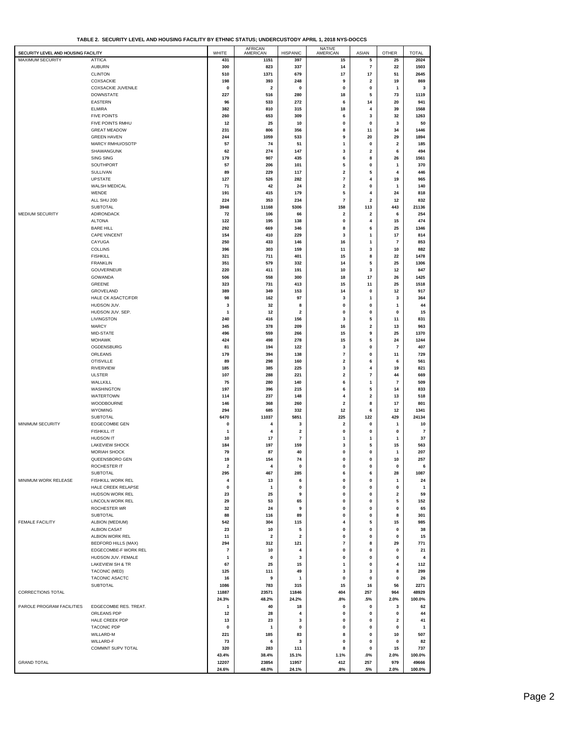**TABLE 2. SECURITY LEVEL AND HOUSING FACILITY BY ETHNIC STATUS; UNDERCUSTODY APRIL 1, 2018 NYS-DOCCS**

| SECURITY LEVEL AND HOUSING FACILITY | | WHITE | AFRICAN AMERICAN | HISPANIC | NATIVE AMERICAN | ASIAN | OTHER | TOTAL |
|---|---|---|---|---|---|---|---|---|
| MAXIMUM SECURITY | ATTICA | 431 | 1151 | 397 | 15 | 5 | 25 | 2024 |
| | AUBURN | 300 | 823 | 337 | 14 | 7 | 22 | 1503 |
| | CLINTON | 510 | 1371 | 679 | 17 | 17 | 51 | 2645 |
| | COXSACKIE | 198 | 393 | 248 | 9 | 2 | 19 | 869 |
| | COXSACKIE JUVENILE | 0 | 2 | 0 | 0 | 0 | 1 | 3 |
| | DOWNSTATE | 227 | 516 | 280 | 18 | 5 | 73 | 1119 |
| | EASTERN | 96 | 533 | 272 | 6 | 14 | 20 | 941 |
| | ELMIRA | 382 | 810 | 315 | 18 | 4 | 39 | 1568 |
| | FIVE POINTS | 260 | 653 | 309 | 6 | 3 | 32 | 1263 |
| | FIVE POINTS RMHU | 12 | 25 | 10 | 0 | 0 | 3 | 50 |
| | GREAT MEADOW | 231 | 806 | 356 | 8 | 11 | 34 | 1446 |
| | GREEN HAVEN | 244 | 1059 | 533 | 9 | 20 | 29 | 1894 |
| | MARCY RMHU/OSOTP | 57 | 74 | 51 | 1 | 0 | 2 | 185 |
| | SHAWANGUNK | 62 | 274 | 147 | 3 | 2 | 6 | 494 |
| | SING SING | 179 | 907 | 435 | 6 | 8 | 26 | 1561 |
| | SOUTHPORT | 57 | 206 | 101 | 5 | 0 | 1 | 370 |
| | SULLIVAN | 89 | 229 | 117 | 2 | 5 | 4 | 446 |
| | UPSTATE | 127 | 526 | 282 | 7 | 4 | 19 | 965 |
| | WALSH MEDICAL | 71 | 42 | 24 | 2 | 0 | 1 | 140 |
| | WENDE | 191 | 415 | 179 | 5 | 4 | 24 | 818 |
| | ALL SHU 200 | 224 | 353 | 234 | 7 | 2 | 12 | 832 |
| | SUBTOTAL | 3948 | 11168 | 5306 | 158 | 113 | 443 | 21136 |
| MEDIUM SECURITY | ADIRONDACK | 72 | 106 | 66 | 2 | 2 | 6 | 254 |
| | ALTONA | 122 | 195 | 138 | 0 | 4 | 15 | 474 |
| | BARE HILL | 292 | 669 | 346 | 8 | 6 | 25 | 1346 |
| | CAPE VINCENT | 154 | 410 | 229 | 3 | 1 | 17 | 814 |
| | CAYUGA | 250 | 433 | 146 | 16 | 1 | 7 | 853 |
| | COLLINS | 396 | 303 | 159 | 11 | 3 | 10 | 882 |
| | FISHKILL | 321 | 711 | 401 | 15 | 8 | 22 | 1478 |
| | FRANKLIN | 351 | 579 | 332 | 14 | 5 | 25 | 1306 |
| | GOUVERNEUR | 220 | 411 | 191 | 10 | 3 | 12 | 847 |
| | GOWANDA | 506 | 558 | 300 | 18 | 17 | 26 | 1425 |
| | GREENE | 323 | 731 | 413 | 15 | 11 | 25 | 1518 |
| | GROVELAND | 389 | 349 | 153 | 14 | 0 | 12 | 917 |
| | HALE CK ASACTC/FDR | 98 | 162 | 97 | 3 | 1 | 3 | 364 |
| | HUDSON JUV. | 3 | 32 | 8 | 0 | 0 | 1 | 44 |
| | HUDSON JUV. SEP. | 1 | 12 | 2 | 0 | 0 | 0 | 15 |
| | LIVINGSTON | 240 | 416 | 156 | 3 | 5 | 11 | 831 |
| | MARCY | 345 | 378 | 209 | 16 | 2 | 13 | 963 |
| | MID-STATE | 496 | 559 | 266 | 15 | 9 | 25 | 1370 |
| | MOHAWK | 424 | 498 | 278 | 15 | 5 | 24 | 1244 |
| | OGDENSBURG | 81 | 194 | 122 | 3 | 0 | 7 | 407 |
| | ORLEANS | 179 | 394 | 138 | 7 | 0 | 11 | 729 |
| | OTISVILLE | 89 | 298 | 160 | 2 | 6 | 6 | 561 |
| | RIVERVIEW | 185 | 385 | 225 | 3 | 4 | 19 | 821 |
| | ULSTER | 107 | 288 | 221 | 2 | 7 | 44 | 669 |
| | WALLKILL | 75 | 280 | 140 | 6 | 1 | 7 | 509 |
| | WASHINGTON | 197 | 396 | 215 | 6 | 5 | 14 | 833 |
| | WATERTOWN | 114 | 237 | 148 | 4 | 2 | 13 | 518 |
| | WOODBOURNE | 146 | 368 | 260 | 2 | 8 | 17 | 801 |
| | WYOMING | 294 | 685 | 332 | 12 | 6 | 12 | 1341 |
| | SUBTOTAL | 6470 | 11037 | 5851 | 225 | 122 | 429 | 24134 |
| MINIMUM SECURITY | EDGECOMBE GEN | 0 | 4 | 3 | 2 | 0 | 1 | 10 |
| | FISHKILL IT | 1 | 4 | 2 | 0 | 0 | 0 | 7 |
| | HUDSON IT | 10 | 17 | 7 | 1 | 1 | 1 | 37 |
| | LAKEVIEW SHOCK | 184 | 197 | 159 | 3 | 5 | 15 | 563 |
| | MORIAH SHOCK | 79 | 87 | 40 | 0 | 0 | 1 | 207 |
| | QUEENSBORO GEN | 19 | 154 | 74 | 0 | 0 | 10 | 257 |
| | ROCHESTER IT | 2 | 4 | 0 | 0 | 0 | 0 | 6 |
| | SUBTOTAL | 295 | 467 | 285 | 6 | 6 | 28 | 1087 |
| MINIMUM WORK RELEASE | FISHKILL WORK REL | 4 | 13 | 6 | 0 | 0 | 1 | 24 |
| | HALE CREEK RELAPSE | 0 | 1 | 0 | 0 | 0 | 0 | 1 |
| | HUDSON WORK REL | 23 | 25 | 9 | 0 | 0 | 2 | 59 |
| | LINCOLN WORK REL | 29 | 53 | 65 | 0 | 0 | 5 | 152 |
| | ROCHESTER WR | 32 | 24 | 9 | 0 | 0 | 0 | 65 |
| | SUBTOTAL | 88 | 116 | 89 | 0 | 0 | 8 | 301 |
| FEMALE FACILITY | ALBION (MEDIUM) | 542 | 304 | 115 | 4 | 5 | 15 | 985 |
| | ALBION CASAT | 23 | 10 | 5 | 0 | 0 | 0 | 38 |
| | ALBION WORK REL | 11 | 2 | 2 | 0 | 0 | 0 | 15 |
| | BEDFORD HILLS (MAX) | 294 | 312 | 121 | 7 | 8 | 29 | 771 |
| | EDGECOMBE-F WORK REL | 7 | 10 | 4 | 0 | 0 | 0 | 21 |
| | HUDSON JUV. FEMALE | 1 | 0 | 3 | 0 | 0 | 0 | 4 |
| | LAKEVIEW SH & TR | 67 | 25 | 15 | 1 | 0 | 4 | 112 |
| | TACONIC (MED) | 125 | 111 | 49 | 3 | 3 | 8 | 299 |
| | TACONIC ASACTC | 16 | 9 | 1 | 0 | 0 | 0 | 26 |
| | SUBTOTAL | 1086 | 783 | 315 | 15 | 16 | 56 | 2271 |
| CORRECTIONS TOTAL | | 11887 | 23571 | 11846 | 404 | 257 | 964 | 48929 |
| | | 24.3% | 48.2% | 24.2% | .8% | .5% | 2.0% | 100.0% |
| PAROLE PROGRAM FACILITIES | EDGECOMBE RES. TREAT. | 1 | 40 | 18 | 0 | 0 | 3 | 62 |
| | ORLEANS PDP | 12 | 28 | 4 | 0 | 0 | 0 | 44 |
| | HALE CREEK PDP | 13 | 23 | 3 | 0 | 0 | 2 | 41 |
| | TACONIC PDP | 0 | 1 | 0 | 0 | 0 | 0 | 1 |
| | WILLARD-M | 221 | 185 | 83 | 8 | 0 | 10 | 507 |
| | WILLARD-F | 73 | 6 | 3 | 0 | 0 | 0 | 82 |
| | COMMNT SUPV TOTAL | 320 | 283 | 111 | 8 | 0 | 15 | 737 |
| | | 43.4% | 38.4% | 15.1% | 1.1% | .0% | 2.0% | 100.0% |
| GRAND TOTAL | | 12207 | 23854 | 11957 | 412 | 257 | 979 | 49666 |
| | | 24.6% | 48.0% | 24.1% | .8% | .5% | 2.0% | 100.0% |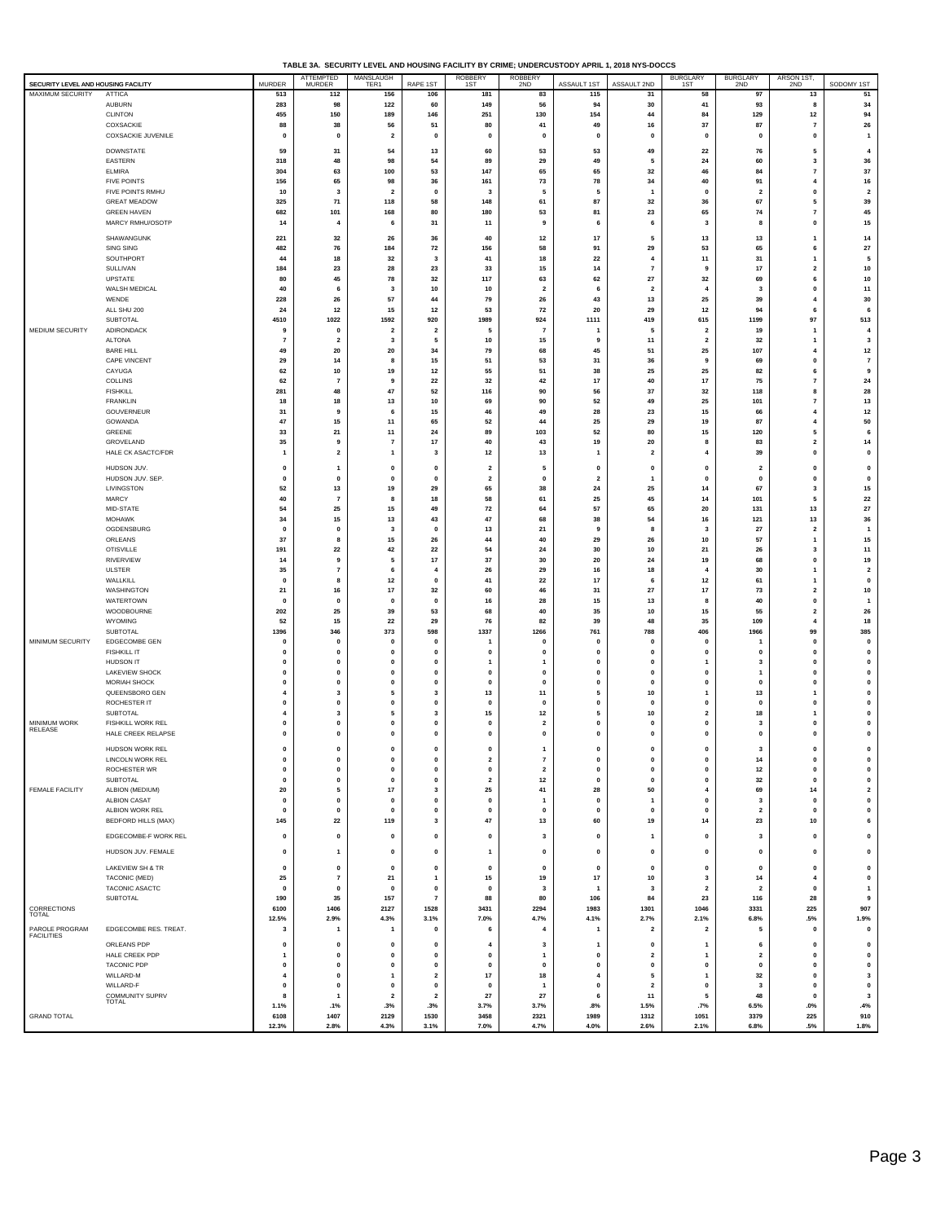# TABLE 3A. SECURITY LEVEL AND HOUSING FACILITY BY CRIME; UNDERCUSTODY APRIL 1, 2018 NYS-DOCCS

| SECURITY LEVEL AND HOUSING FACILITY | | MURDER | ATTEMPTED MURDER | MANSLAUGH TER1 | RAPE 1ST | ROBBERY 1ST | ROBBERY 2ND | ASSAULT 1ST | ASSAULT 2ND | BURGLARY 1ST | BURGLARY 2ND | ARSON 1ST, 2ND | SODOMY 1ST |
|---|---|---|---|---|---|---|---|---|---|---|---|---|---|
| MAXIMUM SECURITY | ATTICA | 513 | 112 | 156 | 106 | 181 | 83 | 115 | 31 | 58 | 97 | 13 | 51 |
| | AUBURN | 283 | 98 | 122 | 60 | 149 | 56 | 94 | 30 | 41 | 93 | 8 | 34 |
| | CLINTON | 455 | 150 | 189 | 146 | 251 | 130 | 154 | 44 | 84 | 129 | 12 | 94 |
| | COXSACKIE | 88 | 38 | 56 | 51 | 80 | 41 | 49 | 16 | 37 | 87 | 7 | 26 |
| | COXSACKIE JUVENILE | 0 | 0 | 2 | 0 | 0 | 0 | 0 | 0 | 0 | 0 | 0 | 1 |
| | DOWNSTATE | 59 | 31 | 54 | 13 | 60 | 53 | 53 | 49 | 22 | 76 | 5 | 4 |
| | EASTERN | 318 | 48 | 98 | 54 | 89 | 29 | 49 | 5 | 24 | 60 | 3 | 36 |
| | ELMIRA | 304 | 63 | 100 | 53 | 147 | 65 | 65 | 32 | 46 | 84 | 7 | 37 |
| | FIVE POINTS | 156 | 65 | 98 | 36 | 161 | 73 | 78 | 34 | 40 | 91 | 4 | 16 |
| | FIVE POINTS RMHU | 10 | 3 | 2 | 0 | 3 | 5 | 5 | 1 | 0 | 2 | 0 | 2 |
| | GREAT MEADOW | 325 | 71 | 118 | 58 | 148 | 61 | 87 | 32 | 36 | 67 | 5 | 39 |
| | GREEN HAVEN | 682 | 101 | 168 | 80 | 180 | 53 | 81 | 23 | 65 | 74 | 7 | 45 |
| | MARCY RMHU/OSOTP | 14 | 4 | 6 | 31 | 11 | 9 | 6 | 6 | 3 | 8 | 0 | 15 |
| | SHAWANGUNK | 221 | 32 | 26 | 36 | 40 | 12 | 17 | 5 | 13 | 13 | 1 | 14 |
| | SING SING | 482 | 76 | 184 | 72 | 156 | 58 | 91 | 29 | 53 | 65 | 6 | 27 |
| | SOUTHPORT | 44 | 18 | 32 | 3 | 41 | 18 | 22 | 4 | 11 | 31 | 1 | 5 |
| | SULLIVAN | 184 | 23 | 28 | 23 | 33 | 15 | 14 | 7 | 9 | 17 | 2 | 10 |
| | UPSTATE | 80 | 45 | 78 | 32 | 117 | 63 | 62 | 27 | 32 | 69 | 6 | 10 |
| | WALSH MEDICAL | 40 | 6 | 3 | 10 | 10 | 2 | 6 | 2 | 4 | 3 | 0 | 11 |
| | WENDE | 228 | 26 | 57 | 44 | 79 | 26 | 43 | 13 | 25 | 39 | 4 | 30 |
| | ALL SHU 200 | 24 | 12 | 15 | 12 | 53 | 72 | 20 | 29 | 12 | 94 | 6 | 6 |
| | SUBTOTAL | 4510 | 1022 | 1592 | 920 | 1989 | 924 | 1111 | 419 | 615 | 1199 | 97 | 513 |
| MEDIUM SECURITY | ADIRONDACK | 9 | 0 | 2 | 2 | 5 | 7 | 1 | 5 | 2 | 19 | 1 | 4 |
| | ALTONA | 7 | 2 | 3 | 5 | 10 | 15 | 9 | 11 | 2 | 32 | 1 | 3 |
| | BARE HILL | 49 | 20 | 20 | 34 | 79 | 68 | 45 | 51 | 25 | 107 | 4 | 12 |
| | CAPE VINCENT | 29 | 14 | 8 | 15 | 51 | 53 | 31 | 36 | 9 | 69 | 0 | 7 |
| | CAYUGA | 62 | 10 | 19 | 12 | 55 | 51 | 38 | 25 | 25 | 82 | 6 | 9 |
| | COLLINS | 62 | 7 | 9 | 22 | 32 | 42 | 17 | 40 | 17 | 75 | 7 | 24 |
| | FISHKILL | 281 | 48 | 47 | 52 | 116 | 90 | 56 | 37 | 32 | 118 | 8 | 28 |
| | FRANKLIN | 18 | 18 | 13 | 10 | 69 | 90 | 52 | 49 | 25 | 101 | 7 | 13 |
| | GOUVERNEUR | 31 | 9 | 6 | 15 | 46 | 49 | 28 | 23 | 15 | 66 | 4 | 12 |
| | GOWANDA | 47 | 15 | 11 | 65 | 52 | 44 | 25 | 29 | 19 | 87 | 4 | 50 |
| | GREENE | 33 | 21 | 11 | 24 | 89 | 103 | 52 | 80 | 15 | 120 | 5 | 6 |
| | GROVELAND | 35 | 9 | 7 | 17 | 40 | 43 | 19 | 20 | 8 | 83 | 2 | 14 |
| | HALE CK ASACTC/FDR | 1 | 2 | 1 | 3 | 12 | 13 | 1 | 2 | 4 | 39 | 0 | 0 |
| | HUDSON JUV. | 0 | 1 | 0 | 0 | 2 | 5 | 0 | 0 | 0 | 2 | 0 | 0 |
| | HUDSON JUV. SEP. | 0 | 0 | 0 | 0 | 2 | 0 | 2 | 1 | 0 | 0 | 0 | 0 |
| | LIVINGSTON | 52 | 13 | 19 | 29 | 65 | 38 | 24 | 25 | 14 | 67 | 3 | 15 |
| | MARCY | 40 | 7 | 8 | 18 | 58 | 61 | 25 | 45 | 14 | 101 | 5 | 22 |
| | MID-STATE | 54 | 25 | 15 | 49 | 72 | 64 | 57 | 65 | 20 | 131 | 13 | 27 |
| | MOHAWK | 34 | 15 | 13 | 43 | 47 | 68 | 38 | 54 | 16 | 121 | 13 | 36 |
| | OGDENSBURG | 0 | 0 | 3 | 0 | 13 | 21 | 9 | 8 | 3 | 27 | 2 | 1 |
| | ORLEANS | 37 | 8 | 15 | 26 | 44 | 40 | 29 | 26 | 10 | 57 | 1 | 15 |
| | OTISVILLE | 191 | 22 | 42 | 22 | 54 | 24 | 30 | 10 | 21 | 26 | 3 | 11 |
| | RIVERVIEW | 14 | 9 | 5 | 17 | 37 | 30 | 20 | 24 | 19 | 68 | 0 | 19 |
| | ULSTER | 35 | 7 | 6 | 4 | 26 | 29 | 16 | 18 | 4 | 30 | 1 | 2 |
| | WALLKILL | 0 | 8 | 12 | 0 | 41 | 22 | 17 | 6 | 12 | 61 | 1 | 0 |
| | WASHINGTON | 21 | 16 | 17 | 32 | 60 | 46 | 31 | 27 | 17 | 73 | 2 | 10 |
| | WATERTOWN | 0 | 0 | 0 | 0 | 16 | 28 | 15 | 13 | 8 | 40 | 0 | 1 |
| | WOODBOURNE | 202 | 25 | 39 | 53 | 68 | 40 | 35 | 10 | 15 | 55 | 2 | 26 |
| | WYOMING | 52 | 15 | 22 | 29 | 76 | 82 | 39 | 48 | 35 | 109 | 4 | 18 |
| | SUBTOTAL | 1396 | 346 | 373 | 598 | 1337 | 1266 | 761 | 788 | 406 | 1966 | 99 | 385 |
| MINIMUM SECURITY | EDGECOMBE GEN | 0 | 0 | 0 | 0 | 1 | 0 | 0 | 0 | 0 | 1 | 0 | 0 |
| | FISHKILL IT | 0 | 0 | 0 | 0 | 0 | 0 | 0 | 0 | 0 | 0 | 0 | 0 |
| | HUDSON IT | 0 | 0 | 0 | 0 | 1 | 1 | 0 | 0 | 1 | 3 | 0 | 0 |
| | LAKEVIEW SHOCK | 0 | 0 | 0 | 0 | 0 | 0 | 0 | 0 | 0 | 1 | 0 | 0 |
| | MORIAH SHOCK | 0 | 0 | 0 | 0 | 0 | 0 | 0 | 0 | 0 | 0 | 0 | 0 |
| | QUEENSBORO GEN | 4 | 3 | 5 | 3 | 13 | 11 | 5 | 10 | 1 | 13 | 1 | 0 |
| | ROCHESTER IT | 0 | 0 | 0 | 0 | 0 | 0 | 0 | 0 | 0 | 0 | 0 | 0 |
| | SUBTOTAL | 4 | 3 | 5 | 3 | 15 | 12 | 5 | 10 | 2 | 18 | 1 | 0 |
| MINIMUM WORK RELEASE | FISHKILL WORK REL | 0 | 0 | 0 | 0 | 0 | 2 | 0 | 0 | 0 | 3 | 0 | 0 |
| | HALE CREEK RELAPSE | 0 | 0 | 0 | 0 | 0 | 0 | 0 | 0 | 0 | 0 | 0 | 0 |
| | HUDSON WORK REL | 0 | 0 | 0 | 0 | 0 | 1 | 0 | 0 | 0 | 3 | 0 | 0 |
| | LINCOLN WORK REL | 0 | 0 | 0 | 0 | 2 | 7 | 0 | 0 | 0 | 14 | 0 | 0 |
| | ROCHESTER WR | 0 | 0 | 0 | 0 | 0 | 2 | 0 | 0 | 0 | 12 | 0 | 0 |
| | SUBTOTAL | 0 | 0 | 0 | 0 | 2 | 12 | 0 | 0 | 0 | 32 | 0 | 0 |
| FEMALE FACILITY | ALBION (MEDIUM) | 20 | 5 | 17 | 3 | 25 | 41 | 28 | 50 | 4 | 69 | 14 | 2 |
| | ALBION CASAT | 0 | 0 | 0 | 0 | 0 | 1 | 0 | 1 | 0 | 3 | 0 | 0 |
| | ALBION WORK REL | 0 | 0 | 0 | 0 | 0 | 0 | 0 | 0 | 0 | 2 | 0 | 0 |
| | BEDFORD HILLS (MAX) | 145 | 22 | 119 | 3 | 47 | 13 | 60 | 19 | 14 | 23 | 10 | 6 |
| | EDGECOMBE-F WORK REL | 0 | 0 | 0 | 0 | 0 | 3 | 0 | 1 | 0 | 3 | 0 | 0 |
| | HUDSON JUV. FEMALE | 0 | 1 | 0 | 0 | 1 | 0 | 0 | 0 | 0 | 0 | 0 | 0 |
| | LAKEVIEW SH & TR | 0 | 0 | 0 | 0 | 0 | 0 | 0 | 0 | 0 | 0 | 0 | 0 |
| | TACONIC (MED) | 25 | 7 | 21 | 1 | 15 | 19 | 17 | 10 | 3 | 14 | 4 | 0 |
| | TACONIC ASACTC | 0 | 0 | 0 | 0 | 0 | 3 | 1 | 3 | 2 | 2 | 0 | 1 |
| | SUBTOTAL | 190 | 35 | 157 | 7 | 88 | 80 | 106 | 84 | 23 | 116 | 28 | 9 |
| CORRECTIONS TOTAL | | 6100 | 1406 | 2127 | 1528 | 3431 | 2294 | 1983 | 1301 | 1046 | 3331 | 225 | 907 |
| | | 12.5% | 2.9% | 4.3% | 3.1% | 7.0% | 4.7% | 4.1% | 2.7% | 2.1% | 6.8% | .5% | 1.9% |
| PAROLE PROGRAM FACILITIES | EDGECOMBE RES. TREAT. | 3 | 1 | 1 | 0 | 6 | 4 | 1 | 2 | 2 | 5 | 0 | 0 |
| | ORLEANS PDP | 0 | 0 | 0 | 0 | 4 | 3 | 1 | 0 | 1 | 6 | 0 | 0 |
| | HALE CREEK PDP | 1 | 0 | 0 | 0 | 0 | 1 | 0 | 2 | 1 | 2 | 0 | 0 |
| | TACONIC PDP | 0 | 0 | 0 | 0 | 0 | 0 | 0 | 0 | 0 | 0 | 0 | 0 |
| | WILLARD-M | 4 | 0 | 1 | 2 | 17 | 18 | 4 | 5 | 1 | 32 | 0 | 3 |
| | WILLARD-F | 0 | 0 | 0 | 0 | 0 | 1 | 0 | 2 | 0 | 3 | 0 | 0 |
| | COMMUNITY SUPRV TOTAL | 8 | 1 | 2 | 2 | 27 | 27 | 6 | 11 | 5 | 48 | 0 | 3 |
| | | 1.1% | .1% | .3% | .3% | 3.7% | 3.7% | .8% | 1.5% | .7% | 6.5% | .0% | .4% |
| GRAND TOTAL | | 6108 | 1407 | 2129 | 1530 | 3458 | 2321 | 1989 | 1312 | 1051 | 3379 | 225 | 910 |
| | | 12.3% | 2.8% | 4.3% | 3.1% | 7.0% | 4.7% | 4.0% | 2.6% | 2.1% | 6.8% | .5% | 1.8% |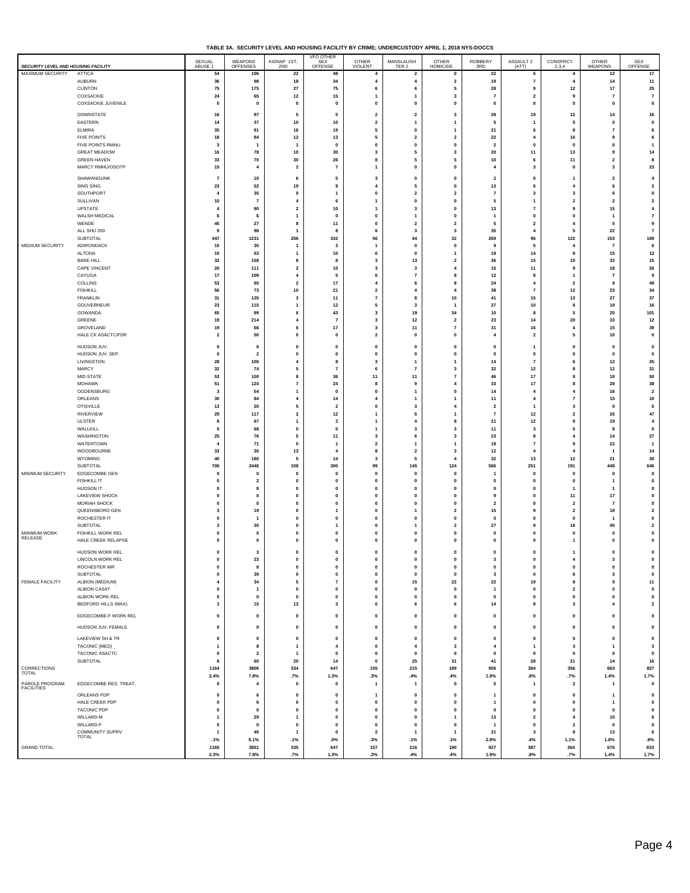**TABLE 3A. SECURITY LEVEL AND HOUSING FACILITY BY CRIME; UNDERCUSTODY APRIL 1, 2018 NYS-DOCCS**

| SECURITY LEVEL AND HOUSING FACILITY | | SEXUAL ABUSE 1 | WEAPONS OFFENSES | KIDNAP 1ST, 2ND | VFO OTHER SEX OFFENSE | OTHER VIOLENT | MANSLAUGH TER 2 | OTHER HOMICIDE | ROBBERY 3RD | ASSAULT 2 (ATT) | CONSPRCY 2,3,4 | OTHER WEAPONS | SEX OFFENSE |
|---|---|---|---|---|---|---|---|---|---|---|---|---|---|
| MAXIMUM SECURITY | ATTICA | 54 | 106 | 22 | 48 | 4 | 2 | 0 | 22 | 5 | 4 | 12 | 17 |
| | AUBURN | 36 | 98 | 18 | 34 | 4 | 4 | 2 | 19 | 7 | 4 | 14 | 11 |
| | CLINTON | 75 | 175 | 27 | 75 | 6 | 6 | 5 | 28 | 9 | 12 | 17 | 25 |
| | COXSACKIE | 24 | 65 | 12 | 15 | 1 | 1 | 3 | 7 | 2 | 9 | 7 | 7 |
| | COXSACKIE JUVENILE | 0 | 0 | 0 | 0 | 0 | 0 | 0 | 0 | 0 | 0 | 0 | 0 |
| | DOWNSTATE | 16 | 97 | 5 | 5 | 2 | 2 | 3 | 28 | 19 | 12 | 14 | 16 |
| | EASTERN | 14 | 37 | 10 | 10 | 2 | 1 | 1 | 5 | 1 | 5 | 0 | 0 |
| | ELMIRA | 35 | 91 | 16 | 19 | 5 | 0 | 1 | 21 | 6 | 8 | 7 | 6 |
| | FIVE POINTS | 18 | 84 | 12 | 13 | 5 | 2 | 2 | 22 | 4 | 16 | 9 | 6 |
| | FIVE POINTS RMHU | 3 | 1 | 1 | 0 | 0 | 0 | 0 | 2 | 0 | 0 | 0 | 1 |
| | GREAT MEADOW | 16 | 78 | 10 | 30 | 3 | 5 | 3 | 20 | 11 | 13 | 9 | 14 |
| | GREEN HAVEN | 33 | 70 | 30 | 26 | 8 | 5 | 5 | 10 | 6 | 11 | 2 | 8 |
| | MARCY RMHU/OSOTP | 15 | 4 | 2 | 7 | 1 | 0 | 0 | 4 | 3 | 0 | 3 | 23 |
| | SHAWANGUNK | 7 | 10 | 6 | 5 | 3 | 0 | 0 | 2 | 0 | 1 | 2 | 4 |
| | SING SING | 23 | 52 | 19 | 9 | 4 | 5 | 0 | 13 | 6 | 4 | 6 | 2 |
| | SOUTHPORT | 4 | 35 | 0 | 1 | 0 | 2 | 2 | 7 | 3 | 3 | 6 | 0 |
| | SULLIVAN | 10 | 7 | 4 | 6 | 1 | 0 | 0 | 5 | 1 | 2 | 2 | 2 |
| | UPSTATE | 4 | 90 | 2 | 10 | 1 | 3 | 0 | 13 | 7 | 9 | 15 | 4 |
| | WALSH MEDICAL | 6 | 6 | 1 | 0 | 0 | 1 | 0 | 1 | 0 | 0 | 1 | 7 |
| | WENDE | 45 | 27 | 8 | 11 | 0 | 2 | 2 | 5 | 2 | 4 | 5 | 9 |
| | ALL SHU 200 | 9 | 98 | 1 | 8 | 6 | 3 | 3 | 35 | 4 | 5 | 22 | 7 |
| | SUBTOTAL | 447 | 1231 | 206 | 332 | 56 | 44 | 32 | 269 | 96 | 122 | 153 | 169 |
| MEDIUM SECURITY | ADIRONDACK | 10 | 30 | 1 | 3 | 1 | 0 | 0 | 9 | 5 | 4 | 7 | 6 |
| | ALTONA | 10 | 53 | 1 | 10 | 6 | 0 | 1 | 19 | 14 | 8 | 15 | 12 |
| | BARE HILL | 32 | 158 | 8 | 8 | 3 | 13 | 2 | 36 | 15 | 10 | 33 | 15 |
| | CAPE VINCENT | 20 | 111 | 2 | 10 | 3 | 3 | 4 | 15 | 11 | 9 | 18 | 26 |
| | CAYUGA | 17 | 109 | 4 | 5 | 6 | 7 | 8 | 12 | 8 | 1 | 7 | 9 |
| | COLLINS | 53 | 60 | 2 | 17 | 4 | 6 | 8 | 24 | 4 | 2 | 9 | 49 |
| | FISHKILL | 56 | 73 | 10 | 21 | 2 | 4 | 4 | 38 | 7 | 12 | 23 | 34 |
| | FRANKLIN | 31 | 135 | 3 | 11 | 7 | 8 | 10 | 41 | 15 | 13 | 27 | 37 |
| | GOUVERNEUR | 23 | 115 | 1 | 12 | 5 | 3 | 1 | 27 | 10 | 8 | 19 | 16 |
| | GOWANDA | 65 | 99 | 6 | 43 | 3 | 19 | 34 | 10 | 8 | 5 | 20 | 101 |
| | GREENE | 19 | 214 | 4 | 7 | 3 | 12 | 2 | 23 | 14 | 20 | 33 | 12 |
| | GROVELAND | 19 | 66 | 6 | 17 | 3 | 11 | 7 | 31 | 16 | 4 | 15 | 39 |
| | HALE CK ASACTC/FDR | 2 | 50 | 0 | 0 | 2 | 0 | 0 | 4 | 2 | 5 | 10 | 0 |
| | HUDSON JUV. | 0 | 6 | 0 | 0 | 0 | 0 | 0 | 0 | 1 | 0 | 0 | 0 |
| | HUDSON JUV. SEP. | 0 | 2 | 0 | 0 | 0 | 0 | 0 | 0 | 0 | 0 | 0 | 0 |
| | LIVINGSTON | 28 | 100 | 4 | 8 | 3 | 1 | 1 | 14 | 7 | 6 | 12 | 25 |
| | MARCY | 32 | 74 | 5 | 7 | 6 | 7 | 3 | 32 | 12 | 8 | 12 | 31 |
| | MID-STATE | 53 | 100 | 8 | 36 | 11 | 11 | 7 | 46 | 17 | 9 | 18 | 50 |
| | MOHAWK | 51 | 124 | 7 | 24 | 8 | 9 | 4 | 33 | 17 | 8 | 28 | 38 |
| | OGDENSBURG | 3 | 54 | 1 | 0 | 0 | 1 | 0 | 14 | 4 | 4 | 16 | 2 |
| | ORLEANS | 30 | 84 | 4 | 14 | 4 | 1 | 1 | 11 | 4 | 7 | 15 | 10 |
| | OTISVILLE | 13 | 20 | 5 | 2 | 0 | 3 | 4 | 2 | 1 | 3 | 0 | 5 |
| | RIVERVIEW | 29 | 117 | 2 | 12 | 1 | 5 | 1 | 7 | 12 | 2 | 26 | 47 |
| | ULSTER | 8 | 67 | 1 | 3 | 1 | 4 | 8 | 21 | 12 | 9 | 19 | 4 |
| | WALLKILL | 0 | 68 | 0 | 0 | 1 | 3 | 3 | 11 | 3 | 5 | 8 | 0 |
| | WASHINGTON | 25 | 76 | 5 | 11 | 3 | 6 | 3 | 23 | 8 | 4 | 14 | 27 |
| | WATERTOWN | 4 | 71 | 0 | 1 | 2 | 1 | 1 | 19 | 7 | 9 | 22 | 1 |
| | WOODBOURNE | 33 | 30 | 13 | 4 | 8 | 2 | 3 | 12 | 4 | 4 | 1 | 14 |
| | WYOMING | 40 | 180 | 5 | 14 | 3 | 5 | 4 | 32 | 13 | 12 | 21 | 30 |
| | SUBTOTAL | 706 | 2446 | 108 | 300 | 99 | 145 | 124 | 566 | 251 | 191 | 448 | 640 |
| MINIMUM SECURITY | EDGECOMBE GEN | 0 | 0 | 0 | 0 | 0 | 0 | 0 | 1 | 0 | 0 | 0 | 0 |
| | FISHKILL IT | 0 | 2 | 0 | 0 | 0 | 0 | 0 | 0 | 0 | 0 | 1 | 0 |
| | HUDSON IT | 0 | 8 | 0 | 0 | 0 | 0 | 0 | 0 | 0 | 1 | 1 | 0 |
| | LAKEVIEW SHOCK | 0 | 0 | 0 | 0 | 0 | 0 | 0 | 9 | 0 | 11 | 17 | 0 |
| | MORIAH SHOCK | 0 | 0 | 0 | 0 | 0 | 0 | 0 | 2 | 0 | 2 | 7 | 0 |
| | QUEENSBORO GEN | 3 | 19 | 0 | 1 | 0 | 1 | 2 | 15 | 9 | 2 | 18 | 2 |
| | ROCHESTER IT | 0 | 1 | 0 | 0 | 0 | 0 | 0 | 0 | 0 | 0 | 1 | 0 |
| | SUBTOTAL | 3 | 30 | 0 | 1 | 0 | 1 | 2 | 27 | 9 | 16 | 45 | 2 |
| MINIMUM WORK RELEASE | FISHKILL WORK REL | 0 | 5 | 0 | 0 | 0 | 0 | 0 | 0 | 0 | 0 | 0 | 0 |
| | HALE CREEK RELAPSE | 0 | 0 | 0 | 0 | 0 | 0 | 0 | 0 | 0 | 1 | 0 | 0 |
| | HUDSON WORK REL | 0 | 3 | 0 | 0 | 0 | 0 | 0 | 0 | 0 | 1 | 0 | 0 |
| | LINCOLN WORK REL | 0 | 23 | 0 | 0 | 0 | 0 | 0 | 3 | 0 | 4 | 3 | 0 |
| | ROCHESTER WR | 0 | 8 | 0 | 0 | 0 | 0 | 0 | 0 | 0 | 0 | 0 | 0 |
| | SUBTOTAL | 0 | 39 | 0 | 0 | 0 | 0 | 0 | 3 | 0 | 6 | 3 | 0 |
| FEMALE FACILITY | ALBION (MEDIUM) | 4 | 34 | 5 | 7 | 0 | 15 | 22 | 22 | 19 | 8 | 9 | 11 |
| | ALBION CASAT | 0 | 1 | 0 | 0 | 0 | 0 | 0 | 1 | 0 | 2 | 0 | 0 |
| | ALBION WORK REL | 0 | 0 | 0 | 0 | 0 | 0 | 0 | 0 | 0 | 0 | 0 | 0 |
| | BEDFORD HILLS (MAX) | 3 | 15 | 13 | 3 | 0 | 6 | 6 | 14 | 8 | 3 | 4 | 2 |
| | EDGECOMBE-F WORK REL | 0 | 0 | 0 | 0 | 0 | 0 | 0 | 0 | 0 | 0 | 0 | 0 |
| | HUDSON JUV. FEMALE | 0 | 0 | 0 | 0 | 0 | 0 | 0 | 0 | 0 | 0 | 0 | 0 |
| | LAKEVIEW SH & TR | 0 | 0 | 0 | 0 | 0 | 0 | 0 | 0 | 0 | 5 | 0 | 0 |
| | TACONIC (MED) | 1 | 8 | 1 | 4 | 0 | 4 | 3 | 4 | 1 | 3 | 1 | 3 |
| | TACONIC ASACTC | 0 | 2 | 1 | 0 | 0 | 0 | 0 | 0 | 0 | 0 | 0 | 0 |
| | SUBTOTAL | 8 | 60 | 20 | 14 | 0 | 25 | 31 | 41 | 28 | 21 | 14 | 16 |
| CORRECTIONS TOTAL | | 1164 | 3806 | 334 | 647 | 155 | 215 | 189 | 906 | 384 | 356 | 663 | 827 |
| | | 2.4% | 7.8% | .7% | 1.3% | .3% | .4% | .4% | 1.9% | .8% | .7% | 1.4% | 1.7% |
| PAROLE PROGRAM FACILITIES | EDGECOMBE RES. TREAT. | 0 | 4 | 0 | 0 | 1 | 1 | 0 | 5 | 1 | 2 | 1 | 0 |
| | ORLEANS PDP | 0 | 6 | 0 | 0 | 1 | 0 | 0 | 1 | 0 | 0 | 1 | 0 |
| | HALE CREEK PDP | 0 | 6 | 0 | 0 | 0 | 0 | 0 | 1 | 0 | 0 | 1 | 0 |
| | TACONIC PDP | 0 | 0 | 0 | 0 | 0 | 0 | 0 | 0 | 0 | 0 | 0 | 0 |
| | WILLARD-M | 1 | 29 | 1 | 0 | 0 | 0 | 1 | 13 | 2 | 4 | 10 | 6 |
| | WILLARD-F | 0 | 0 | 0 | 0 | 0 | 0 | 0 | 1 | 0 | 2 | 0 | 0 |
| | COMMUNITY SUPRV TOTAL | 1 | 45 | 1 | 0 | 2 | 1 | 1 | 21 | 3 | 8 | 13 | 6 |
| | | .1% | 6.1% | .1% | .0% | .3% | .1% | .1% | 2.8% | .4% | 1.1% | 1.8% | .8% |
| GRAND TOTAL | | 1165 | 3851 | 335 | 647 | 157 | 216 | 190 | 927 | 387 | 364 | 676 | 833 |
| | | 2.3% | 7.8% | .7% | 1.3% | .3% | .4% | .4% | 1.9% | .8% | .7% | 1.4% | 1.7% |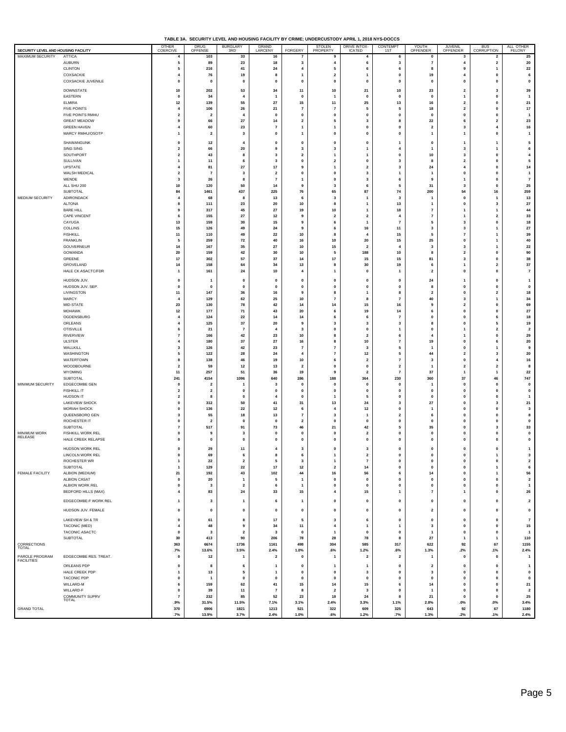# TABLE 3A. SECURITY LEVEL AND HOUSING FACILITY BY CRIME; UNDERCUSTODY APRIL 1, 2018 NYS-DOCCS

| SECURITY LEVEL AND HOUSING FACILITY | | OTHER COERCIVE | DRUG OFFENSE | BURGLARY 3RD | GRAND LARCENY | FORGERY | STOLEN PROPERTY | DRIVE INTOX-ICATED | CONTEMPT 1ST | YOUTH OFFENDER | JUVENIL OFFENDER | BUS CORRUPTION | ALL OTHER FELONY |
|---|---|---|---|---|---|---|---|---|---|---|---|---|---|
| MAXIMUM SECURITY | ATTICA | 4 | 103 | 33 | 16 | 7 | 9 | 4 | 6 | 0 | 3 | 2 | 25 |
| | AUBURN | 5 | 89 | 23 | 18 | 3 | 4 | 6 | 3 | 7 | 4 | 2 | 20 |
| | CLINTON | 5 | 216 | 41 | 24 | 4 | 5 | 6 | 6 | 8 | 9 | 1 | 22 |
| | COXSACKIE | 4 | 76 | 19 | 8 | 1 | 2 | 1 | 0 | 19 | 4 | 0 | 6 |
| | COXSACKIE JUVENILE | 0 | 0 | 0 | 0 | 0 | 0 | 0 | 0 | 0 | 0 | 0 | 0 |
| | DOWNSTATE | 10 | 202 | 53 | 34 | 11 | 10 | 21 | 10 | 23 | 2 | 3 | 39 |
| | EASTERN | 0 | 34 | 4 | 1 | 0 | 1 | 0 | 0 | 0 | 1 | 0 | 1 |
| | ELMIRA | 12 | 139 | 55 | 27 | 15 | 11 | 25 | 13 | 16 | 2 | 0 | 21 |
| | FIVE POINTS | 4 | 106 | 26 | 21 | 7 | 7 | 5 | 5 | 18 | 2 | 0 | 17 |
| | FIVE POINTS RMHU | 2 | 2 | 4 | 0 | 0 | 0 | 0 | 0 | 0 | 0 | 0 | 1 |
| | GREAT MEADOW | 9 | 66 | 27 | 14 | 2 | 5 | 3 | 8 | 22 | 6 | 2 | 23 |
| | GREEN HAVEN | 4 | 60 | 23 | 7 | 1 | 1 | 0 | 0 | 2 | 3 | 4 | 16 |
| | MARCY RMHU/OSOTP | 1 | 2 | 3 | 0 | 1 | 0 | 0 | 0 | 1 | 1 | 0 | 1 |
| | SHAWANGUNK | 0 | 12 | 4 | 0 | 0 | 0 | 0 | 1 | 0 | 1 | 1 | 5 |
| | SING SING | 2 | 66 | 20 | 9 | 3 | 3 | 1 | 4 | 1 | 3 | 1 | 6 |
| | SOUTHPORT | 2 | 43 | 8 | 3 | 2 | 1 | 1 | 0 | 10 | 3 | 0 | 4 |
| | SULLIVAN | 1 | 11 | 6 | 3 | 0 | 2 | 0 | 3 | 8 | 2 | 0 | 5 |
| | UPSTATE | 4 | 81 | 27 | 17 | 9 | 1 | 2 | 3 | 24 | 4 | 0 | 14 |
| | WALSH MEDICAL | 2 | 7 | 3 | 2 | 0 | 0 | 3 | 1 | 1 | 0 | 0 | 1 |
| | WENDE | 3 | 26 | 8 | 7 | 1 | 0 | 3 | 6 | 9 | 1 | 0 | 7 |
| | ALL SHU 200 | 10 | 120 | 50 | 14 | 9 | 3 | 6 | 5 | 31 | 3 | 0 | 25 |
| | SUBTOTAL | 84 | 1461 | 437 | 225 | 76 | 65 | 87 | 74 | 200 | 54 | 16 | 259 |
| MEDIUM SECURITY | ADIRONDACK | 4 | 68 | 8 | 13 | 6 | 3 | 1 | 3 | 1 | 0 | 1 | 13 |
| | ALTONA | 8 | 111 | 23 | 20 | 10 | 8 | 1 | 13 | 1 | 0 | 3 | 27 |
| | BARE HILL | 9 | 317 | 45 | 27 | 19 | 10 | 1 | 18 | 7 | 1 | 1 | 44 |
| | CAPE VINCENT | 6 | 155 | 27 | 12 | 9 | 2 | 2 | 4 | 7 | 1 | 2 | 33 |
| | CAYUGA | 13 | 159 | 30 | 15 | 9 | 6 | 1 | 7 | 5 | 3 | 0 | 18 |
| | COLLINS | 15 | 126 | 49 | 24 | 9 | 6 | 16 | 11 | 3 | 3 | 1 | 27 |
| | FISHKILL | 11 | 110 | 49 | 22 | 10 | 8 | 4 | 15 | 5 | 7 | 1 | 39 |
| | FRANKLIN | 5 | 259 | 72 | 40 | 16 | 10 | 20 | 15 | 25 | 0 | 1 | 40 |
| | GOUVERNEUR | 14 | 167 | 35 | 27 | 10 | 15 | 2 | 4 | 3 | 3 | 1 | 22 |
| | GOWANDA | 20 | 159 | 42 | 30 | 10 | 5 | 188 | 10 | 8 | 2 | 0 | 90 |
| | GREENE | 17 | 302 | 57 | 37 | 14 | 17 | 15 | 15 | 81 | 3 | 0 | 38 |
| | GROVELAND | 14 | 158 | 64 | 34 | 13 | 8 | 30 | 19 | 6 | 1 | 2 | 37 |
| | HALE CK ASACTC/FDR | 1 | 161 | 24 | 10 | 4 | 1 | 0 | 1 | 2 | 0 | 0 | 7 |
| | HUDSON JUV. | 0 | 1 | 0 | 0 | 0 | 0 | 0 | 0 | 24 | 1 | 0 | 1 |
| | HUDSON JUV. SEP. | 0 | 0 | 0 | 0 | 0 | 0 | 0 | 0 | 8 | 0 | 0 | 0 |
| | LIVINGSTON | 11 | 147 | 36 | 16 | 9 | 8 | 1 | 8 | 2 | 0 | 2 | 18 |
| | MARCY | 4 | 129 | 62 | 25 | 10 | 7 | 8 | 7 | 40 | 3 | 1 | 34 |
| | MID-STATE | 23 | 130 | 78 | 42 | 14 | 14 | 15 | 16 | 9 | 2 | 0 | 69 |
| | MOHAWK | 12 | 177 | 71 | 43 | 20 | 6 | 19 | 14 | 6 | 0 | 0 | 27 |
| | OGDENSBURG | 4 | 124 | 22 | 14 | 14 | 6 | 6 | 7 | 0 | 0 | 6 | 18 |
| | ORLEANS | 4 | 125 | 37 | 20 | 9 | 3 | 3 | 3 | 8 | 0 | 5 | 19 |
| | OTISVILLE | 6 | 21 | 7 | 4 | 3 | 0 | 0 | 1 | 0 | 1 | 2 | 2 |
| | RIVERVIEW | 7 | 166 | 42 | 23 | 10 | 8 | 2 | 6 | 4 | 1 | 0 | 29 |
| | ULSTER | 4 | 180 | 37 | 27 | 16 | 8 | 10 | 7 | 19 | 0 | 6 | 20 |
| | WALLKILL | 3 | 126 | 42 | 23 | 7 | 7 | 3 | 5 | 1 | 0 | 1 | 9 |
| | WASHINGTON | 5 | 122 | 28 | 24 | 4 | 7 | 12 | 5 | 44 | 2 | 3 | 20 |
| | WATERTOWN | 8 | 138 | 46 | 19 | 10 | 6 | 2 | 7 | 3 | 0 | 4 | 16 |
| | WOODBOURNE | 2 | 59 | 12 | 13 | 2 | 0 | 0 | 2 | 1 | 2 | 2 | 8 |
| | WYOMING | 11 | 257 | 51 | 36 | 19 | 9 | 2 | 7 | 37 | 1 | 1 | 22 |
| | SUBTOTAL | 241 | 4154 | 1096 | 640 | 286 | 188 | 364 | 230 | 360 | 37 | 46 | 747 |
| MINIMUM SECURITY | EDGECOMBE GEN | 0 | 2 | 1 | 3 | 0 | 0 | 0 | 0 | 1 | 0 | 0 | 0 |
| | FISHKILL IT | 2 | 2 | 0 | 0 | 0 | 0 | 0 | 0 | 0 | 0 | 0 | 0 |
| | HUDSON IT | 2 | 8 | 0 | 4 | 0 | 1 | 5 | 0 | 0 | 0 | 0 | 1 |
| | LAKEVIEW SHOCK | 0 | 312 | 50 | 41 | 31 | 13 | 24 | 3 | 27 | 0 | 3 | 21 |
| | MORIAH SHOCK | 0 | 136 | 22 | 12 | 6 | 4 | 12 | 0 | 1 | 0 | 0 | 3 |
| | QUEENSBORO GEN | 3 | 55 | 18 | 13 | 7 | 3 | 1 | 2 | 6 | 0 | 0 | 8 |
| | ROCHESTER IT | 0 | 2 | 0 | 0 | 2 | 0 | 0 | 0 | 0 | 0 | 0 | 0 |
| | SUBTOTAL | 7 | 517 | 91 | 73 | 46 | 21 | 42 | 5 | 35 | 0 | 3 | 33 |
| MINIMUM WORK RELEASE | FISHKILL WORK REL | 0 | 9 | 3 | 0 | 0 | 0 | 2 | 0 | 0 | 0 | 0 | 0 |
| | HALE CREEK RELAPSE | 0 | 0 | 0 | 0 | 0 | 0 | 0 | 0 | 0 | 0 | 0 | 0 |
| | HUDSON WORK REL | 0 | 29 | 11 | 4 | 3 | 0 | 3 | 0 | 0 | 0 | 0 | 1 |
| | LINCOLN WORK REL | 0 | 69 | 6 | 8 | 6 | 1 | 2 | 0 | 0 | 0 | 1 | 3 |
| | ROCHESTER WR | 1 | 22 | 2 | 5 | 3 | 1 | 7 | 0 | 0 | 0 | 0 | 2 |
| | SUBTOTAL | 1 | 129 | 22 | 17 | 12 | 2 | 14 | 0 | 0 | 0 | 1 | 6 |
| FEMALE FACILITY | ALBION (MEDIUM) | 21 | 192 | 43 | 102 | 44 | 16 | 56 | 6 | 14 | 0 | 1 | 56 |
| | ALBION CASAT | 0 | 20 | 1 | 5 | 1 | 0 | 0 | 0 | 0 | 0 | 0 | 2 |
| | ALBION WORK REL | 0 | 3 | 2 | 6 | 1 | 0 | 0 | 0 | 0 | 0 | 0 | 1 |
| | BEDFORD HILLS (MAX) | 4 | 83 | 24 | 33 | 15 | 4 | 15 | 1 | 7 | 1 | 0 | 26 |
| | EDGECOMBE-F WORK REL | 1 | 3 | 1 | 6 | 1 | 0 | 0 | 0 | 0 | 0 | 0 | 2 |
| | HUDSON JUV. FEMALE | 0 | 0 | 0 | 0 | 0 | 0 | 0 | 0 | 2 | 0 | 0 | 0 |
| | LAKEVIEW SH & TR | 0 | 61 | 8 | 17 | 5 | 3 | 6 | 0 | 0 | 0 | 0 | 7 |
| | TACONIC (MED) | 4 | 48 | 9 | 34 | 11 | 4 | 1 | 1 | 3 | 0 | 0 | 15 |
| | TACONIC ASACTC | 0 | 3 | 2 | 3 | 0 | 1 | 0 | 0 | 1 | 0 | 0 | 1 |
| | SUBTOTAL | 30 | 413 | 90 | 206 | 78 | 28 | 78 | 8 | 27 | 1 | 1 | 110 |
| CORRECTIONS TOTAL | | 363 | 6674 | 1736 | 1161 | 498 | 304 | 585 | 317 | 622 | 92 | 67 | 1155 |
| | | .7% | 13.6% | 3.5% | 2.4% | 1.0% | .6% | 1.2% | .6% | 1.3% | .2% | .1% | 2.4% |
| PAROLE PROGRAM FACILITIES | EDGECOMBE RES. TREAT. | 0 | 12 | 1 | 2 | 0 | 1 | 2 | 2 | 1 | 0 | 0 | 1 |
| | ORLEANS PDP | 0 | 8 | 6 | 1 | 0 | 1 | 1 | 0 | 2 | 0 | 0 | 1 |
| | HALE CREEK PDP | 1 | 13 | 5 | 1 | 0 | 0 | 3 | 0 | 3 | 0 | 0 | 0 |
| | TACONIC PDP | 0 | 1 | 0 | 0 | 0 | 0 | 0 | 0 | 0 | 0 | 0 | 0 |
| | WILLARD-M | 6 | 159 | 62 | 41 | 15 | 14 | 15 | 6 | 14 | 0 | 0 | 21 |
| | WILLARD-F | 0 | 39 | 11 | 7 | 8 | 2 | 3 | 0 | 1 | 0 | 0 | 2 |
| | COMMUNITY SUPRV TOTAL | 7 | 232 | 85 | 52 | 23 | 18 | 24 | 8 | 21 | 0 | 0 | 25 |
| | | .9% | 31.5% | 11.5% | 7.1% | 3.1% | 2.4% | 3.3% | 1.1% | 2.8% | .0% | .0% | 3.4% |
| GRAND TOTAL | | 370 | 6906 | 1821 | 1213 | 521 | 322 | 609 | 325 | 643 | 92 | 67 | 1180 |
| | | .7% | 13.9% | 3.7% | 2.4% | 1.0% | .6% | 1.2% | .7% | 1.3% | .2% | .1% | 2.4% |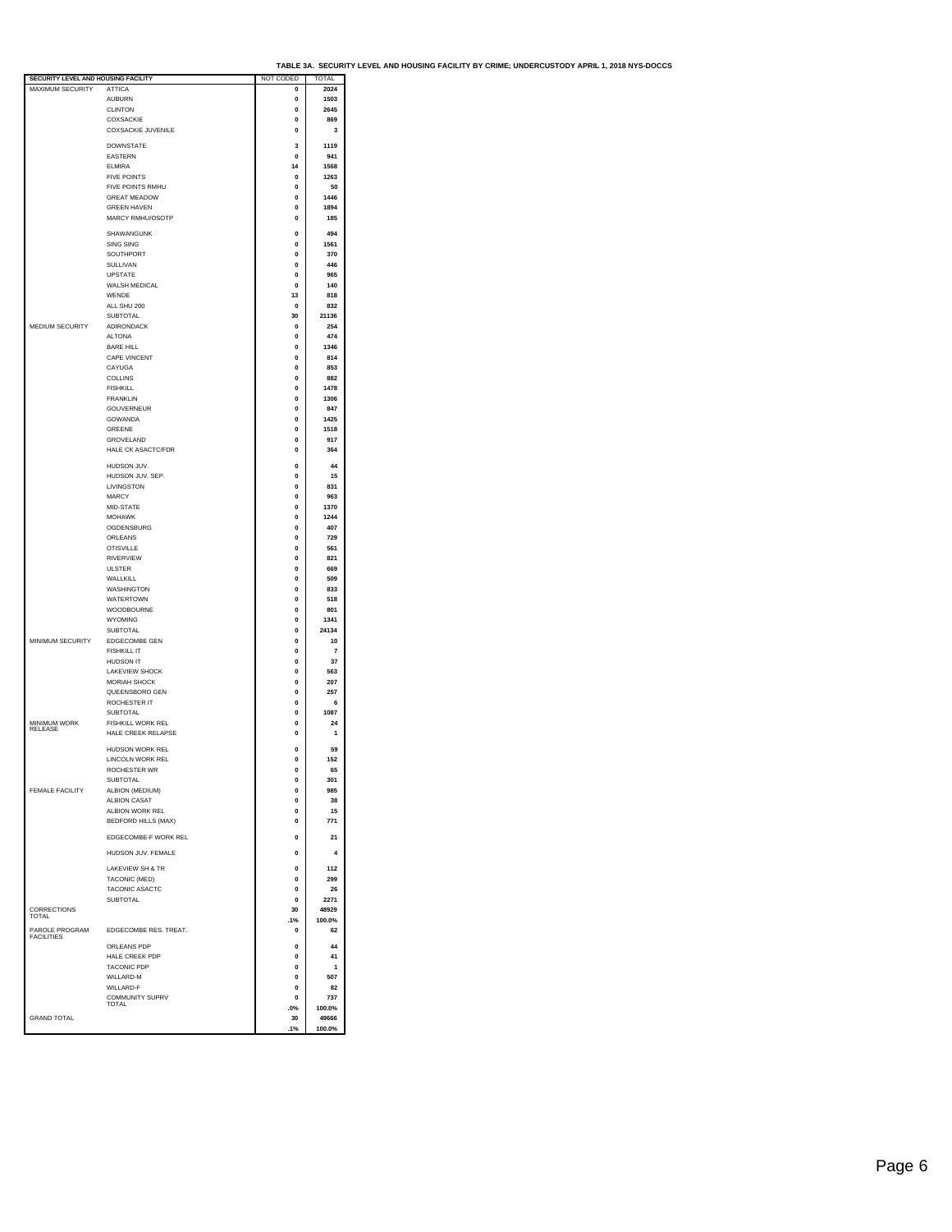**TABLE 3A. SECURITY LEVEL AND HOUSING FACILITY BY CRIME; UNDERCUSTODY APRIL 1, 2018 NYS-DOCCS**

| SECURITY LEVEL AND HOUSING FACILITY | | NOT CODED | TOTAL |
|---|---|---|---|
| MAXIMUM SECURITY | ATTICA | 0 | 2024 |
| | AUBURN | 0 | 1503 |
| | CLINTON | 0 | 2645 |
| | COXSACKIE | 0 | 869 |
| | COXSACKIE JUVENILE | 0 | 3 |
| | DOWNSTATE | 3 | 1119 |
| | EASTERN | 0 | 941 |
| | ELMIRA | 14 | 1568 |
| | FIVE POINTS | 0 | 1263 |
| | FIVE POINTS RMHU | 0 | 50 |
| | GREAT MEADOW | 0 | 1446 |
| | GREEN HAVEN | 0 | 1894 |
| | MARCY RMHU/OSOTP | 0 | 185 |
| | SHAWANGUNK | 0 | 494 |
| | SING SING | 0 | 1561 |
| | SOUTHPORT | 0 | 370 |
| | SULLIVAN | 0 | 446 |
| | UPSTATE | 0 | 965 |
| | WALSH MEDICAL | 0 | 140 |
| | WENDE | 13 | 818 |
| | ALL SHU 200 | 0 | 832 |
| | SUBTOTAL | 30 | 21136 |
| MEDIUM SECURITY | ADIRONDACK | 0 | 254 |
| | ALTONA | 0 | 474 |
| | BARE HILL | 0 | 1346 |
| | CAPE VINCENT | 0 | 814 |
| | CAYUGA | 0 | 853 |
| | COLLINS | 0 | 882 |
| | FISHKILL | 0 | 1478 |
| | FRANKLIN | 0 | 1306 |
| | GOUVERNEUR | 0 | 847 |
| | GOWANDA | 0 | 1425 |
| | GREENE | 0 | 1518 |
| | GROVELAND | 0 | 917 |
| | HALE CK ASACTC/FDR | 0 | 364 |
| | HUDSON JUV. | 0 | 44 |
| | HUDSON JUV. SEP. | 0 | 15 |
| | LIVINGSTON | 0 | 831 |
| | MARCY | 0 | 963 |
| | MID-STATE | 0 | 1370 |
| | MOHAWK | 0 | 1244 |
| | OGDENSBURG | 0 | 407 |
| | ORLEANS | 0 | 729 |
| | OTISVILLE | 0 | 561 |
| | RIVERVIEW | 0 | 821 |
| | ULSTER | 0 | 669 |
| | WALLKILL | 0 | 509 |
| | WASHINGTON | 0 | 833 |
| | WATERTOWN | 0 | 518 |
| | WOODBOURNE | 0 | 801 |
| | WYOMING | 0 | 1341 |
| | SUBTOTAL | 0 | 24134 |
| MINIMUM SECURITY | EDGECOMBE GEN | 0 | 10 |
| | FISHKILL IT | 0 | 7 |
| | HUDSON IT | 0 | 37 |
| | LAKEVIEW SHOCK | 0 | 563 |
| | MORIAH SHOCK | 0 | 207 |
| | QUEENSBORO GEN | 0 | 257 |
| | ROCHESTER IT | 0 | 6 |
| | SUBTOTAL | 0 | 1087 |
| MINIMUM WORK RELEASE | FISHKILL WORK REL | 0 | 24 |
| | HALE CREEK RELAPSE | 0 | 1 |
| | HUDSON WORK REL | 0 | 59 |
| | LINCOLN WORK REL | 0 | 152 |
| | ROCHESTER WR | 0 | 65 |
| | SUBTOTAL | 0 | 301 |
| FEMALE FACILITY | ALBION (MEDIUM) | 0 | 985 |
| | ALBION CASAT | 0 | 38 |
| | ALBION WORK REL | 0 | 15 |
| | BEDFORD HILLS (MAX) | 0 | 771 |
| | EDGECOMBE-F WORK REL | 0 | 21 |
| | HUDSON JUV. FEMALE | 0 | 4 |
| | LAKEVIEW SH & TR | 0 | 112 |
| | TACONIC (MED) | 0 | 299 |
| | TACONIC ASACTC | 0 | 26 |
| | SUBTOTAL | 0 | 2271 |
| CORRECTIONS TOTAL | | 30 | 48929 |
| | | .1% | 100.0% |
| PAROLE PROGRAM FACILITIES | EDGECOMBE RES. TREAT. | 0 | 62 |
| | ORLEANS PDP | 0 | 44 |
| | HALE CREEK PDP | 0 | 41 |
| | TACONIC PDP | 0 | 1 |
| | WILLARD-M | 0 | 507 |
| | WILLARD-F | 0 | 82 |
| | COMMUNITY SUPRV TOTAL | 0 | 737 |
| | | .0% | 100.0% |
| GRAND TOTAL | | 30 | 49666 |
| | | .1% | 100.0% |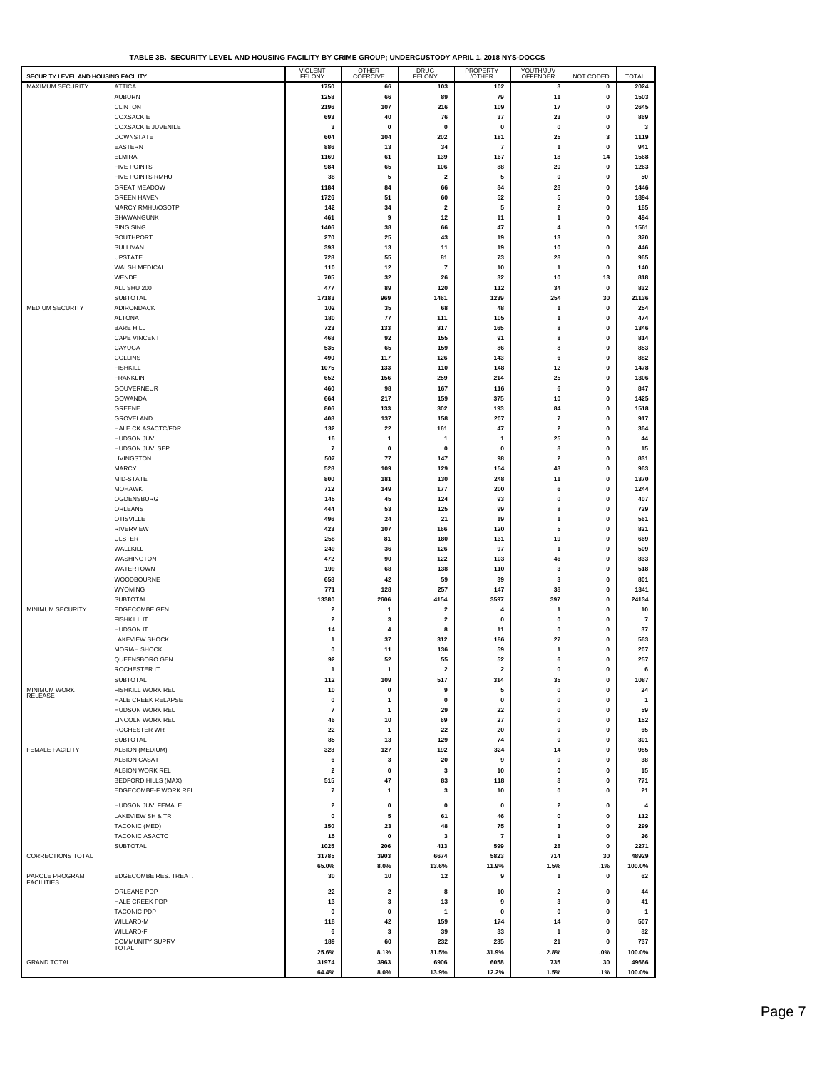**TABLE 3B. SECURITY LEVEL AND HOUSING FACILITY BY CRIME GROUP; UNDERCUSTODY APRIL 1, 2018 NYS-DOCCS**

| SECURITY LEVEL AND HOUSING FACILITY | | VIOLENT FELONY | OTHER COERCIVE | DRUG FELONY | PROPERTY /OTHER | YOUTH/JUV OFFENDER | NOT CODED | TOTAL |
|---|---|---|---|---|---|---|---|---|
| MAXIMUM SECURITY | ATTICA | 1750 | 66 | 103 | 102 | 3 | 0 | 2024 |
| | AUBURN | 1258 | 66 | 89 | 79 | 11 | 0 | 1503 |
| | CLINTON | 2196 | 107 | 216 | 109 | 17 | 0 | 2645 |
| | COXSACKIE | 693 | 40 | 76 | 37 | 23 | 0 | 869 |
| | COXSACKIE JUVENILE | 3 | 0 | 0 | 0 | 0 | 0 | 3 |
| | DOWNSTATE | 604 | 104 | 202 | 181 | 25 | 3 | 1119 |
| | EASTERN | 886 | 13 | 34 | 7 | 1 | 0 | 941 |
| | ELMIRA | 1169 | 61 | 139 | 167 | 18 | 14 | 1568 |
| | FIVE POINTS | 984 | 65 | 106 | 88 | 20 | 0 | 1263 |
| | FIVE POINTS RMHU | 38 | 5 | 2 | 5 | 0 | 0 | 50 |
| | GREAT MEADOW | 1184 | 84 | 66 | 84 | 28 | 0 | 1446 |
| | GREEN HAVEN | 1726 | 51 | 60 | 52 | 5 | 0 | 1894 |
| | MARCY RMHU/OSOTP | 142 | 34 | 2 | 5 | 2 | 0 | 185 |
| | SHAWANGUNK | 461 | 9 | 12 | 11 | 1 | 0 | 494 |
| | SING SING | 1406 | 38 | 66 | 47 | 4 | 0 | 1561 |
| | SOUTHPORT | 270 | 25 | 43 | 19 | 13 | 0 | 370 |
| | SULLIVAN | 393 | 13 | 11 | 19 | 10 | 0 | 446 |
| | UPSTATE | 728 | 55 | 81 | 73 | 28 | 0 | 965 |
| | WALSH MEDICAL | 110 | 12 | 7 | 10 | 1 | 0 | 140 |
| | WENDE | 705 | 32 | 26 | 32 | 10 | 13 | 818 |
| | ALL SHU 200 | 477 | 89 | 120 | 112 | 34 | 0 | 832 |
| | SUBTOTAL | 17183 | 969 | 1461 | 1239 | 254 | 30 | 21136 |
| MEDIUM SECURITY | ADIRONDACK | 102 | 35 | 68 | 48 | 1 | 0 | 254 |
| | ALTONA | 180 | 77 | 111 | 105 | 1 | 0 | 474 |
| | BARE HILL | 723 | 133 | 317 | 165 | 8 | 0 | 1346 |
| | CAPE VINCENT | 468 | 92 | 155 | 91 | 8 | 0 | 814 |
| | CAYUGA | 535 | 65 | 159 | 86 | 8 | 0 | 853 |
| | COLLINS | 490 | 117 | 126 | 143 | 6 | 0 | 882 |
| | FISHKILL | 1075 | 133 | 110 | 148 | 12 | 0 | 1478 |
| | FRANKLIN | 652 | 156 | 259 | 214 | 25 | 0 | 1306 |
| | GOUVERNEUR | 460 | 98 | 167 | 116 | 6 | 0 | 847 |
| | GOWANDA | 664 | 217 | 159 | 375 | 10 | 0 | 1425 |
| | GREENE | 806 | 133 | 302 | 193 | 84 | 0 | 1518 |
| | GROVELAND | 408 | 137 | 158 | 207 | 7 | 0 | 917 |
| | HALE CK ASACTC/FDR | 132 | 22 | 161 | 47 | 2 | 0 | 364 |
| | HUDSON JUV. | 16 | 1 | 1 | 1 | 25 | 0 | 44 |
| | HUDSON JUV. SEP. | 7 | 0 | 0 | 0 | 8 | 0 | 15 |
| | LIVINGSTON | 507 | 77 | 147 | 98 | 2 | 0 | 831 |
| | MARCY | 528 | 109 | 129 | 154 | 43 | 0 | 963 |
| | MID-STATE | 800 | 181 | 130 | 248 | 11 | 0 | 1370 |
| | MOHAWK | 712 | 149 | 177 | 200 | 6 | 0 | 1244 |
| | OGDENSBURG | 145 | 45 | 124 | 93 | 0 | 0 | 407 |
| | ORLEANS | 444 | 53 | 125 | 99 | 8 | 0 | 729 |
| | OTISVILLE | 496 | 24 | 21 | 19 | 1 | 0 | 561 |
| | RIVERVIEW | 423 | 107 | 166 | 120 | 5 | 0 | 821 |
| | ULSTER | 258 | 81 | 180 | 131 | 19 | 0 | 669 |
| | WALLKILL | 249 | 36 | 126 | 97 | 1 | 0 | 509 |
| | WASHINGTON | 472 | 90 | 122 | 103 | 46 | 0 | 833 |
| | WATERTOWN | 199 | 68 | 138 | 110 | 3 | 0 | 518 |
| | WOODBOURNE | 658 | 42 | 59 | 39 | 3 | 0 | 801 |
| | WYOMING | 771 | 128 | 257 | 147 | 38 | 0 | 1341 |
| | SUBTOTAL | 13380 | 2606 | 4154 | 3597 | 397 | 0 | 24134 |
| MINIMUM SECURITY | EDGECOMBE GEN | 2 | 1 | 2 | 4 | 1 | 0 | 10 |
| | FISHKILL IT | 2 | 3 | 2 | 0 | 0 | 0 | 7 |
| | HUDSON IT | 14 | 4 | 8 | 11 | 0 | 0 | 37 |
| | LAKEVIEW SHOCK | 1 | 37 | 312 | 186 | 27 | 0 | 563 |
| | MORIAH SHOCK | 0 | 11 | 136 | 59 | 1 | 0 | 207 |
| | QUEENSBORO GEN | 92 | 52 | 55 | 52 | 6 | 0 | 257 |
| | ROCHESTER IT | 1 | 1 | 2 | 2 | 0 | 0 | 6 |
| | SUBTOTAL | 112 | 109 | 517 | 314 | 35 | 0 | 1087 |
| MINIMUM WORK RELEASE | FISHKILL WORK REL | 10 | 0 | 9 | 5 | 0 | 0 | 24 |
| | HALE CREEK RELAPSE | 0 | 1 | 0 | 0 | 0 | 0 | 1 |
| | HUDSON WORK REL | 7 | 1 | 29 | 22 | 0 | 0 | 59 |
| | LINCOLN WORK REL | 46 | 10 | 69 | 27 | 0 | 0 | 152 |
| | ROCHESTER WR | 22 | 1 | 22 | 20 | 0 | 0 | 65 |
| | SUBTOTAL | 85 | 13 | 129 | 74 | 0 | 0 | 301 |
| FEMALE FACILITY | ALBION (MEDIUM) | 328 | 127 | 192 | 324 | 14 | 0 | 985 |
| | ALBION CASAT | 6 | 3 | 20 | 9 | 0 | 0 | 38 |
| | ALBION WORK REL | 2 | 0 | 3 | 10 | 0 | 0 | 15 |
| | BEDFORD HILLS (MAX) | 515 | 47 | 83 | 118 | 8 | 0 | 771 |
| | EDGECOMBE-F WORK REL | 7 | 1 | 3 | 10 | 0 | 0 | 21 |
| | HUDSON JUV. FEMALE | 2 | 0 | 0 | 0 | 2 | 0 | 4 |
| | LAKEVIEW SH & TR | 0 | 5 | 61 | 46 | 0 | 0 | 112 |
| | TACONIC (MED) | 150 | 23 | 48 | 75 | 3 | 0 | 299 |
| | TACONIC ASACTC | 15 | 0 | 3 | 7 | 1 | 0 | 26 |
| | SUBTOTAL | 1025 | 206 | 413 | 599 | 28 | 0 | 2271 |
| CORRECTIONS TOTAL | | 31785 | 3903 | 6674 | 5823 | 714 | 30 | 48929 |
| | | 65.0% | 8.0% | 13.6% | 11.9% | 1.5% | .1% | 100.0% |
| PAROLE PROGRAM FACILITIES | EDGECOMBE RES. TREAT. | 30 | 10 | 12 | 9 | 1 | 0 | 62 |
| | ORLEANS PDP | 22 | 2 | 8 | 10 | 2 | 0 | 44 |
| | HALE CREEK PDP | 13 | 3 | 13 | 9 | 3 | 0 | 41 |
| | TACONIC PDP | 0 | 0 | 1 | 0 | 0 | 0 | 1 |
| | WILLARD-M | 118 | 42 | 159 | 174 | 14 | 0 | 507 |
| | WILLARD-F | 6 | 3 | 39 | 33 | 1 | 0 | 82 |
| | COMMUNITY SUPRV TOTAL | 189 | 60 | 232 | 235 | 21 | 0 | 737 |
| | | 25.6% | 8.1% | 31.5% | 31.9% | 2.8% | .0% | 100.0% |
| GRAND TOTAL | | 31974 | 3963 | 6906 | 6058 | 735 | 30 | 49666 |
| | | 64.4% | 8.0% | 13.9% | 12.2% | 1.5% | .1% | 100.0% |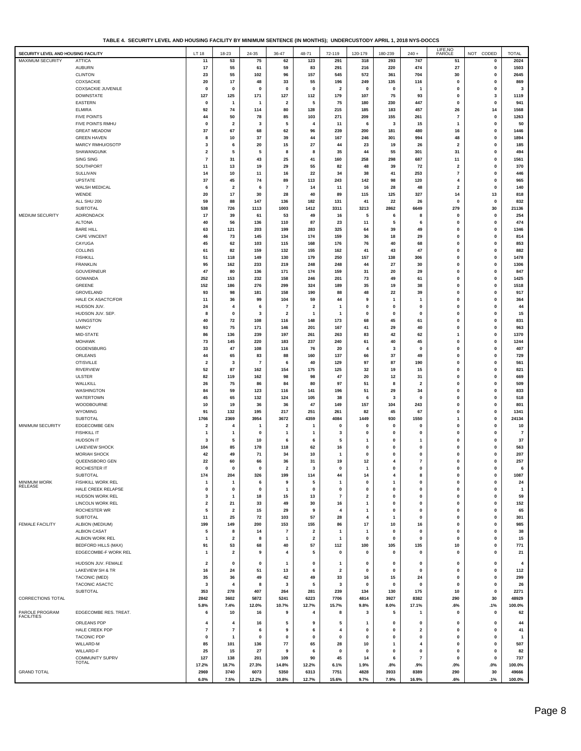**TABLE 4. SECURITY LEVEL AND HOUSING FACILITY BY MINIMUM SENTENCE (IN MONTHS); UNDERCUSTODY APRIL 1, 2018 NYS-DOCCS**

| SECURITY LEVEL AND HOUSING FACILITY | | LT 18 | 18-23 | 24-35 | 36-47 | 48-71 | 72-119 | 120-179 | 180-239 | 240 + | LIFE,NO PAROLE | NOT CODED | TOTAL |
|---|---|---|---|---|---|---|---|---|---|---|---|---|---|
| MAXIMUM SECURITY | ATTICA | 11 | 53 | 75 | 62 | 123 | 291 | 318 | 293 | 747 | 51 | 0 | 2024 |
| | AUBURN | 17 | 55 | 61 | 59 | 83 | 291 | 216 | 220 | 474 | 27 | 0 | 1503 |
| | CLINTON | 23 | 55 | 102 | 96 | 157 | 545 | 572 | 361 | 704 | 30 | 0 | 2645 |
| | COXSACKIE | 20 | 17 | 48 | 33 | 55 | 196 | 249 | 135 | 116 | 0 | 0 | 869 |
| | COXSACKIE JUVENILE | 0 | 0 | 0 | 0 | 0 | 2 | 0 | 0 | 1 | 0 | 0 | 3 |
| | DOWNSTATE | 127 | 125 | 171 | 127 | 112 | 179 | 107 | 75 | 93 | 0 | 3 | 1119 |
| | EASTERN | 0 | 1 | 1 | 2 | 5 | 75 | 180 | 230 | 447 | 0 | 0 | 941 |
| | ELMIRA | 92 | 74 | 114 | 80 | 128 | 215 | 185 | 183 | 457 | 26 | 14 | 1568 |
| | FIVE POINTS | 44 | 50 | 78 | 85 | 103 | 271 | 209 | 155 | 261 | 7 | 0 | 1263 |
| | FIVE POINTS RMHU | 0 | 2 | 3 | 5 | 4 | 11 | 6 | 3 | 15 | 1 | 0 | 50 |
| | GREAT MEADOW | 37 | 67 | 68 | 62 | 96 | 239 | 200 | 181 | 480 | 16 | 0 | 1446 |
| | GREEN HAVEN | 8 | 10 | 37 | 39 | 44 | 167 | 246 | 301 | 994 | 48 | 0 | 1894 |
| | MARCY RMHU/OSOTP | 3 | 6 | 20 | 15 | 27 | 44 | 23 | 19 | 26 | 2 | 0 | 185 |
| | SHAWANGUNK | 2 | 5 | 5 | 8 | 8 | 35 | 44 | 55 | 301 | 31 | 0 | 494 |
| | SING SING | 7 | 31 | 43 | 25 | 41 | 160 | 258 | 298 | 687 | 11 | 0 | 1561 |
| | SOUTHPORT | 11 | 13 | 19 | 29 | 55 | 82 | 48 | 39 | 72 | 2 | 0 | 370 |
| | SULLIVAN | 14 | 10 | 11 | 16 | 22 | 34 | 38 | 41 | 253 | 7 | 0 | 446 |
| | UPSTATE | 37 | 45 | 74 | 89 | 113 | 243 | 142 | 98 | 120 | 4 | 0 | 965 |
| | WALSH MEDICAL | 6 | 2 | 6 | 7 | 14 | 11 | 16 | 28 | 48 | 2 | 0 | 140 |
| | WENDE | 20 | 17 | 30 | 28 | 40 | 89 | 115 | 125 | 327 | 14 | 13 | 818 |
| | ALL SHU 200 | 59 | 88 | 147 | 136 | 182 | 131 | 41 | 22 | 26 | 0 | 0 | 832 |
| | SUBTOTAL | 538 | 726 | 1113 | 1003 | 1412 | 3311 | 3213 | 2862 | 6649 | 279 | 30 | 21136 |
| MEDIUM SECURITY | ADIRONDACK | 17 | 39 | 61 | 53 | 49 | 16 | 5 | 6 | 8 | 0 | 0 | 254 |
| | ALTONA | 40 | 56 | 136 | 110 | 87 | 23 | 11 | 5 | 6 | 0 | 0 | 474 |
| | BARE HILL | 63 | 121 | 203 | 199 | 283 | 325 | 64 | 39 | 49 | 0 | 0 | 1346 |
| | CAPE VINCENT | 46 | 73 | 145 | 134 | 174 | 159 | 36 | 18 | 29 | 0 | 0 | 814 |
| | CAYUGA | 45 | 62 | 103 | 115 | 168 | 176 | 76 | 40 | 68 | 0 | 0 | 853 |
| | COLLINS | 61 | 82 | 159 | 132 | 155 | 162 | 41 | 43 | 47 | 0 | 0 | 882 |
| | FISHKILL | 51 | 118 | 149 | 130 | 179 | 250 | 157 | 138 | 306 | 0 | 0 | 1478 |
| | FRANKLIN | 95 | 162 | 233 | 219 | 248 | 248 | 44 | 27 | 30 | 0 | 0 | 1306 |
| | GOUVERNEUR | 47 | 80 | 136 | 171 | 174 | 159 | 31 | 20 | 29 | 0 | 0 | 847 |
| | GOWANDA | 252 | 153 | 232 | 158 | 246 | 201 | 73 | 49 | 61 | 0 | 0 | 1425 |
| | GREENE | 152 | 186 | 276 | 299 | 324 | 189 | 35 | 19 | 38 | 0 | 0 | 1518 |
| | GROVELAND | 93 | 98 | 181 | 158 | 190 | 88 | 48 | 22 | 39 | 0 | 0 | 917 |
| | HALE CK ASACTC/FDR | 11 | 36 | 99 | 104 | 59 | 44 | 9 | 1 | 1 | 0 | 0 | 364 |
| | HUDSON JUV. | 24 | 4 | 6 | 7 | 2 | 1 | 0 | 0 | 0 | 0 | 0 | 44 |
| | HUDSON JUV. SEP. | 8 | 0 | 3 | 2 | 1 | 1 | 0 | 0 | 0 | 0 | 0 | 15 |
| | LIVINGSTON | 40 | 72 | 108 | 116 | 148 | 173 | 68 | 45 | 61 | 0 | 0 | 831 |
| | MARCY | 93 | 75 | 171 | 146 | 201 | 167 | 41 | 29 | 40 | 0 | 0 | 963 |
| | MID-STATE | 86 | 136 | 239 | 197 | 261 | 263 | 83 | 42 | 62 | 1 | 0 | 1370 |
| | MOHAWK | 73 | 145 | 220 | 183 | 237 | 240 | 61 | 40 | 45 | 0 | 0 | 1244 |
| | OGDENSBURG | 33 | 47 | 108 | 116 | 76 | 20 | 4 | 3 | 0 | 0 | 0 | 407 |
| | ORLEANS | 44 | 65 | 83 | 88 | 160 | 137 | 66 | 37 | 49 | 0 | 0 | 729 |
| | OTISVILLE | 2 | 3 | 7 | 6 | 40 | 129 | 97 | 87 | 190 | 0 | 0 | 561 |
| | RIVERVIEW | 52 | 87 | 162 | 154 | 175 | 125 | 32 | 19 | 15 | 0 | 0 | 821 |
| | ULSTER | 82 | 119 | 162 | 98 | 98 | 47 | 20 | 12 | 31 | 0 | 0 | 669 |
| | WALLKILL | 26 | 75 | 86 | 84 | 80 | 97 | 51 | 8 | 2 | 0 | 0 | 509 |
| | WASHINGTON | 84 | 59 | 123 | 116 | 141 | 196 | 51 | 29 | 34 | 0 | 0 | 833 |
| | WATERTOWN | 45 | 65 | 132 | 124 | 105 | 38 | 6 | 3 | 0 | 0 | 0 | 518 |
| | WOODBOURNE | 10 | 19 | 36 | 36 | 47 | 149 | 157 | 104 | 243 | 0 | 0 | 801 |
| | WYOMING | 91 | 132 | 195 | 217 | 251 | 261 | 82 | 45 | 67 | 0 | 0 | 1341 |
| | SUBTOTAL | 1766 | 2369 | 3954 | 3672 | 4359 | 4084 | 1449 | 930 | 1550 | 1 | 0 | 24134 |
| MINIMUM SECURITY | EDGECOMBE GEN | 2 | 4 | 1 | 2 | 1 | 0 | 0 | 0 | 0 | 0 | 0 | 10 |
| | FISHKILL IT | 1 | 1 | 0 | 1 | 1 | 3 | 0 | 0 | 0 | 0 | 0 | 7 |
| | HUDSON IT | 3 | 5 | 10 | 6 | 6 | 5 | 1 | 0 | 1 | 0 | 0 | 37 |
| | LAKEVIEW SHOCK | 104 | 85 | 178 | 118 | 62 | 16 | 0 | 0 | 0 | 0 | 0 | 563 |
| | MORIAH SHOCK | 42 | 49 | 71 | 34 | 10 | 1 | 0 | 0 | 0 | 0 | 0 | 207 |
| | QUEENSBORO GEN | 22 | 60 | 66 | 36 | 31 | 19 | 12 | 4 | 7 | 0 | 0 | 257 |
| | ROCHESTER IT | 0 | 0 | 0 | 2 | 3 | 0 | 1 | 0 | 0 | 0 | 0 | 6 |
| | SUBTOTAL | 174 | 204 | 326 | 199 | 114 | 44 | 14 | 4 | 8 | 0 | 0 | 1087 |
| MINIMUM WORK RELEASE | FISHKILL WORK REL | 1 | 1 | 6 | 9 | 5 | 1 | 0 | 1 | 0 | 0 | 0 | 24 |
| | HALE CREEK RELAPSE | 0 | 0 | 0 | 1 | 0 | 0 | 0 | 0 | 0 | 0 | 0 | 1 |
| | HUDSON WORK REL | 3 | 1 | 18 | 15 | 13 | 7 | 2 | 0 | 0 | 0 | 0 | 59 |
| | LINCOLN WORK REL | 2 | 21 | 33 | 49 | 30 | 16 | 1 | 0 | 0 | 0 | 0 | 152 |
| | ROCHESTER WR | 5 | 2 | 15 | 29 | 9 | 4 | 1 | 0 | 0 | 0 | 0 | 65 |
| | SUBTOTAL | 11 | 25 | 72 | 103 | 57 | 28 | 4 | 1 | 0 | 0 | 0 | 301 |
| FEMALE FACILITY | ALBION (MEDIUM) | 199 | 149 | 200 | 153 | 155 | 86 | 17 | 10 | 16 | 0 | 0 | 985 |
| | ALBION CASAT | 5 | 8 | 14 | 7 | 2 | 1 | 1 | 0 | 0 | 0 | 0 | 38 |
| | ALBION WORK REL | 1 | 2 | 8 | 1 | 2 | 1 | 0 | 0 | 0 | 0 | 0 | 15 |
| | BEDFORD HILLS (MAX) | 91 | 53 | 68 | 40 | 57 | 112 | 100 | 105 | 135 | 10 | 0 | 771 |
| | EDGECOMBE-F WORK REL | 1 | 2 | 9 | 4 | 5 | 0 | 0 | 0 | 0 | 0 | 0 | 21 |
| | HUDSON JUV. FEMALE | 2 | 0 | 0 | 1 | 0 | 1 | 0 | 0 | 0 | 0 | 0 | 4 |
| | LAKEVIEW SH & TR | 16 | 24 | 51 | 13 | 6 | 2 | 0 | 0 | 0 | 0 | 0 | 112 |
| | TACONIC (MED) | 35 | 36 | 49 | 42 | 49 | 33 | 16 | 15 | 24 | 0 | 0 | 299 |
| | TACONIC ASACTC | 3 | 4 | 8 | 3 | 5 | 3 | 0 | 0 | 0 | 0 | 0 | 26 |
| | SUBTOTAL | 353 | 278 | 407 | 264 | 281 | 239 | 134 | 130 | 175 | 10 | 0 | 2271 |
| CORRECTIONS TOTAL | | 2842 | 3602 | 5872 | 5241 | 6223 | 7706 | 4814 | 3927 | 8382 | 290 | 30 | 48929 |
| | | 5.8% | 7.4% | 12.0% | 10.7% | 12.7% | 15.7% | 9.8% | 8.0% | 17.1% | .6% | .1% | 100.0% |
| PAROLE PROGRAM FACILITIES | EDGECOMBE RES. TREAT. | 6 | 10 | 16 | 9 | 4 | 8 | 3 | 5 | 1 | 0 | 0 | 62 |
| | ORLEANS PDP | 4 | 4 | 16 | 5 | 9 | 5 | 1 | 0 | 0 | 0 | 0 | 44 |
| | HALE CREEK PDP | 7 | 7 | 6 | 9 | 6 | 4 | 0 | 0 | 2 | 0 | 0 | 41 |
| | TACONIC PDP | 0 | 1 | 0 | 0 | 0 | 0 | 0 | 0 | 0 | 0 | 0 | 1 |
| | WILLARD-M | 85 | 101 | 136 | 77 | 65 | 28 | 10 | 1 | 4 | 0 | 0 | 507 |
| | WILLARD-F | 25 | 15 | 27 | 9 | 6 | 0 | 0 | 0 | 0 | 0 | 0 | 82 |
| | COMMUNITY SUPRV TOTAL | 127 | 138 | 201 | 109 | 90 | 45 | 14 | 6 | 7 | 0 | 0 | 737 |
| | | 17.2% | 18.7% | 27.3% | 14.8% | 12.2% | 6.1% | 1.9% | .8% | .9% | .0% | .0% | 100.0% |
| GRAND TOTAL | | 2969 | 3740 | 6073 | 5350 | 6313 | 7751 | 4828 | 3933 | 8389 | 290 | 30 | 49666 |
| | | 6.0% | 7.5% | 12.2% | 10.8% | 12.7% | 15.6% | 9.7% | 7.9% | 16.9% | .6% | .1% | 100.0% |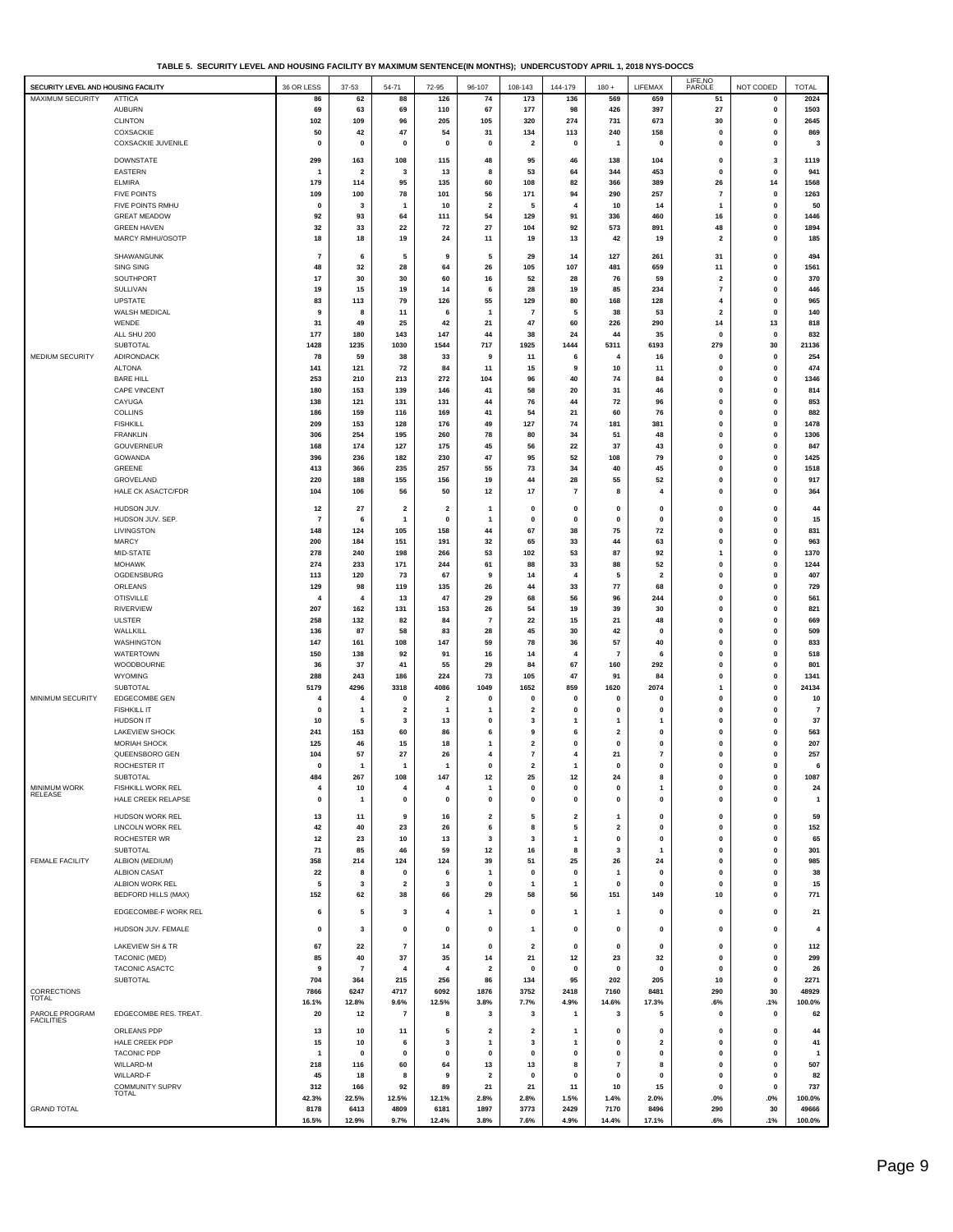**TABLE 5. SECURITY LEVEL AND HOUSING FACILITY BY MAXIMUM SENTENCE(IN MONTHS); UNDERCUSTODY APRIL 1, 2018 NYS-DOCCS**

| SECURITY LEVEL AND HOUSING FACILITY | | 36 OR LESS | 37-53 | 54-71 | 72-95 | 96-107 | 108-143 | 144-179 | 180 + | LIFEMAX | LIFE,NO PAROLE | NOT CODED | TOTAL |
|---|---|---|---|---|---|---|---|---|---|---|---|---|---|
| MAXIMUM SECURITY | ATTICA | 86 | 62 | 88 | 126 | 74 | 173 | 136 | 569 | 659 | 51 | 0 | 2024 |
| | AUBURN | 69 | 63 | 69 | 110 | 67 | 177 | 98 | 426 | 397 | 27 | 0 | 1503 |
| | CLINTON | 102 | 109 | 96 | 205 | 105 | 320 | 274 | 731 | 673 | 30 | 0 | 2645 |
| | COXSACKIE | 50 | 42 | 47 | 54 | 31 | 134 | 113 | 240 | 158 | 0 | 0 | 869 |
| | COXSACKIE JUVENILE | 0 | 0 | 0 | 0 | 0 | 2 | 0 | 1 | 0 | 0 | 0 | 3 |
| | DOWNSTATE | 299 | 163 | 108 | 115 | 48 | 95 | 46 | 138 | 104 | 0 | 3 | 1119 |
| | EASTERN | 1 | 2 | 3 | 13 | 8 | 53 | 64 | 344 | 453 | 0 | 0 | 941 |
| | ELMIRA | 179 | 114 | 95 | 135 | 60 | 108 | 82 | 366 | 389 | 26 | 14 | 1568 |
| | FIVE POINTS | 109 | 100 | 78 | 101 | 56 | 171 | 94 | 290 | 257 | 7 | 0 | 1263 |
| | FIVE POINTS RMHU | 0 | 3 | 1 | 10 | 2 | 5 | 4 | 10 | 14 | 1 | 0 | 50 |
| | GREAT MEADOW | 92 | 93 | 64 | 111 | 54 | 129 | 91 | 336 | 460 | 16 | 0 | 1446 |
| | GREEN HAVEN | 32 | 33 | 22 | 72 | 27 | 104 | 92 | 573 | 891 | 48 | 0 | 1894 |
| | MARCY RMHU/OSOTP | 18 | 18 | 19 | 24 | 11 | 19 | 13 | 42 | 19 | 2 | 0 | 185 |
| | SHAWANGUNK | 7 | 6 | 5 | 9 | 5 | 29 | 14 | 127 | 261 | 31 | 0 | 494 |
| | SING SING | 48 | 32 | 28 | 64 | 26 | 105 | 107 | 481 | 659 | 11 | 0 | 1561 |
| | SOUTHPORT | 17 | 30 | 30 | 60 | 16 | 52 | 28 | 76 | 59 | 2 | 0 | 370 |
| | SULLIVAN | 19 | 15 | 19 | 14 | 6 | 28 | 19 | 85 | 234 | 7 | 0 | 446 |
| | UPSTATE | 83 | 113 | 79 | 126 | 55 | 129 | 80 | 168 | 128 | 4 | 0 | 965 |
| | WALSH MEDICAL | 9 | 8 | 11 | 6 | 1 | 7 | 5 | 38 | 53 | 2 | 0 | 140 |
| | WENDE | 31 | 49 | 25 | 42 | 21 | 47 | 60 | 226 | 290 | 14 | 13 | 818 |
| | ALL SHU 200 | 177 | 180 | 143 | 147 | 44 | 38 | 24 | 44 | 35 | 0 | 0 | 832 |
| | SUBTOTAL | 1428 | 1235 | 1030 | 1544 | 717 | 1925 | 1444 | 5311 | 6193 | 279 | 30 | 21136 |
| MEDIUM SECURITY | ADIRONDACK | 78 | 59 | 38 | 33 | 9 | 11 | 6 | 4 | 16 | 0 | 0 | 254 |
| | ALTONA | 141 | 121 | 72 | 84 | 11 | 15 | 9 | 10 | 11 | 0 | 0 | 474 |
| | BARE HILL | 253 | 210 | 213 | 272 | 104 | 96 | 40 | 74 | 84 | 0 | 0 | 1346 |
| | CAPE VINCENT | 180 | 153 | 139 | 146 | 41 | 58 | 20 | 31 | 46 | 0 | 0 | 814 |
| | CAYUGA | 138 | 121 | 131 | 131 | 44 | 76 | 44 | 72 | 96 | 0 | 0 | 853 |
| | COLLINS | 186 | 159 | 116 | 169 | 41 | 54 | 21 | 60 | 76 | 0 | 0 | 882 |
| | FISHKILL | 209 | 153 | 128 | 176 | 49 | 127 | 74 | 181 | 381 | 0 | 0 | 1478 |
| | FRANKLIN | 306 | 254 | 195 | 260 | 78 | 80 | 34 | 51 | 48 | 0 | 0 | 1306 |
| | GOUVERNEUR | 168 | 174 | 127 | 175 | 45 | 56 | 22 | 37 | 43 | 0 | 0 | 847 |
| | GOWANDA | 396 | 236 | 182 | 230 | 47 | 95 | 52 | 108 | 79 | 0 | 0 | 1425 |
| | GREENE | 413 | 366 | 235 | 257 | 55 | 73 | 34 | 40 | 45 | 0 | 0 | 1518 |
| | GROVELAND | 220 | 188 | 155 | 156 | 19 | 44 | 28 | 55 | 52 | 0 | 0 | 917 |
| | HALE CK ASACTC/FDR | 104 | 106 | 56 | 50 | 12 | 17 | 7 | 8 | 4 | 0 | 0 | 364 |
| | HUDSON JUV. | 12 | 27 | 2 | 2 | 1 | 0 | 0 | 0 | 0 | 0 | 0 | 44 |
| | HUDSON JUV. SEP. | 7 | 6 | 1 | 0 | 1 | 0 | 0 | 0 | 0 | 0 | 0 | 15 |
| | LIVINGSTON | 148 | 124 | 105 | 158 | 44 | 67 | 38 | 75 | 72 | 0 | 0 | 831 |
| | MARCY | 200 | 184 | 151 | 191 | 32 | 65 | 33 | 44 | 63 | 0 | 0 | 963 |
| | MID-STATE | 278 | 240 | 198 | 266 | 53 | 102 | 53 | 87 | 92 | 1 | 0 | 1370 |
| | MOHAWK | 274 | 233 | 171 | 244 | 61 | 88 | 33 | 88 | 52 | 0 | 0 | 1244 |
| | OGDENSBURG | 113 | 120 | 73 | 67 | 9 | 14 | 4 | 5 | 2 | 0 | 0 | 407 |
| | ORLEANS | 129 | 98 | 119 | 135 | 26 | 44 | 33 | 77 | 68 | 0 | 0 | 729 |
| | OTISVILLE | 4 | 4 | 13 | 47 | 29 | 68 | 56 | 96 | 244 | 0 | 0 | 561 |
| | RIVERVIEW | 207 | 162 | 131 | 153 | 26 | 54 | 19 | 39 | 30 | 0 | 0 | 821 |
| | ULSTER | 258 | 132 | 82 | 84 | 7 | 22 | 15 | 21 | 48 | 0 | 0 | 669 |
| | WALLKILL | 136 | 87 | 58 | 83 | 28 | 45 | 30 | 42 | 0 | 0 | 0 | 509 |
| | WASHINGTON | 147 | 161 | 108 | 147 | 59 | 78 | 36 | 57 | 40 | 0 | 0 | 833 |
| | WATERTOWN | 150 | 138 | 92 | 91 | 16 | 14 | 4 | 7 | 6 | 0 | 0 | 518 |
| | WOODBOURNE | 36 | 37 | 41 | 55 | 29 | 84 | 67 | 160 | 292 | 0 | 0 | 801 |
| | WYOMING | 288 | 243 | 186 | 224 | 73 | 105 | 47 | 91 | 84 | 0 | 0 | 1341 |
| | SUBTOTAL | 5179 | 4296 | 3318 | 4086 | 1049 | 1652 | 859 | 1620 | 2074 | 1 | 0 | 24134 |
| MINIMUM SECURITY | EDGECOMBE GEN | 4 | 4 | 0 | 2 | 0 | 0 | 0 | 0 | 0 | 0 | 0 | 10 |
| | FISHKILL IT | 0 | 1 | 2 | 1 | 1 | 2 | 0 | 0 | 0 | 0 | 0 | 7 |
| | HUDSON IT | 10 | 5 | 3 | 13 | 0 | 3 | 1 | 1 | 1 | 0 | 0 | 37 |
| | LAKEVIEW SHOCK | 241 | 153 | 60 | 86 | 6 | 9 | 6 | 2 | 0 | 0 | 0 | 563 |
| | MORIAH SHOCK | 125 | 46 | 15 | 18 | 1 | 2 | 0 | 0 | 0 | 0 | 0 | 207 |
| | QUEENSBORO GEN | 104 | 57 | 27 | 26 | 4 | 7 | 4 | 21 | 7 | 0 | 0 | 257 |
| | ROCHESTER IT | 0 | 1 | 1 | 1 | 0 | 2 | 1 | 0 | 0 | 0 | 0 | 6 |
| | SUBTOTAL | 484 | 267 | 108 | 147 | 12 | 25 | 12 | 24 | 8 | 0 | 0 | 1087 |
| MINIMUM WORK RELEASE | FISHKILL WORK REL | 4 | 10 | 4 | 4 | 1 | 0 | 0 | 0 | 1 | 0 | 0 | 24 |
| | HALE CREEK RELAPSE | 0 | 1 | 0 | 0 | 0 | 0 | 0 | 0 | 0 | 0 | 0 | 1 |
| | HUDSON WORK REL | 13 | 11 | 9 | 16 | 2 | 5 | 2 | 1 | 0 | 0 | 0 | 59 |
| | LINCOLN WORK REL | 42 | 40 | 23 | 26 | 6 | 8 | 5 | 2 | 0 | 0 | 0 | 152 |
| | ROCHESTER WR | 12 | 23 | 10 | 13 | 3 | 3 | 1 | 0 | 0 | 0 | 0 | 65 |
| | SUBTOTAL | 71 | 85 | 46 | 59 | 12 | 16 | 8 | 3 | 1 | 0 | 0 | 301 |
| FEMALE FACILITY | ALBION (MEDIUM) | 358 | 214 | 124 | 124 | 39 | 51 | 25 | 26 | 24 | 0 | 0 | 985 |
| | ALBION CASAT | 22 | 8 | 0 | 6 | 1 | 0 | 0 | 1 | 0 | 0 | 0 | 38 |
| | ALBION WORK REL | 5 | 3 | 2 | 3 | 0 | 1 | 1 | 0 | 0 | 0 | 0 | 15 |
| | BEDFORD HILLS (MAX) | 152 | 62 | 38 | 66 | 29 | 58 | 56 | 151 | 149 | 10 | 0 | 771 |
| | EDGECOMBE-F WORK REL | 6 | 5 | 3 | 4 | 1 | 0 | 1 | 1 | 0 | 0 | 0 | 21 |
| | HUDSON JUV. FEMALE | 0 | 3 | 0 | 0 | 0 | 1 | 0 | 0 | 0 | 0 | 0 | 4 |
| | LAKEVIEW SH & TR | 67 | 22 | 7 | 14 | 0 | 2 | 0 | 0 | 0 | 0 | 0 | 112 |
| | TACONIC (MED) | 85 | 40 | 37 | 35 | 14 | 21 | 12 | 23 | 32 | 0 | 0 | 299 |
| | TACONIC ASACTC | 9 | 7 | 4 | 4 | 2 | 0 | 0 | 0 | 0 | 0 | 0 | 26 |
| | SUBTOTAL | 704 | 364 | 215 | 256 | 86 | 134 | 95 | 202 | 205 | 10 | 0 | 2271 |
| CORRECTIONS TOTAL | | 7866 | 6247 | 4717 | 6092 | 1876 | 3752 | 2418 | 7160 | 8481 | 290 | 30 | 48929 |
| | | 16.1% | 12.8% | 9.6% | 12.5% | 3.8% | 7.7% | 4.9% | 14.6% | 17.3% | .6% | .1% | 100.0% |
| PAROLE PROGRAM FACILITIES | EDGECOMBE RES. TREAT. | 20 | 12 | 7 | 8 | 3 | 3 | 1 | 3 | 5 | 0 | 0 | 62 |
| | ORLEANS PDP | 13 | 10 | 11 | 5 | 2 | 2 | 1 | 0 | 0 | 0 | 0 | 44 |
| | HALE CREEK PDP | 15 | 10 | 6 | 3 | 1 | 3 | 1 | 0 | 2 | 0 | 0 | 41 |
| | TACONIC PDP | 1 | 0 | 0 | 0 | 0 | 0 | 0 | 0 | 0 | 0 | 0 | 1 |
| | WILLARD-M | 218 | 116 | 60 | 64 | 13 | 13 | 8 | 7 | 8 | 0 | 0 | 507 |
| | WILLARD-F | 45 | 18 | 8 | 9 | 2 | 0 | 0 | 0 | 0 | 0 | 0 | 82 |
| | COMMUNITY SUPRV TOTAL | 312 | 166 | 92 | 89 | 21 | 21 | 11 | 10 | 15 | 0 | 0 | 737 |
| | | 42.3% | 22.5% | 12.5% | 12.1% | 2.8% | 2.8% | 1.5% | 1.4% | 2.0% | .0% | .0% | 100.0% |
| GRAND TOTAL | | 8178 | 6413 | 4809 | 6181 | 1897 | 3773 | 2429 | 7170 | 8496 | 290 | 30 | 49666 |
| | | 16.5% | 12.9% | 9.7% | 12.4% | 3.8% | 7.6% | 4.9% | 14.4% | 17.1% | .6% | .1% | 100.0% |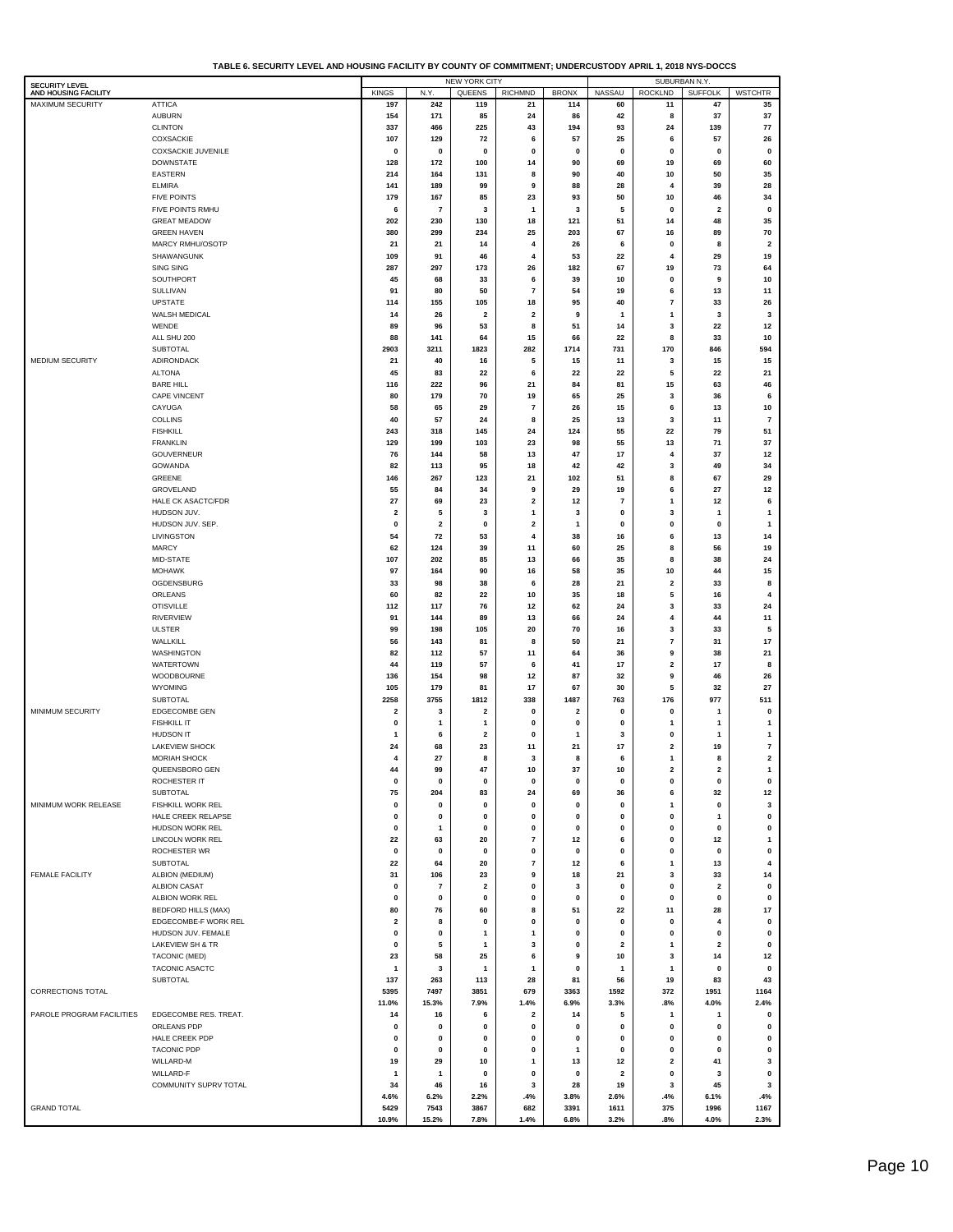**TABLE 6. SECURITY LEVEL AND HOUSING FACILITY BY COUNTY OF COMMITMENT; UNDERCUSTODY APRIL 1, 2018 NYS-DOCCS**

| SECURITY LEVEL AND HOUSING FACILITY | | NEW YORK CITY | | | | | SUBURBAN N.Y. | | | |
|---|---|---|---|---|---|---|---|---|---|---|
| | | KINGS | N.Y. | QUEENS | RICHMND | BRONX | NASSAU | ROCKLND | SUFFOLK | WSTCHTR |
| MAXIMUM SECURITY | ATTICA | 197 | 242 | 119 | 21 | 114 | 60 | 11 | 47 | 35 |
| | AUBURN | 154 | 171 | 85 | 24 | 86 | 42 | 8 | 37 | 37 |
| | CLINTON | 337 | 466 | 225 | 43 | 194 | 93 | 24 | 139 | 77 |
| | COXSACKIE | 107 | 129 | 72 | 6 | 57 | 25 | 6 | 57 | 26 |
| | COXSACKIE JUVENILE | 0 | 0 | 0 | 0 | 0 | 0 | 0 | 0 | 0 |
| | DOWNSTATE | 128 | 172 | 100 | 14 | 90 | 69 | 19 | 69 | 60 |
| | EASTERN | 214 | 164 | 131 | 8 | 90 | 40 | 10 | 50 | 35 |
| | ELMIRA | 141 | 189 | 99 | 9 | 88 | 28 | 4 | 39 | 28 |
| | FIVE POINTS | 179 | 167 | 85 | 23 | 93 | 50 | 10 | 46 | 34 |
| | FIVE POINTS RMHU | 6 | 7 | 3 | 1 | 3 | 5 | 0 | 2 | 0 |
| | GREAT MEADOW | 202 | 230 | 130 | 18 | 121 | 51 | 14 | 48 | 35 |
| | GREEN HAVEN | 380 | 299 | 234 | 25 | 203 | 67 | 16 | 89 | 70 |
| | MARCY RMHU/OSOTP | 21 | 21 | 14 | 4 | 26 | 6 | 0 | 8 | 2 |
| | SHAWANGUNK | 109 | 91 | 46 | 4 | 53 | 22 | 4 | 29 | 19 |
| | SING SING | 287 | 297 | 173 | 26 | 182 | 67 | 19 | 73 | 64 |
| | SOUTHPORT | 45 | 68 | 33 | 6 | 39 | 10 | 0 | 9 | 10 |
| | SULLIVAN | 91 | 80 | 50 | 7 | 54 | 19 | 6 | 13 | 11 |
| | UPSTATE | 114 | 155 | 105 | 18 | 95 | 40 | 7 | 33 | 26 |
| | WALSH MEDICAL | 14 | 26 | 2 | 2 | 9 | 1 | 1 | 3 | 3 |
| | WENDE | 89 | 96 | 53 | 8 | 51 | 14 | 3 | 22 | 12 |
| | ALL SHU 200 | 88 | 141 | 64 | 15 | 66 | 22 | 8 | 33 | 10 |
| | SUBTOTAL | 2903 | 3211 | 1823 | 282 | 1714 | 731 | 170 | 846 | 594 |
| MEDIUM SECURITY | ADIRONDACK | 21 | 40 | 16 | 5 | 15 | 11 | 3 | 15 | 15 |
| | ALTONA | 45 | 83 | 22 | 6 | 22 | 22 | 5 | 22 | 21 |
| | BARE HILL | 116 | 222 | 96 | 21 | 84 | 81 | 15 | 63 | 46 |
| | CAPE VINCENT | 80 | 179 | 70 | 19 | 65 | 25 | 3 | 36 | 6 |
| | CAYUGA | 58 | 65 | 29 | 7 | 26 | 15 | 6 | 13 | 10 |
| | COLLINS | 40 | 57 | 24 | 8 | 25 | 13 | 3 | 11 | 7 |
| | FISHKILL | 243 | 318 | 145 | 24 | 124 | 55 | 22 | 79 | 51 |
| | FRANKLIN | 129 | 199 | 103 | 23 | 98 | 55 | 13 | 71 | 37 |
| | GOUVERNEUR | 76 | 144 | 58 | 13 | 47 | 17 | 4 | 37 | 12 |
| | GOWANDA | 82 | 113 | 95 | 18 | 42 | 42 | 3 | 49 | 34 |
| | GREENE | 146 | 267 | 123 | 21 | 102 | 51 | 8 | 67 | 29 |
| | GROVELAND | 55 | 84 | 34 | 9 | 29 | 19 | 6 | 27 | 12 |
| | HALE CK ASACTC/FDR | 27 | 69 | 23 | 2 | 12 | 7 | 1 | 12 | 6 |
| | HUDSON JUV. | 2 | 5 | 3 | 1 | 3 | 0 | 3 | 1 | 1 |
| | HUDSON JUV. SEP. | 0 | 2 | 0 | 2 | 1 | 0 | 0 | 0 | 1 |
| | LIVINGSTON | 54 | 72 | 53 | 4 | 38 | 16 | 6 | 13 | 14 |
| | MARCY | 62 | 124 | 39 | 11 | 60 | 25 | 8 | 56 | 19 |
| | MID-STATE | 107 | 202 | 85 | 13 | 66 | 35 | 8 | 38 | 24 |
| | MOHAWK | 97 | 164 | 90 | 16 | 58 | 35 | 10 | 44 | 15 |
| | OGDENSBURG | 33 | 98 | 38 | 6 | 28 | 21 | 2 | 33 | 8 |
| | ORLEANS | 60 | 82 | 22 | 10 | 35 | 18 | 5 | 16 | 4 |
| | OTISVILLE | 112 | 117 | 76 | 12 | 62 | 24 | 3 | 33 | 24 |
| | RIVERVIEW | 91 | 144 | 89 | 13 | 66 | 24 | 4 | 44 | 11 |
| | ULSTER | 99 | 198 | 105 | 20 | 70 | 16 | 3 | 33 | 5 |
| | WALLKILL | 56 | 143 | 81 | 8 | 50 | 21 | 7 | 31 | 17 |
| | WASHINGTON | 82 | 112 | 57 | 11 | 64 | 36 | 9 | 38 | 21 |
| | WATERTOWN | 44 | 119 | 57 | 6 | 41 | 17 | 2 | 17 | 8 |
| | WOODBOURNE | 136 | 154 | 98 | 12 | 87 | 32 | 9 | 46 | 26 |
| | WYOMING | 105 | 179 | 81 | 17 | 67 | 30 | 5 | 32 | 27 |
| | SUBTOTAL | 2258 | 3755 | 1812 | 338 | 1487 | 763 | 176 | 977 | 511 |
| MINIMUM SECURITY | EDGECOMBE GEN | 2 | 3 | 2 | 0 | 2 | 0 | 0 | 1 | 0 |
| | FISHKILL IT | 0 | 1 | 1 | 0 | 0 | 0 | 1 | 1 | 1 |
| | HUDSON IT | 1 | 6 | 2 | 0 | 1 | 3 | 0 | 1 | 1 |
| | LAKEVIEW SHOCK | 24 | 68 | 23 | 11 | 21 | 17 | 2 | 19 | 7 |
| | MORIAH SHOCK | 4 | 27 | 8 | 3 | 8 | 6 | 1 | 8 | 2 |
| | QUEENSBORO GEN | 44 | 99 | 47 | 10 | 37 | 10 | 2 | 2 | 1 |
| | ROCHESTER IT | 0 | 0 | 0 | 0 | 0 | 0 | 0 | 0 | 0 |
| | SUBTOTAL | 75 | 204 | 83 | 24 | 69 | 36 | 6 | 32 | 12 |
| MINIMUM WORK RELEASE | FISHKILL WORK REL | 0 | 0 | 0 | 0 | 0 | 0 | 1 | 0 | 3 |
| | HALE CREEK RELAPSE | 0 | 0 | 0 | 0 | 0 | 0 | 0 | 1 | 0 |
| | HUDSON WORK REL | 0 | 1 | 0 | 0 | 0 | 0 | 0 | 0 | 0 |
| | LINCOLN WORK REL | 22 | 63 | 20 | 7 | 12 | 6 | 0 | 12 | 1 |
| | ROCHESTER WR | 0 | 0 | 0 | 0 | 0 | 0 | 0 | 0 | 0 |
| | SUBTOTAL | 22 | 64 | 20 | 7 | 12 | 6 | 1 | 13 | 4 |
| FEMALE FACILITY | ALBION (MEDIUM) | 31 | 106 | 23 | 9 | 18 | 21 | 3 | 33 | 14 |
| | ALBION CASAT | 0 | 7 | 2 | 0 | 3 | 0 | 0 | 2 | 0 |
| | ALBION WORK REL | 0 | 0 | 0 | 0 | 0 | 0 | 0 | 0 | 0 |
| | BEDFORD HILLS (MAX) | 80 | 76 | 60 | 8 | 51 | 22 | 11 | 28 | 17 |
| | EDGECOMBE-F WORK REL | 2 | 8 | 0 | 0 | 0 | 0 | 0 | 4 | 0 |
| | HUDSON JUV. FEMALE | 0 | 0 | 1 | 1 | 0 | 0 | 0 | 0 | 0 |
| | LAKEVIEW SH & TR | 0 | 5 | 1 | 3 | 0 | 2 | 1 | 2 | 0 |
| | TACONIC (MED) | 23 | 58 | 25 | 6 | 9 | 10 | 3 | 14 | 12 |
| | TACONIC ASACTC | 1 | 3 | 1 | 1 | 0 | 1 | 1 | 0 | 0 |
| | SUBTOTAL | 137 | 263 | 113 | 28 | 81 | 56 | 19 | 83 | 43 |
| CORRECTIONS TOTAL | | 5395 | 7497 | 3851 | 679 | 3363 | 1592 | 372 | 1951 | 1164 |
| | | 11.0% | 15.3% | 7.9% | 1.4% | 6.9% | 3.3% | .8% | 4.0% | 2.4% |
| PAROLE PROGRAM FACILITIES | EDGECOMBE RES. TREAT. | 14 | 16 | 6 | 2 | 14 | 5 | 1 | 1 | 0 |
| | ORLEANS PDP | 0 | 0 | 0 | 0 | 0 | 0 | 0 | 0 | 0 |
| | HALE CREEK PDP | 0 | 0 | 0 | 0 | 0 | 0 | 0 | 0 | 0 |
| | TACONIC PDP | 0 | 0 | 0 | 0 | 1 | 0 | 0 | 0 | 0 |
| | WILLARD-M | 19 | 29 | 10 | 1 | 13 | 12 | 2 | 41 | 3 |
| | WILLARD-F | 1 | 1 | 0 | 0 | 0 | 2 | 0 | 3 | 0 |
| | COMMUNITY SUPRV TOTAL | 34 | 46 | 16 | 3 | 28 | 19 | 3 | 45 | 3 |
| | | 4.6% | 6.2% | 2.2% | .4% | 3.8% | 2.6% | .4% | 6.1% | .4% |
| GRAND TOTAL | | 5429 | 7543 | 3867 | 682 | 3391 | 1611 | 375 | 1996 | 1167 |
| | | 10.9% | 15.2% | 7.8% | 1.4% | 6.8% | 3.2% | .8% | 4.0% | 2.3% |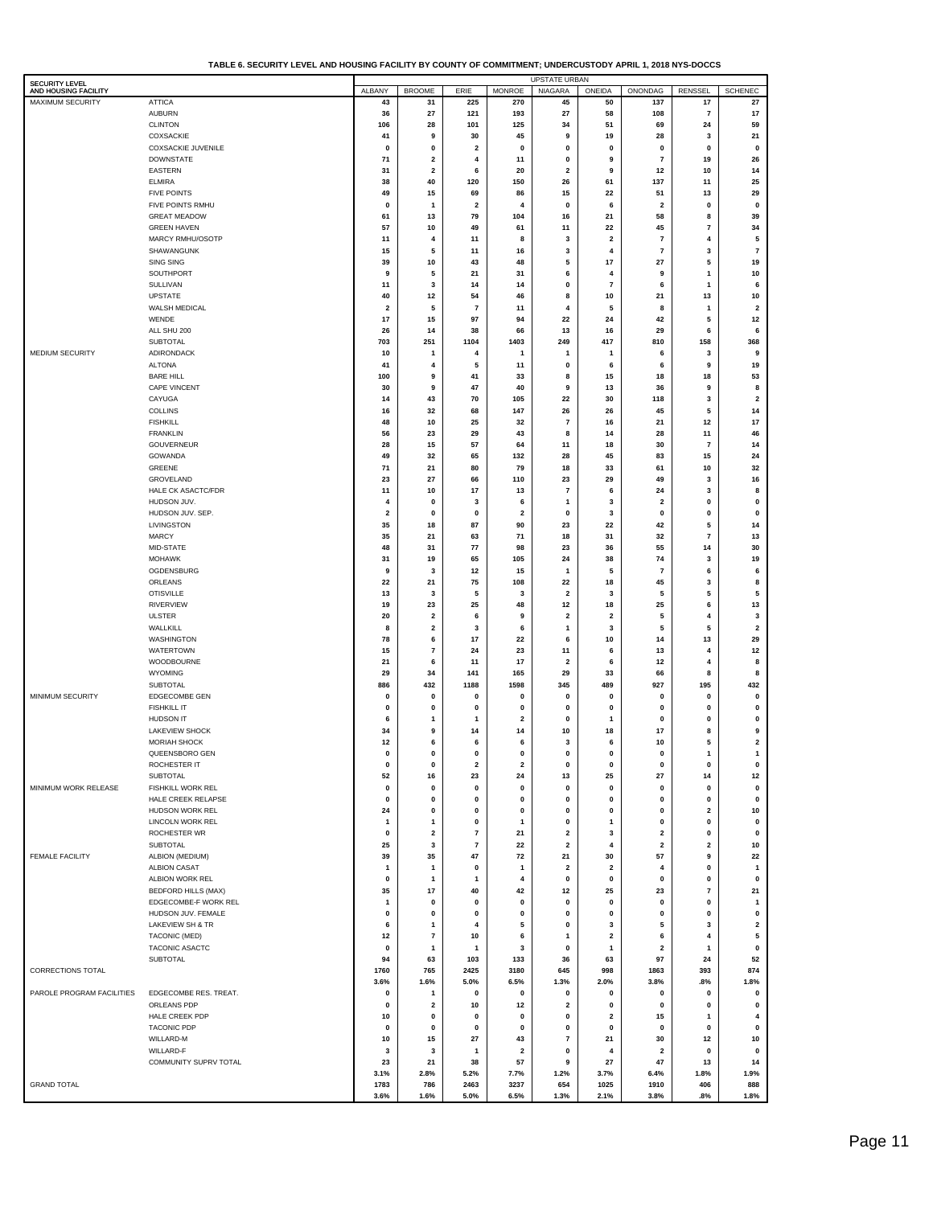**TABLE 6. SECURITY LEVEL AND HOUSING FACILITY BY COUNTY OF COMMITMENT; UNDERCUSTODY APRIL 1, 2018 NYS-DOCCS**

| SECURITY LEVEL AND HOUSING FACILITY | | UPSTATE URBAN | | | | | | | | |
|---|---|---|---|---|---|---|---|---|---|---|
| | | ALBANY | BROOME | ERIE | MONROE | NIAGARA | ONEIDA | ONONDAG | RENSSEL | SCHENEC |
| MAXIMUM SECURITY | ATTICA | 43 | 31 | 225 | 270 | 45 | 50 | 137 | 17 | 27 |
| | AUBURN | 36 | 27 | 121 | 193 | 27 | 58 | 108 | 7 | 17 |
| | CLINTON | 106 | 28 | 101 | 125 | 34 | 51 | 69 | 24 | 59 |
| | COXSACKIE | 41 | 9 | 30 | 45 | 9 | 19 | 28 | 3 | 21 |
| | COXSACKIE JUVENILE | 0 | 0 | 2 | 0 | 0 | 0 | 0 | 0 | 0 |
| | DOWNSTATE | 71 | 2 | 4 | 11 | 0 | 9 | 7 | 19 | 26 |
| | EASTERN | 31 | 2 | 6 | 20 | 2 | 9 | 12 | 10 | 14 |
| | ELMIRA | 38 | 40 | 120 | 150 | 26 | 61 | 137 | 11 | 25 |
| | FIVE POINTS | 49 | 15 | 69 | 86 | 15 | 22 | 51 | 13 | 29 |
| | FIVE POINTS RMHU | 0 | 1 | 2 | 4 | 0 | 6 | 2 | 0 | 0 |
| | GREAT MEADOW | 61 | 13 | 79 | 104 | 16 | 21 | 58 | 8 | 39 |
| | GREEN HAVEN | 57 | 10 | 49 | 61 | 11 | 22 | 45 | 7 | 34 |
| | MARCY RMHU/OSOTP | 11 | 4 | 11 | 8 | 3 | 2 | 7 | 4 | 5 |
| | SHAWANGUNK | 15 | 5 | 11 | 16 | 3 | 4 | 7 | 3 | 7 |
| | SING SING | 39 | 10 | 43 | 48 | 5 | 17 | 27 | 5 | 19 |
| | SOUTHPORT | 9 | 5 | 21 | 31 | 6 | 4 | 9 | 1 | 10 |
| | SULLIVAN | 11 | 3 | 14 | 14 | 0 | 7 | 6 | 1 | 6 |
| | UPSTATE | 40 | 12 | 54 | 46 | 8 | 10 | 21 | 13 | 10 |
| | WALSH MEDICAL | 2 | 5 | 7 | 11 | 4 | 5 | 8 | 1 | 2 |
| | WENDE | 17 | 15 | 97 | 94 | 22 | 24 | 42 | 5 | 12 |
| | ALL SHU 200 | 26 | 14 | 38 | 66 | 13 | 16 | 29 | 6 | 6 |
| | SUBTOTAL | 703 | 251 | 1104 | 1403 | 249 | 417 | 810 | 158 | 368 |
| MEDIUM SECURITY | ADIRONDACK | 10 | 1 | 4 | 1 | 1 | 1 | 6 | 3 | 9 |
| | ALTONA | 41 | 4 | 5 | 11 | 0 | 6 | 6 | 9 | 19 |
| | BARE HILL | 100 | 9 | 41 | 33 | 8 | 15 | 18 | 18 | 53 |
| | CAPE VINCENT | 30 | 9 | 47 | 40 | 9 | 13 | 36 | 9 | 8 |
| | CAYUGA | 14 | 43 | 70 | 105 | 22 | 30 | 118 | 3 | 2 |
| | COLLINS | 16 | 32 | 68 | 147 | 26 | 26 | 45 | 5 | 14 |
| | FISHKILL | 48 | 10 | 25 | 32 | 7 | 16 | 21 | 12 | 17 |
| | FRANKLIN | 56 | 23 | 29 | 43 | 8 | 14 | 28 | 11 | 46 |
| | GOUVERNEUR | 28 | 15 | 57 | 64 | 11 | 18 | 30 | 7 | 14 |
| | GOWANDA | 49 | 32 | 65 | 132 | 28 | 45 | 83 | 15 | 24 |
| | GREENE | 71 | 21 | 80 | 79 | 18 | 33 | 61 | 10 | 32 |
| | GROVELAND | 23 | 27 | 66 | 110 | 23 | 29 | 49 | 3 | 16 |
| | HALE CK ASACTC/FDR | 11 | 10 | 17 | 13 | 7 | 6 | 24 | 3 | 8 |
| | HUDSON JUV. | 4 | 0 | 3 | 6 | 1 | 3 | 2 | 0 | 0 |
| | HUDSON JUV. SEP. | 2 | 0 | 0 | 2 | 0 | 3 | 0 | 0 | 0 |
| | LIVINGSTON | 35 | 18 | 87 | 90 | 23 | 22 | 42 | 5 | 14 |
| | MARCY | 35 | 21 | 63 | 71 | 18 | 31 | 32 | 7 | 13 |
| | MID-STATE | 48 | 31 | 77 | 98 | 23 | 36 | 55 | 14 | 30 |
| | MOHAWK | 31 | 19 | 65 | 105 | 24 | 38 | 74 | 3 | 19 |
| | OGDENSBURG | 9 | 3 | 12 | 15 | 1 | 5 | 7 | 6 | 6 |
| | ORLEANS | 22 | 21 | 75 | 108 | 22 | 18 | 45 | 3 | 8 |
| | OTISVILLE | 13 | 3 | 5 | 3 | 2 | 3 | 5 | 5 | 5 |
| | RIVERVIEW | 19 | 23 | 25 | 48 | 12 | 18 | 25 | 6 | 13 |
| | ULSTER | 20 | 2 | 6 | 9 | 2 | 2 | 5 | 4 | 3 |
| | WALLKILL | 8 | 2 | 3 | 6 | 1 | 3 | 5 | 5 | 2 |
| | WASHINGTON | 78 | 6 | 17 | 22 | 6 | 10 | 14 | 13 | 29 |
| | WATERTOWN | 15 | 7 | 24 | 23 | 11 | 6 | 13 | 4 | 12 |
| | WOODBOURNE | 21 | 6 | 11 | 17 | 2 | 6 | 12 | 4 | 8 |
| | WYOMING | 29 | 34 | 141 | 165 | 29 | 33 | 66 | 8 | 8 |
| | SUBTOTAL | 886 | 432 | 1188 | 1598 | 345 | 489 | 927 | 195 | 432 |
| MINIMUM SECURITY | EDGECOMBE GEN | 0 | 0 | 0 | 0 | 0 | 0 | 0 | 0 | 0 |
| | FISHKILL IT | 0 | 0 | 0 | 0 | 0 | 0 | 0 | 0 | 0 |
| | HUDSON IT | 6 | 1 | 1 | 2 | 0 | 1 | 0 | 0 | 0 |
| | LAKEVIEW SHOCK | 34 | 9 | 14 | 14 | 10 | 18 | 17 | 8 | 9 |
| | MORIAH SHOCK | 12 | 6 | 6 | 6 | 3 | 6 | 10 | 5 | 2 |
| | QUEENSBORO GEN | 0 | 0 | 0 | 0 | 0 | 0 | 0 | 1 | 1 |
| | ROCHESTER IT | 0 | 0 | 2 | 2 | 0 | 0 | 0 | 0 | 0 |
| | SUBTOTAL | 52 | 16 | 23 | 24 | 13 | 25 | 27 | 14 | 12 |
| MINIMUM WORK RELEASE | FISHKILL WORK REL | 0 | 0 | 0 | 0 | 0 | 0 | 0 | 0 | 0 |
| | HALE CREEK RELAPSE | 0 | 0 | 0 | 0 | 0 | 0 | 0 | 0 | 0 |
| | HUDSON WORK REL | 24 | 0 | 0 | 0 | 0 | 0 | 0 | 2 | 10 |
| | LINCOLN WORK REL | 1 | 1 | 0 | 1 | 0 | 1 | 0 | 0 | 0 |
| | ROCHESTER WR | 0 | 2 | 7 | 21 | 2 | 3 | 2 | 0 | 0 |
| | SUBTOTAL | 25 | 3 | 7 | 22 | 2 | 4 | 2 | 2 | 10 |
| FEMALE FACILITY | ALBION (MEDIUM) | 39 | 35 | 47 | 72 | 21 | 30 | 57 | 9 | 22 |
| | ALBION CASAT | 1 | 1 | 0 | 1 | 2 | 2 | 4 | 0 | 1 |
| | ALBION WORK REL | 0 | 1 | 1 | 4 | 0 | 0 | 0 | 0 | 0 |
| | BEDFORD HILLS (MAX) | 35 | 17 | 40 | 42 | 12 | 25 | 23 | 7 | 21 |
| | EDGECOMBE-F WORK REL | 1 | 0 | 0 | 0 | 0 | 0 | 0 | 0 | 1 |
| | HUDSON JUV. FEMALE | 0 | 0 | 0 | 0 | 0 | 0 | 0 | 0 | 0 |
| | LAKEVIEW SH & TR | 6 | 1 | 4 | 5 | 0 | 3 | 5 | 3 | 2 |
| | TACONIC (MED) | 12 | 7 | 10 | 6 | 1 | 2 | 6 | 4 | 5 |
| | TACONIC ASACTC | 0 | 1 | 1 | 3 | 0 | 1 | 2 | 1 | 0 |
| | SUBTOTAL | 94 | 63 | 103 | 133 | 36 | 63 | 97 | 24 | 52 |
| CORRECTIONS TOTAL | | 1760 | 765 | 2425 | 3180 | 645 | 998 | 1863 | 393 | 874 |
| | | 3.6% | 1.6% | 5.0% | 6.5% | 1.3% | 2.0% | 3.8% | .8% | 1.8% |
| PAROLE PROGRAM FACILITIES | EDGECOMBE RES. TREAT. | 0 | 1 | 0 | 0 | 0 | 0 | 0 | 0 | 0 |
| | ORLEANS PDP | 0 | 2 | 10 | 12 | 2 | 0 | 0 | 0 | 0 |
| | HALE CREEK PDP | 10 | 0 | 0 | 0 | 0 | 2 | 15 | 1 | 4 |
| | TACONIC PDP | 0 | 0 | 0 | 0 | 0 | 0 | 0 | 0 | 0 |
| | WILLARD-M | 10 | 15 | 27 | 43 | 7 | 21 | 30 | 12 | 10 |
| | WILLARD-F | 3 | 3 | 1 | 2 | 0 | 4 | 2 | 0 | 0 |
| | COMMUNITY SUPRV TOTAL | 23 | 21 | 38 | 57 | 9 | 27 | 47 | 13 | 14 |
| | | 3.1% | 2.8% | 5.2% | 7.7% | 1.2% | 3.7% | 6.4% | 1.8% | 1.9% |
| GRAND TOTAL | | 1783 | 786 | 2463 | 3237 | 654 | 1025 | 1910 | 406 | 888 |
| | | 3.6% | 1.6% | 5.0% | 6.5% | 1.3% | 2.1% | 3.8% | .8% | 1.8% |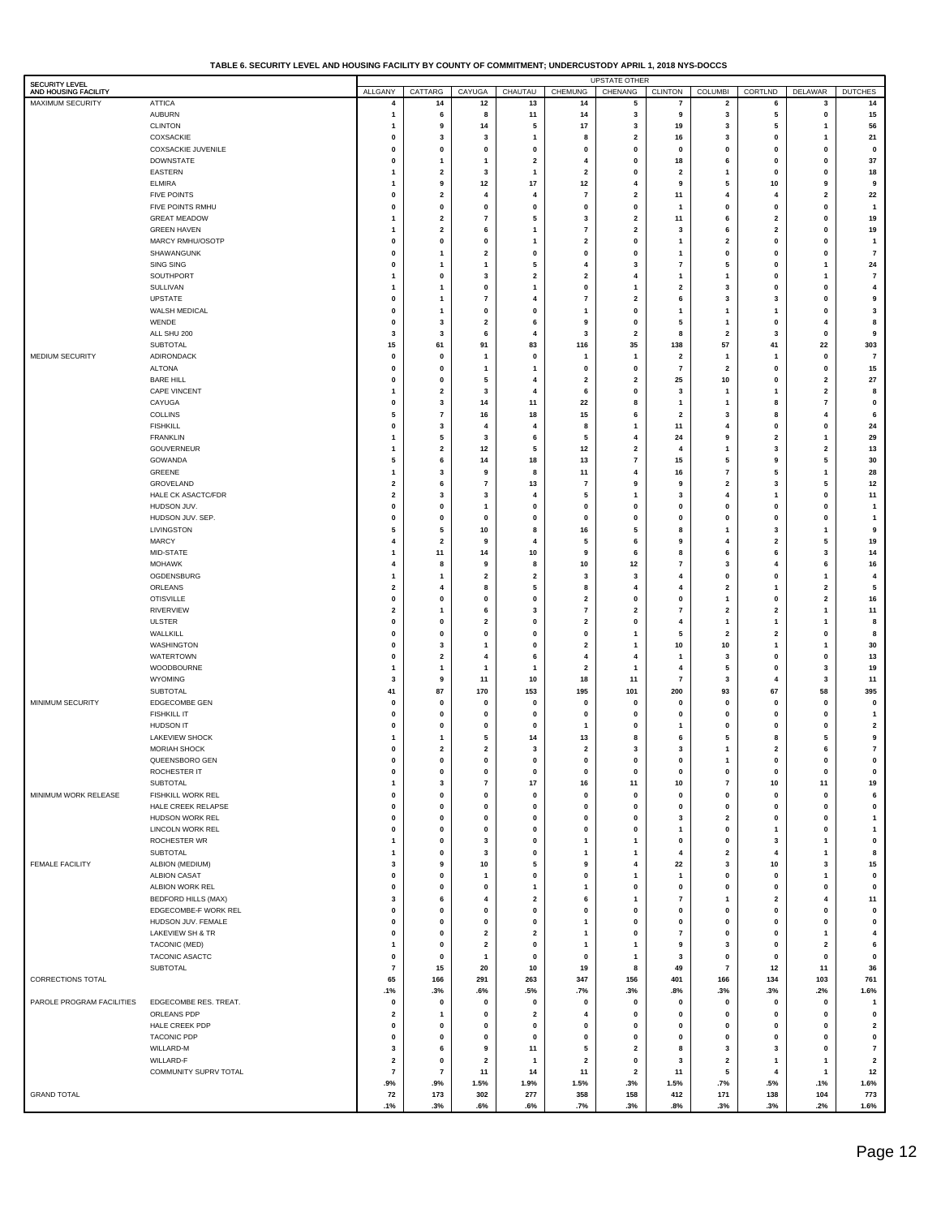**TABLE 6. SECURITY LEVEL AND HOUSING FACILITY BY COUNTY OF COMMITMENT; UNDERCUSTODY APRIL 1, 2018 NYS-DOCCS**

| SECURITY LEVEL AND HOUSING FACILITY | | UPSTATE OTHER | | | | | | | | | | |
|---|---|---|---|---|---|---|---|---|---|---|---|---|
| | | ALLGANY | CATTARG | CAYUGA | CHAUTAU | CHEMUNG | CHENANG | CLINTON | COLUMBI | CORTLND | DELAWAR | DUTCHES |
| MAXIMUM SECURITY | ATTICA | 4 | 14 | 12 | 13 | 14 | 5 | 7 | 2 | 6 | 3 | 14 |
| | AUBURN | 1 | 6 | 8 | 11 | 14 | 3 | 9 | 3 | 5 | 0 | 15 |
| | CLINTON | 1 | 9 | 14 | 5 | 17 | 3 | 19 | 3 | 5 | 1 | 56 |
| | COXSACKIE | 0 | 3 | 3 | 1 | 8 | 2 | 16 | 3 | 0 | 1 | 21 |
| | COXSACKIE JUVENILE | 0 | 0 | 0 | 0 | 0 | 0 | 0 | 0 | 0 | 0 | 0 |
| | DOWNSTATE | 0 | 1 | 1 | 2 | 4 | 0 | 18 | 6 | 0 | 0 | 37 |
| | EASTERN | 1 | 2 | 3 | 1 | 2 | 0 | 2 | 1 | 0 | 0 | 18 |
| | ELMIRA | 1 | 9 | 12 | 17 | 12 | 4 | 9 | 5 | 10 | 9 | 9 |
| | FIVE POINTS | 0 | 2 | 4 | 4 | 7 | 2 | 11 | 4 | 4 | 2 | 22 |
| | FIVE POINTS RMHU | 0 | 0 | 0 | 0 | 0 | 0 | 1 | 0 | 0 | 0 | 1 |
| | GREAT MEADOW | 1 | 2 | 7 | 5 | 3 | 2 | 11 | 6 | 2 | 0 | 19 |
| | GREEN HAVEN | 1 | 2 | 6 | 1 | 7 | 2 | 3 | 6 | 2 | 0 | 19 |
| | MARCY RMHU/OSOTP | 0 | 0 | 0 | 1 | 2 | 0 | 1 | 2 | 0 | 0 | 1 |
| | SHAWANGUNK | 0 | 1 | 2 | 0 | 0 | 0 | 1 | 0 | 0 | 0 | 7 |
| | SING SING | 0 | 1 | 1 | 5 | 4 | 3 | 7 | 5 | 0 | 1 | 24 |
| | SOUTHPORT | 1 | 0 | 3 | 2 | 2 | 4 | 1 | 1 | 0 | 1 | 7 |
| | SULLIVAN | 1 | 1 | 0 | 1 | 0 | 1 | 2 | 3 | 0 | 0 | 4 |
| | UPSTATE | 0 | 1 | 7 | 4 | 7 | 2 | 6 | 3 | 3 | 0 | 9 |
| | WALSH MEDICAL | 0 | 1 | 0 | 0 | 1 | 0 | 1 | 1 | 1 | 0 | 3 |
| | WENDE | 0 | 3 | 2 | 6 | 9 | 0 | 5 | 1 | 0 | 4 | 8 |
| | ALL SHU 200 | 3 | 3 | 6 | 4 | 3 | 2 | 8 | 2 | 3 | 0 | 9 |
| | SUBTOTAL | 15 | 61 | 91 | 83 | 116 | 35 | 138 | 57 | 41 | 22 | 303 |
| MEDIUM SECURITY | ADIRONDACK | 0 | 0 | 1 | 0 | 1 | 1 | 2 | 1 | 1 | 0 | 7 |
| | ALTONA | 0 | 0 | 1 | 1 | 0 | 0 | 7 | 2 | 0 | 0 | 15 |
| | BARE HILL | 0 | 0 | 5 | 4 | 2 | 2 | 25 | 10 | 0 | 2 | 27 |
| | CAPE VINCENT | 1 | 2 | 3 | 4 | 6 | 0 | 3 | 1 | 1 | 2 | 8 |
| | CAYUGA | 0 | 3 | 14 | 11 | 22 | 8 | 1 | 1 | 8 | 7 | 0 |
| | COLLINS | 5 | 7 | 16 | 18 | 15 | 6 | 2 | 3 | 8 | 4 | 6 |
| | FISHKILL | 0 | 3 | 4 | 4 | 8 | 1 | 11 | 4 | 0 | 0 | 24 |
| | FRANKLIN | 1 | 5 | 3 | 6 | 5 | 4 | 24 | 9 | 2 | 1 | 29 |
| | GOUVERNEUR | 1 | 2 | 12 | 5 | 12 | 2 | 4 | 1 | 3 | 2 | 13 |
| | GOWANDA | 5 | 6 | 14 | 18 | 13 | 7 | 15 | 5 | 9 | 5 | 30 |
| | GREENE | 1 | 3 | 9 | 8 | 11 | 4 | 16 | 7 | 5 | 1 | 28 |
| | GROVELAND | 2 | 6 | 7 | 13 | 7 | 9 | 9 | 2 | 3 | 5 | 12 |
| | HALE CK ASACTC/FDR | 2 | 3 | 3 | 4 | 5 | 1 | 3 | 4 | 1 | 0 | 11 |
| | HUDSON JUV. | 0 | 0 | 1 | 0 | 0 | 0 | 0 | 0 | 0 | 0 | 1 |
| | HUDSON JUV. SEP. | 0 | 0 | 0 | 0 | 0 | 0 | 0 | 0 | 0 | 0 | 1 |
| | LIVINGSTON | 5 | 5 | 10 | 8 | 16 | 5 | 8 | 1 | 3 | 1 | 9 |
| | MARCY | 4 | 2 | 9 | 4 | 5 | 6 | 9 | 4 | 2 | 5 | 19 |
| | MID-STATE | 1 | 11 | 14 | 10 | 9 | 6 | 8 | 6 | 6 | 3 | 14 |
| | MOHAWK | 4 | 8 | 9 | 8 | 10 | 12 | 7 | 3 | 4 | 6 | 16 |
| | OGDENSBURG | 1 | 1 | 2 | 2 | 3 | 3 | 4 | 0 | 0 | 1 | 4 |
| | ORLEANS | 2 | 4 | 8 | 5 | 8 | 4 | 4 | 2 | 1 | 2 | 5 |
| | OTISVILLE | 0 | 0 | 0 | 0 | 2 | 0 | 0 | 1 | 0 | 2 | 16 |
| | RIVERVIEW | 2 | 1 | 6 | 3 | 7 | 2 | 7 | 2 | 2 | 1 | 11 |
| | ULSTER | 0 | 0 | 2 | 0 | 2 | 0 | 4 | 1 | 1 | 1 | 8 |
| | WALLKILL | 0 | 0 | 0 | 0 | 0 | 1 | 5 | 2 | 2 | 0 | 8 |
| | WASHINGTON | 0 | 3 | 1 | 0 | 2 | 1 | 10 | 10 | 1 | 1 | 30 |
| | WATERTOWN | 0 | 2 | 4 | 6 | 4 | 4 | 1 | 3 | 0 | 0 | 13 |
| | WOODBOURNE | 1 | 1 | 1 | 1 | 2 | 1 | 4 | 5 | 0 | 3 | 19 |
| | WYOMING | 3 | 9 | 11 | 10 | 18 | 11 | 7 | 3 | 4 | 3 | 11 |
| | SUBTOTAL | 41 | 87 | 170 | 153 | 195 | 101 | 200 | 93 | 67 | 58 | 395 |
| MINIMUM SECURITY | EDGECOMBE GEN | 0 | 0 | 0 | 0 | 0 | 0 | 0 | 0 | 0 | 0 | 0 |
| | FISHKILL IT | 0 | 0 | 0 | 0 | 0 | 0 | 0 | 0 | 0 | 0 | 1 |
| | HUDSON IT | 0 | 0 | 0 | 0 | 1 | 0 | 1 | 0 | 0 | 0 | 2 |
| | LAKEVIEW SHOCK | 1 | 1 | 5 | 14 | 13 | 8 | 6 | 5 | 8 | 5 | 9 |
| | MORIAH SHOCK | 0 | 2 | 2 | 3 | 2 | 3 | 3 | 1 | 2 | 6 | 7 |
| | QUEENSBORO GEN | 0 | 0 | 0 | 0 | 0 | 0 | 0 | 1 | 0 | 0 | 0 |
| | ROCHESTER IT | 0 | 0 | 0 | 0 | 0 | 0 | 0 | 0 | 0 | 0 | 0 |
| | SUBTOTAL | 1 | 3 | 7 | 17 | 16 | 11 | 10 | 7 | 10 | 11 | 19 |
| MINIMUM WORK RELEASE | FISHKILL WORK REL | 0 | 0 | 0 | 0 | 0 | 0 | 0 | 0 | 0 | 0 | 6 |
| | HALE CREEK RELAPSE | 0 | 0 | 0 | 0 | 0 | 0 | 0 | 0 | 0 | 0 | 0 |
| | HUDSON WORK REL | 0 | 0 | 0 | 0 | 0 | 0 | 3 | 2 | 0 | 0 | 1 |
| | LINCOLN WORK REL | 0 | 0 | 0 | 0 | 0 | 0 | 1 | 0 | 1 | 0 | 1 |
| | ROCHESTER WR | 1 | 0 | 3 | 0 | 1 | 1 | 0 | 0 | 3 | 1 | 0 |
| | SUBTOTAL | 1 | 0 | 3 | 0 | 1 | 1 | 4 | 2 | 4 | 1 | 8 |
| FEMALE FACILITY | ALBION (MEDIUM) | 3 | 9 | 10 | 5 | 9 | 4 | 22 | 3 | 10 | 3 | 15 |
| | ALBION CASAT | 0 | 0 | 1 | 0 | 0 | 1 | 1 | 0 | 0 | 1 | 0 |
| | ALBION WORK REL | 0 | 0 | 0 | 1 | 1 | 0 | 0 | 0 | 0 | 0 | 0 |
| | BEDFORD HILLS (MAX) | 3 | 6 | 4 | 2 | 6 | 1 | 7 | 1 | 2 | 4 | 11 |
| | EDGECOMBE-F WORK REL | 0 | 0 | 0 | 0 | 0 | 0 | 0 | 0 | 0 | 0 | 0 |
| | HUDSON JUV. FEMALE | 0 | 0 | 0 | 0 | 1 | 0 | 0 | 0 | 0 | 0 | 0 |
| | LAKEVIEW SH & TR | 0 | 0 | 2 | 2 | 1 | 0 | 7 | 0 | 0 | 1 | 4 |
| | TACONIC (MED) | 1 | 0 | 2 | 0 | 1 | 1 | 9 | 3 | 0 | 2 | 6 |
| | TACONIC ASACTC | 0 | 0 | 1 | 0 | 0 | 1 | 3 | 0 | 0 | 0 | 0 |
| | SUBTOTAL | 7 | 15 | 20 | 10 | 19 | 8 | 49 | 7 | 12 | 11 | 36 |
| CORRECTIONS TOTAL | | 65 | 166 | 291 | 263 | 347 | 156 | 401 | 166 | 134 | 103 | 761 |
| | | .1% | .3% | .6% | .5% | .7% | .3% | .8% | .3% | .3% | .2% | 1.6% |
| PAROLE PROGRAM FACILITIES | EDGECOMBE RES. TREAT. | 0 | 0 | 0 | 0 | 0 | 0 | 0 | 0 | 0 | 0 | 1 |
| | ORLEANS PDP | 2 | 1 | 0 | 2 | 4 | 0 | 0 | 0 | 0 | 0 | 0 |
| | HALE CREEK PDP | 0 | 0 | 0 | 0 | 0 | 0 | 0 | 0 | 0 | 0 | 2 |
| | TACONIC PDP | 0 | 0 | 0 | 0 | 0 | 0 | 0 | 0 | 0 | 0 | 0 |
| | WILLARD-M | 3 | 6 | 9 | 11 | 5 | 2 | 8 | 3 | 3 | 0 | 7 |
| | WILLARD-F | 2 | 0 | 2 | 1 | 2 | 0 | 3 | 2 | 1 | 1 | 2 |
| | COMMUNITY SUPRV TOTAL | 7 | 7 | 11 | 14 | 11 | 2 | 11 | 5 | 4 | 1 | 12 |
| | | .9% | .9% | 1.5% | 1.9% | 1.5% | .3% | 1.5% | .7% | .5% | .1% | 1.6% |
| GRAND TOTAL | | 72 | 173 | 302 | 277 | 358 | 158 | 412 | 171 | 138 | 104 | 773 |
| | | .1% | .3% | .6% | .6% | .7% | .3% | .8% | .3% | .3% | .2% | 1.6% |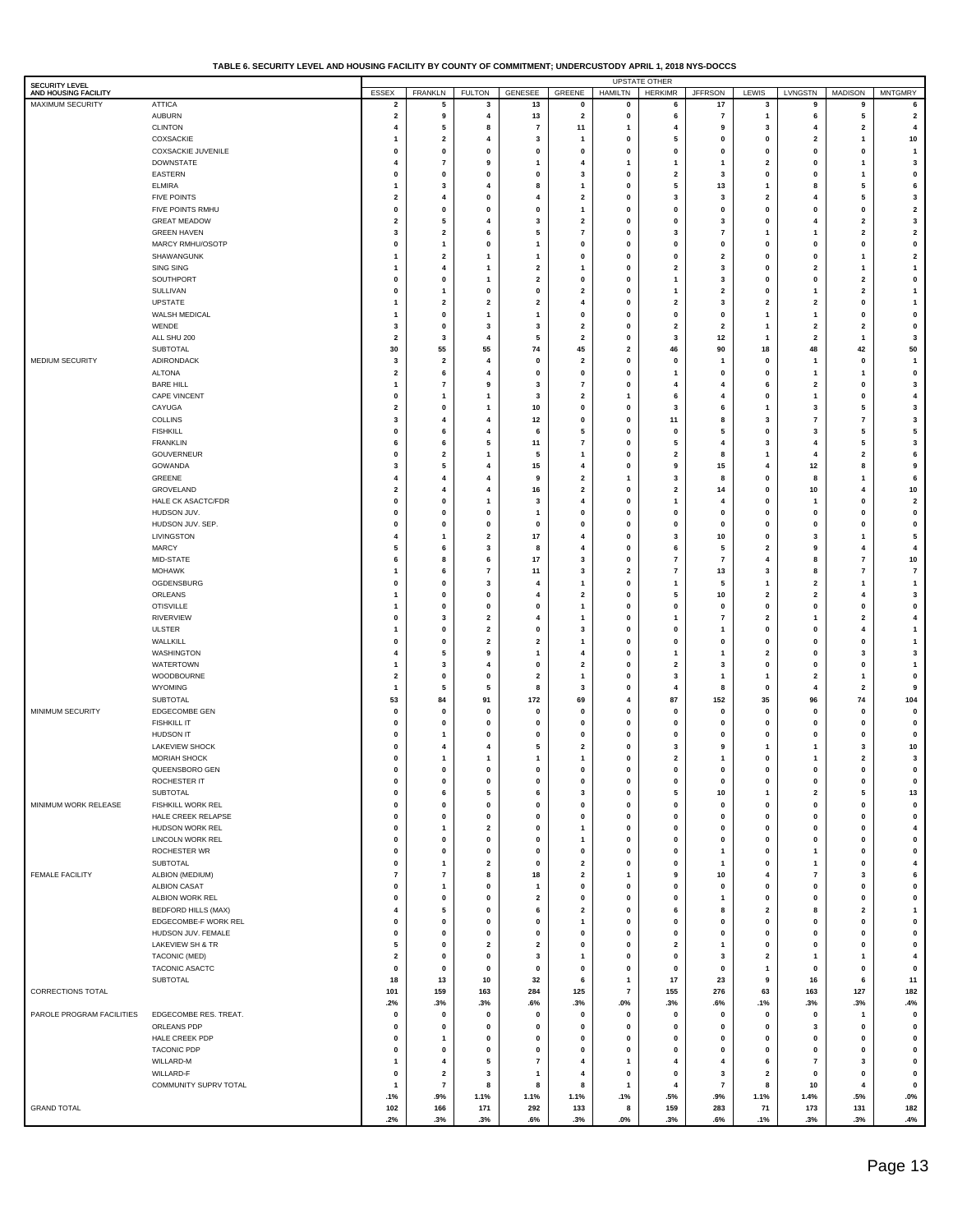**TABLE 6. SECURITY LEVEL AND HOUSING FACILITY BY COUNTY OF COMMITMENT; UNDERCUSTODY APRIL 1, 2018 NYS-DOCCS**

| SECURITY LEVEL AND HOUSING FACILITY | | UPSTATE OTHER | | | | | | | | | | | |
|---|---|---|---|---|---|---|---|---|---|---|---|---|---|
| | | ESSEX | FRANKLN | FULTON | GENESEE | GREENE | HAMILTN | HERKIMR | JFFRSON | LEWIS | LVNGSTN | MADISON | MNTGMRY |
| MAXIMUM SECURITY | ATTICA | 2 | 5 | 3 | 13 | 0 | 0 | 6 | 17 | 3 | 9 | 9 | 6 |
| | AUBURN | 2 | 9 | 4 | 13 | 2 | 0 | 6 | 7 | 1 | 6 | 5 | 2 |
| | CLINTON | 4 | 5 | 8 | 7 | 11 | 1 | 4 | 9 | 3 | 4 | 2 | 4 |
| | COXSACKIE | 1 | 2 | 4 | 3 | 1 | 0 | 5 | 0 | 0 | 2 | 1 | 10 |
| | COXSACKIE JUVENILE | 0 | 0 | 0 | 0 | 0 | 0 | 0 | 0 | 0 | 0 | 0 | 1 |
| | DOWNSTATE | 4 | 7 | 9 | 1 | 4 | 1 | 1 | 1 | 2 | 0 | 1 | 3 |
| | EASTERN | 0 | 0 | 0 | 0 | 3 | 0 | 2 | 3 | 0 | 0 | 1 | 0 |
| | ELMIRA | 1 | 3 | 4 | 8 | 1 | 0 | 5 | 13 | 1 | 8 | 5 | 6 |
| | FIVE POINTS | 2 | 4 | 0 | 4 | 2 | 0 | 3 | 3 | 2 | 4 | 5 | 3 |
| | FIVE POINTS RMHU | 0 | 0 | 0 | 0 | 1 | 0 | 0 | 0 | 0 | 0 | 0 | 2 |
| | GREAT MEADOW | 2 | 5 | 4 | 3 | 2 | 0 | 0 | 3 | 0 | 4 | 2 | 3 |
| | GREEN HAVEN | 3 | 2 | 6 | 5 | 7 | 0 | 3 | 7 | 1 | 1 | 2 | 2 |
| | MARCY RMHU/OSOTP | 0 | 1 | 0 | 1 | 0 | 0 | 0 | 0 | 0 | 0 | 0 | 0 |
| | SHAWANGUNK | 1 | 2 | 1 | 1 | 0 | 0 | 0 | 2 | 0 | 0 | 1 | 2 |
| | SING SING | 1 | 4 | 1 | 2 | 1 | 0 | 2 | 3 | 0 | 2 | 1 | 1 |
| | SOUTHPORT | 0 | 0 | 1 | 2 | 0 | 0 | 1 | 3 | 0 | 0 | 2 | 0 |
| | SULLIVAN | 0 | 1 | 0 | 0 | 2 | 0 | 1 | 2 | 0 | 1 | 2 | 1 |
| | UPSTATE | 1 | 2 | 2 | 2 | 4 | 0 | 2 | 3 | 2 | 2 | 0 | 1 |
| | WALSH MEDICAL | 1 | 0 | 1 | 1 | 0 | 0 | 0 | 0 | 1 | 1 | 0 | 0 |
| | WENDE | 3 | 0 | 3 | 3 | 2 | 0 | 2 | 2 | 1 | 2 | 2 | 0 |
| | ALL SHU 200 | 2 | 3 | 4 | 5 | 2 | 0 | 3 | 12 | 1 | 2 | 1 | 3 |
| | SUBTOTAL | 30 | 55 | 55 | 74 | 45 | 2 | 46 | 90 | 18 | 48 | 42 | 50 |
| MEDIUM SECURITY | ADIRONDACK | 3 | 2 | 4 | 0 | 2 | 0 | 0 | 1 | 0 | 1 | 0 | 1 |
| | ALTONA | 2 | 6 | 4 | 0 | 0 | 0 | 1 | 0 | 0 | 1 | 1 | 0 |
| | BARE HILL | 1 | 7 | 9 | 3 | 7 | 0 | 4 | 4 | 6 | 2 | 0 | 3 |
| | CAPE VINCENT | 0 | 1 | 1 | 3 | 2 | 1 | 6 | 4 | 0 | 1 | 0 | 4 |
| | CAYUGA | 2 | 0 | 1 | 10 | 0 | 0 | 3 | 6 | 1 | 3 | 5 | 3 |
| | COLLINS | 3 | 4 | 4 | 12 | 0 | 0 | 11 | 8 | 3 | 7 | 7 | 3 |
| | FISHKILL | 0 | 6 | 4 | 6 | 5 | 0 | 0 | 5 | 0 | 3 | 5 | 5 |
| | FRANKLIN | 6 | 6 | 5 | 11 | 7 | 0 | 5 | 4 | 3 | 4 | 5 | 3 |
| | GOUVERNEUR | 0 | 2 | 1 | 5 | 1 | 0 | 2 | 8 | 1 | 4 | 2 | 6 |
| | GOWANDA | 3 | 5 | 4 | 15 | 4 | 0 | 9 | 15 | 4 | 12 | 8 | 9 |
| | GREENE | 4 | 4 | 4 | 9 | 2 | 1 | 3 | 8 | 0 | 8 | 1 | 6 |
| | GROVELAND | 2 | 4 | 4 | 16 | 2 | 0 | 2 | 14 | 0 | 10 | 4 | 10 |
| | HALE CK ASACTC/FDR | 0 | 0 | 1 | 3 | 4 | 0 | 1 | 4 | 0 | 1 | 0 | 2 |
| | HUDSON JUV. | 0 | 0 | 0 | 1 | 0 | 0 | 0 | 0 | 0 | 0 | 0 | 0 |
| | HUDSON JUV. SEP. | 0 | 0 | 0 | 0 | 0 | 0 | 0 | 0 | 0 | 0 | 0 | 0 |
| | LIVINGSTON | 4 | 1 | 2 | 17 | 4 | 0 | 3 | 10 | 0 | 3 | 1 | 5 |
| | MARCY | 5 | 6 | 3 | 8 | 4 | 0 | 6 | 5 | 2 | 9 | 4 | 4 |
| | MID-STATE | 6 | 8 | 6 | 17 | 3 | 0 | 7 | 7 | 4 | 8 | 7 | 10 |
| | MOHAWK | 1 | 6 | 7 | 11 | 3 | 2 | 7 | 13 | 3 | 8 | 7 | 7 |
| | OGDENSBURG | 0 | 0 | 3 | 4 | 1 | 0 | 1 | 5 | 1 | 2 | 1 | 1 |
| | ORLEANS | 1 | 0 | 0 | 4 | 2 | 0 | 5 | 10 | 2 | 2 | 4 | 3 |
| | OTISVILLE | 1 | 0 | 0 | 0 | 1 | 0 | 0 | 0 | 0 | 0 | 0 | 0 |
| | RIVERVIEW | 0 | 3 | 2 | 4 | 1 | 0 | 1 | 7 | 2 | 1 | 2 | 4 |
| | ULSTER | 1 | 0 | 2 | 0 | 3 | 0 | 0 | 1 | 0 | 0 | 4 | 1 |
| | WALLKILL | 0 | 0 | 2 | 2 | 1 | 0 | 0 | 0 | 0 | 0 | 0 | 1 |
| | WASHINGTON | 4 | 5 | 9 | 1 | 4 | 0 | 1 | 1 | 2 | 0 | 3 | 3 |
| | WATERTOWN | 1 | 3 | 4 | 0 | 2 | 0 | 2 | 3 | 0 | 0 | 0 | 1 |
| | WOODBOURNE | 2 | 0 | 0 | 2 | 1 | 0 | 3 | 1 | 1 | 2 | 1 | 0 |
| | WYOMING | 1 | 5 | 5 | 8 | 3 | 0 | 4 | 8 | 0 | 4 | 2 | 9 |
| | SUBTOTAL | 53 | 84 | 91 | 172 | 69 | 4 | 87 | 152 | 35 | 96 | 74 | 104 |
| MINIMUM SECURITY | EDGECOMBE GEN | 0 | 0 | 0 | 0 | 0 | 0 | 0 | 0 | 0 | 0 | 0 | 0 |
| | FISHKILL IT | 0 | 0 | 0 | 0 | 0 | 0 | 0 | 0 | 0 | 0 | 0 | 0 |
| | HUDSON IT | 0 | 1 | 0 | 0 | 0 | 0 | 0 | 0 | 0 | 0 | 0 | 0 |
| | LAKEVIEW SHOCK | 0 | 4 | 4 | 5 | 2 | 0 | 3 | 9 | 1 | 1 | 3 | 10 |
| | MORIAH SHOCK | 0 | 1 | 1 | 1 | 1 | 0 | 2 | 1 | 0 | 1 | 2 | 3 |
| | QUEENSBORO GEN | 0 | 0 | 0 | 0 | 0 | 0 | 0 | 0 | 0 | 0 | 0 | 0 |
| | ROCHESTER IT | 0 | 0 | 0 | 0 | 0 | 0 | 0 | 0 | 0 | 0 | 0 | 0 |
| | SUBTOTAL | 0 | 6 | 5 | 6 | 3 | 0 | 5 | 10 | 1 | 2 | 5 | 13 |
| MINIMUM WORK RELEASE | FISHKILL WORK REL | 0 | 0 | 0 | 0 | 0 | 0 | 0 | 0 | 0 | 0 | 0 | 0 |
| | HALE CREEK RELAPSE | 0 | 0 | 0 | 0 | 0 | 0 | 0 | 0 | 0 | 0 | 0 | 0 |
| | HUDSON WORK REL | 0 | 1 | 2 | 0 | 1 | 0 | 0 | 0 | 0 | 0 | 0 | 4 |
| | LINCOLN WORK REL | 0 | 0 | 0 | 0 | 1 | 0 | 0 | 0 | 0 | 0 | 0 | 0 |
| | ROCHESTER WR | 0 | 0 | 0 | 0 | 0 | 0 | 0 | 1 | 0 | 1 | 0 | 0 |
| | SUBTOTAL | 0 | 1 | 2 | 0 | 2 | 0 | 0 | 1 | 0 | 1 | 0 | 4 |
| FEMALE FACILITY | ALBION (MEDIUM) | 7 | 7 | 8 | 18 | 2 | 1 | 9 | 10 | 4 | 7 | 3 | 6 |
| | ALBION CASAT | 0 | 1 | 0 | 1 | 0 | 0 | 0 | 0 | 0 | 0 | 0 | 0 |
| | ALBION WORK REL | 0 | 0 | 0 | 2 | 0 | 0 | 0 | 1 | 0 | 0 | 0 | 0 |
| | BEDFORD HILLS (MAX) | 4 | 5 | 0 | 6 | 2 | 0 | 6 | 8 | 2 | 8 | 2 | 1 |
| | EDGECOMBE-F WORK REL | 0 | 0 | 0 | 0 | 1 | 0 | 0 | 0 | 0 | 0 | 0 | 0 |
| | HUDSON JUV. FEMALE | 0 | 0 | 0 | 0 | 0 | 0 | 0 | 0 | 0 | 0 | 0 | 0 |
| | LAKEVIEW SH & TR | 5 | 0 | 2 | 2 | 0 | 0 | 2 | 1 | 0 | 0 | 0 | 0 |
| | TACONIC (MED) | 2 | 0 | 0 | 3 | 1 | 0 | 0 | 3 | 2 | 1 | 1 | 4 |
| | TACONIC ASACTC | 0 | 0 | 0 | 0 | 0 | 0 | 0 | 0 | 1 | 0 | 0 | 0 |
| | SUBTOTAL | 18 | 13 | 10 | 32 | 6 | 1 | 17 | 23 | 9 | 16 | 6 | 11 |
| CORRECTIONS TOTAL | | 101 | 159 | 163 | 284 | 125 | 7 | 155 | 276 | 63 | 163 | 127 | 182 |
| | | .2% | .3% | .3% | .6% | .3% | .0% | .3% | .6% | .1% | .3% | .3% | .4% |
| PAROLE PROGRAM FACILITIES | EDGECOMBE RES. TREAT. | 0 | 0 | 0 | 0 | 0 | 0 | 0 | 0 | 0 | 0 | 1 | 0 |
| | ORLEANS PDP | 0 | 0 | 0 | 0 | 0 | 0 | 0 | 0 | 0 | 3 | 0 | 0 |
| | HALE CREEK PDP | 0 | 1 | 0 | 0 | 0 | 0 | 0 | 0 | 0 | 0 | 0 | 0 |
| | TACONIC PDP | 0 | 0 | 0 | 0 | 0 | 0 | 0 | 0 | 0 | 0 | 0 | 0 |
| | WILLARD-M | 1 | 4 | 5 | 7 | 4 | 1 | 4 | 4 | 6 | 7 | 3 | 0 |
| | WILLARD-F | 0 | 2 | 3 | 1 | 4 | 0 | 0 | 3 | 2 | 0 | 0 | 0 |
| | COMMUNITY SUPRV TOTAL | 1 | 7 | 8 | 8 | 8 | 1 | 4 | 7 | 8 | 10 | 4 | 0 |
| | | .1% | .9% | 1.1% | 1.1% | 1.1% | .1% | .5% | .9% | 1.1% | 1.4% | .5% | .0% |
| GRAND TOTAL | | 102 | 166 | 171 | 292 | 133 | 8 | 159 | 283 | 71 | 173 | 131 | 182 |
| | | .2% | .3% | .3% | .6% | .3% | .0% | .3% | .6% | .1% | .3% | .3% | .4% |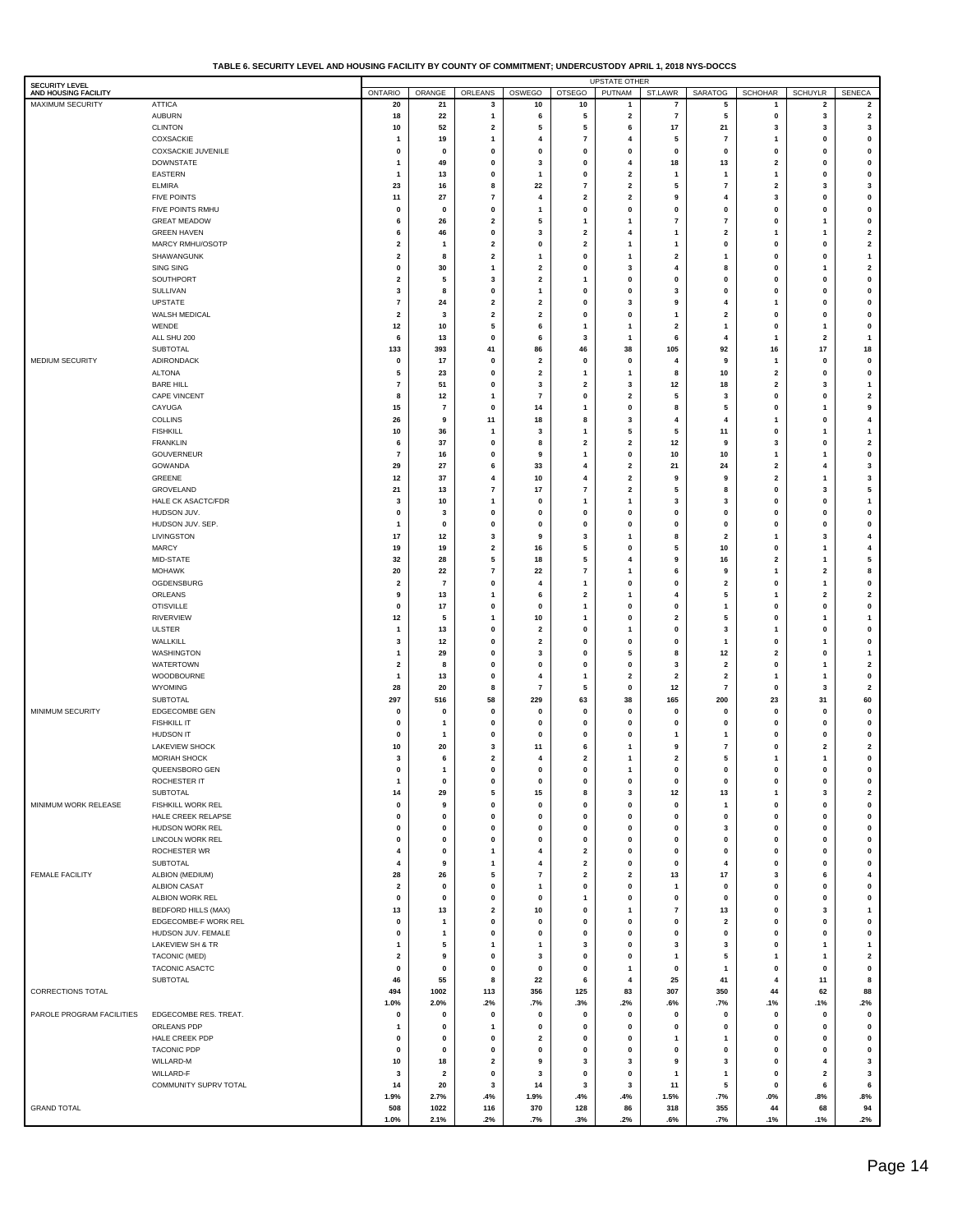**TABLE 6. SECURITY LEVEL AND HOUSING FACILITY BY COUNTY OF COMMITMENT; UNDERCUSTODY APRIL 1, 2018 NYS-DOCCS**

| SECURITY LEVEL AND HOUSING FACILITY | | UPSTATE OTHER | | | | | | | | | | |
|---|---|---|---|---|---|---|---|---|---|---|---|---|
| | | ONTARIO | ORANGE | ORLEANS | OSWEGO | OTSEGO | PUTNAM | ST.LAWR | SARATOG | SCHOHAR | SCHUYLR | SENECA |
| MAXIMUM SECURITY | ATTICA | 20 | 21 | 3 | 10 | 10 | 1 | 7 | 5 | 1 | 2 | 2 |
| | AUBURN | 18 | 22 | 1 | 6 | 5 | 2 | 7 | 5 | 0 | 3 | 2 |
| | CLINTON | 10 | 52 | 2 | 5 | 5 | 6 | 17 | 21 | 3 | 3 | 3 |
| | COXSACKIE | 1 | 19 | 1 | 4 | 7 | 4 | 5 | 7 | 1 | 0 | 0 |
| | COXSACKIE JUVENILE | 0 | 0 | 0 | 0 | 0 | 0 | 0 | 0 | 0 | 0 | 0 |
| | DOWNSTATE | 1 | 49 | 0 | 3 | 0 | 4 | 18 | 13 | 2 | 0 | 0 |
| | EASTERN | 1 | 13 | 0 | 1 | 0 | 2 | 1 | 1 | 1 | 0 | 0 |
| | ELMIRA | 23 | 16 | 8 | 22 | 7 | 2 | 5 | 7 | 2 | 3 | 3 |
| | FIVE POINTS | 11 | 27 | 7 | 4 | 2 | 2 | 9 | 4 | 3 | 0 | 0 |
| | FIVE POINTS RMHU | 0 | 0 | 0 | 1 | 0 | 0 | 0 | 0 | 0 | 0 | 0 |
| | GREAT MEADOW | 6 | 26 | 2 | 5 | 1 | 1 | 7 | 7 | 0 | 1 | 0 |
| | GREEN HAVEN | 6 | 46 | 0 | 3 | 2 | 4 | 1 | 2 | 1 | 1 | 2 |
| | MARCY RMHU/OSOTP | 2 | 1 | 2 | 0 | 2 | 1 | 1 | 0 | 0 | 0 | 2 |
| | SHAWANGUNK | 2 | 8 | 2 | 1 | 0 | 1 | 2 | 1 | 0 | 0 | 1 |
| | SING SING | 0 | 30 | 1 | 2 | 0 | 3 | 4 | 8 | 0 | 1 | 2 |
| | SOUTHPORT | 2 | 5 | 3 | 2 | 1 | 0 | 0 | 0 | 0 | 0 | 0 |
| | SULLIVAN | 3 | 8 | 0 | 1 | 0 | 0 | 3 | 0 | 0 | 0 | 0 |
| | UPSTATE | 7 | 24 | 2 | 2 | 0 | 3 | 9 | 4 | 1 | 0 | 0 |
| | WALSH MEDICAL | 2 | 3 | 2 | 2 | 0 | 0 | 1 | 2 | 0 | 0 | 0 |
| | WENDE | 12 | 10 | 5 | 6 | 1 | 1 | 2 | 1 | 0 | 1 | 0 |
| | ALL SHU 200 | 6 | 13 | 0 | 6 | 3 | 1 | 6 | 4 | 1 | 2 | 1 |
| | SUBTOTAL | 133 | 393 | 41 | 86 | 46 | 38 | 105 | 92 | 16 | 17 | 18 |
| MEDIUM SECURITY | ADIRONDACK | 0 | 17 | 0 | 2 | 0 | 0 | 4 | 9 | 1 | 0 | 0 |
| | ALTONA | 5 | 23 | 0 | 2 | 1 | 1 | 8 | 10 | 2 | 0 | 0 |
| | BARE HILL | 7 | 51 | 0 | 3 | 2 | 3 | 12 | 18 | 2 | 3 | 1 |
| | CAPE VINCENT | 8 | 12 | 1 | 7 | 0 | 2 | 5 | 3 | 0 | 0 | 2 |
| | CAYUGA | 15 | 7 | 0 | 14 | 1 | 0 | 8 | 5 | 0 | 1 | 9 |
| | COLLINS | 26 | 9 | 11 | 18 | 8 | 3 | 4 | 4 | 1 | 0 | 4 |
| | FISHKILL | 10 | 36 | 1 | 3 | 1 | 5 | 5 | 11 | 0 | 1 | 1 |
| | FRANKLIN | 6 | 37 | 0 | 8 | 2 | 2 | 12 | 9 | 3 | 0 | 2 |
| | GOUVERNEUR | 7 | 16 | 0 | 9 | 1 | 0 | 10 | 10 | 1 | 1 | 0 |
| | GOWANDA | 29 | 27 | 6 | 33 | 4 | 2 | 21 | 24 | 2 | 4 | 3 |
| | GREENE | 12 | 37 | 4 | 10 | 4 | 2 | 9 | 9 | 2 | 1 | 3 |
| | GROVELAND | 21 | 13 | 7 | 17 | 7 | 2 | 5 | 8 | 0 | 3 | 5 |
| | HALE CK ASACTC/FDR | 3 | 10 | 1 | 0 | 1 | 1 | 3 | 3 | 0 | 0 | 1 |
| | HUDSON JUV. | 0 | 3 | 0 | 0 | 0 | 0 | 0 | 0 | 0 | 0 | 0 |
| | HUDSON JUV. SEP. | 1 | 0 | 0 | 0 | 0 | 0 | 0 | 0 | 0 | 0 | 0 |
| | LIVINGSTON | 17 | 12 | 3 | 9 | 3 | 1 | 8 | 2 | 1 | 3 | 4 |
| | MARCY | 19 | 19 | 2 | 16 | 5 | 0 | 5 | 10 | 0 | 1 | 4 |
| | MID-STATE | 32 | 28 | 5 | 18 | 5 | 4 | 9 | 16 | 2 | 1 | 5 |
| | MOHAWK | 20 | 22 | 7 | 22 | 7 | 1 | 6 | 9 | 1 | 2 | 8 |
| | OGDENSBURG | 2 | 7 | 0 | 4 | 1 | 0 | 0 | 2 | 0 | 1 | 0 |
| | ORLEANS | 9 | 13 | 1 | 6 | 2 | 1 | 4 | 5 | 1 | 2 | 2 |
| | OTISVILLE | 0 | 17 | 0 | 0 | 1 | 0 | 0 | 1 | 0 | 0 | 0 |
| | RIVERVIEW | 12 | 5 | 1 | 10 | 1 | 0 | 2 | 5 | 0 | 1 | 1 |
| | ULSTER | 1 | 13 | 0 | 2 | 0 | 1 | 0 | 3 | 1 | 0 | 0 |
| | WALLKILL | 3 | 12 | 0 | 2 | 0 | 0 | 0 | 1 | 0 | 1 | 0 |
| | WASHINGTON | 1 | 29 | 0 | 3 | 0 | 5 | 8 | 12 | 2 | 0 | 1 |
| | WATERTOWN | 2 | 8 | 0 | 0 | 0 | 0 | 3 | 2 | 0 | 1 | 2 |
| | WOODBOURNE | 1 | 13 | 0 | 4 | 1 | 2 | 2 | 2 | 1 | 1 | 0 |
| | WYOMING | 28 | 20 | 8 | 7 | 5 | 0 | 12 | 7 | 0 | 3 | 2 |
| | SUBTOTAL | 297 | 516 | 58 | 229 | 63 | 38 | 165 | 200 | 23 | 31 | 60 |
| MINIMUM SECURITY | EDGECOMBE GEN | 0 | 0 | 0 | 0 | 0 | 0 | 0 | 0 | 0 | 0 | 0 |
| | FISHKILL IT | 0 | 1 | 0 | 0 | 0 | 0 | 0 | 0 | 0 | 0 | 0 |
| | HUDSON IT | 0 | 1 | 0 | 0 | 0 | 0 | 1 | 1 | 0 | 0 | 0 |
| | LAKEVIEW SHOCK | 10 | 20 | 3 | 11 | 6 | 1 | 9 | 7 | 0 | 2 | 2 |
| | MORIAH SHOCK | 3 | 6 | 2 | 4 | 2 | 1 | 2 | 5 | 1 | 1 | 0 |
| | QUEENSBORO GEN | 0 | 1 | 0 | 0 | 0 | 1 | 0 | 0 | 0 | 0 | 0 |
| | ROCHESTER IT | 1 | 0 | 0 | 0 | 0 | 0 | 0 | 0 | 0 | 0 | 0 |
| | SUBTOTAL | 14 | 29 | 5 | 15 | 8 | 3 | 12 | 13 | 1 | 3 | 2 |
| MINIMUM WORK RELEASE | FISHKILL WORK REL | 0 | 9 | 0 | 0 | 0 | 0 | 0 | 1 | 0 | 0 | 0 |
| | HALE CREEK RELAPSE | 0 | 0 | 0 | 0 | 0 | 0 | 0 | 0 | 0 | 0 | 0 |
| | HUDSON WORK REL | 0 | 0 | 0 | 0 | 0 | 0 | 0 | 3 | 0 | 0 | 0 |
| | LINCOLN WORK REL | 0 | 0 | 0 | 0 | 0 | 0 | 0 | 0 | 0 | 0 | 0 |
| | ROCHESTER WR | 4 | 0 | 1 | 4 | 2 | 0 | 0 | 0 | 0 | 0 | 0 |
| | SUBTOTAL | 4 | 9 | 1 | 4 | 2 | 0 | 0 | 4 | 0 | 0 | 0 |
| FEMALE FACILITY | ALBION (MEDIUM) | 28 | 26 | 5 | 7 | 2 | 2 | 13 | 17 | 3 | 6 | 4 |
| | ALBION CASAT | 2 | 0 | 0 | 1 | 0 | 0 | 1 | 0 | 0 | 0 | 0 |
| | ALBION WORK REL | 0 | 0 | 0 | 0 | 1 | 0 | 0 | 0 | 0 | 0 | 0 |
| | BEDFORD HILLS (MAX) | 13 | 13 | 2 | 10 | 0 | 1 | 7 | 13 | 0 | 3 | 1 |
| | EDGECOMBE-F WORK REL | 0 | 1 | 0 | 0 | 0 | 0 | 0 | 2 | 0 | 0 | 0 |
| | HUDSON JUV. FEMALE | 0 | 1 | 0 | 0 | 0 | 0 | 0 | 0 | 0 | 0 | 0 |
| | LAKEVIEW SH & TR | 1 | 5 | 1 | 1 | 3 | 0 | 3 | 3 | 0 | 1 | 1 |
| | TACONIC (MED) | 2 | 9 | 0 | 3 | 0 | 0 | 1 | 5 | 1 | 1 | 2 |
| | TACONIC ASACTC | 0 | 0 | 0 | 0 | 0 | 1 | 0 | 1 | 0 | 0 | 0 |
| | SUBTOTAL | 46 | 55 | 8 | 22 | 6 | 4 | 25 | 41 | 4 | 11 | 8 |
| CORRECTIONS TOTAL | | 494 | 1002 | 113 | 356 | 125 | 83 | 307 | 350 | 44 | 62 | 88 |
| | | 1.0% | 2.0% | .2% | .7% | .3% | .2% | .6% | .7% | .1% | .1% | .2% |
| PAROLE PROGRAM FACILITIES | EDGECOMBE RES. TREAT. | 0 | 0 | 0 | 0 | 0 | 0 | 0 | 0 | 0 | 0 | 0 |
| | ORLEANS PDP | 1 | 0 | 1 | 0 | 0 | 0 | 0 | 0 | 0 | 0 | 0 |
| | HALE CREEK PDP | 0 | 0 | 0 | 2 | 0 | 0 | 1 | 1 | 0 | 0 | 0 |
| | TACONIC PDP | 0 | 0 | 0 | 0 | 0 | 0 | 0 | 0 | 0 | 0 | 0 |
| | WILLARD-M | 10 | 18 | 2 | 9 | 3 | 3 | 9 | 3 | 0 | 4 | 3 |
| | WILLARD-F | 3 | 2 | 0 | 3 | 0 | 0 | 1 | 1 | 0 | 2 | 3 |
| | COMMUNITY SUPRV TOTAL | 14 | 20 | 3 | 14 | 3 | 3 | 11 | 5 | 0 | 6 | 6 |
| | | 1.9% | 2.7% | .4% | 1.9% | .4% | .4% | 1.5% | .7% | .0% | .8% | .8% |
| GRAND TOTAL | | 508 | 1022 | 116 | 370 | 128 | 86 | 318 | 355 | 44 | 68 | 94 |
| | | 1.0% | 2.1% | .2% | .7% | .3% | .2% | .6% | .7% | .1% | .1% | .2% |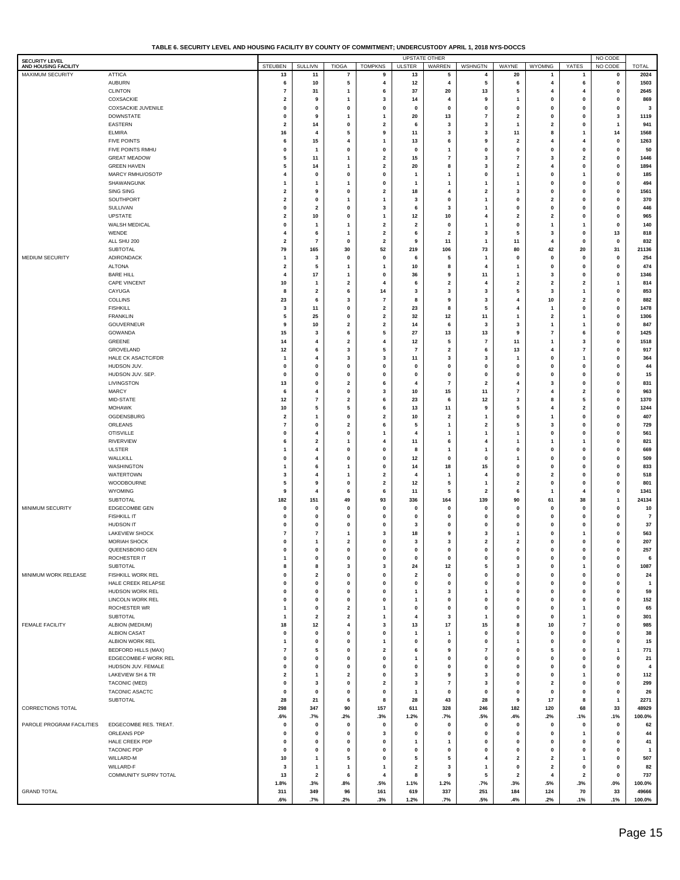**TABLE 6. SECURITY LEVEL AND HOUSING FACILITY BY COUNTY OF COMMITMENT; UNDERCUSTODY APRIL 1, 2018 NYS-DOCCS**

| SECURITY LEVEL AND HOUSING FACILITY | | UPSTATE OTHER | | | | | | | | | | NO CODE | |
|---|---|---|---|---|---|---|---|---|---|---|---|---|---|
| | | STEUBEN | SULLIVN | TIOGA | TOMPKNS | ULSTER | WARREN | WSHNGTN | WAYNE | WYOMNG | YATES | NO CODE | TOTAL |
| MAXIMUM SECURITY | ATTICA | 13 | 11 | 7 | 9 | 13 | 5 | 4 | 20 | 1 | 1 | 0 | 2024 |
| | AUBURN | 6 | 10 | 5 | 4 | 12 | 4 | 5 | 6 | 4 | 6 | 0 | 1503 |
| | CLINTON | 7 | 31 | 1 | 6 | 37 | 20 | 13 | 5 | 4 | 4 | 0 | 2645 |
| | COXSACKIE | 2 | 9 | 1 | 3 | 14 | 4 | 9 | 1 | 0 | 0 | 0 | 869 |
| | COXSACKIE JUVENILE | 0 | 0 | 0 | 0 | 0 | 0 | 0 | 0 | 0 | 0 | 0 | 3 |
| | DOWNSTATE | 0 | 9 | 1 | 1 | 20 | 13 | 7 | 2 | 0 | 0 | 3 | 1119 |
| | EASTERN | 2 | 14 | 0 | 2 | 6 | 3 | 3 | 1 | 2 | 0 | 1 | 941 |
| | ELMIRA | 16 | 4 | 5 | 9 | 11 | 3 | 3 | 11 | 8 | 1 | 14 | 1568 |
| | FIVE POINTS | 6 | 15 | 4 | 1 | 13 | 6 | 9 | 2 | 4 | 4 | 0 | 1263 |
| | FIVE POINTS RMHU | 0 | 1 | 0 | 0 | 0 | 1 | 0 | 0 | 0 | 0 | 0 | 50 |
| | GREAT MEADOW | 5 | 11 | 1 | 2 | 15 | 7 | 3 | 7 | 3 | 2 | 0 | 1446 |
| | GREEN HAVEN | 5 | 14 | 1 | 2 | 20 | 8 | 3 | 2 | 4 | 0 | 0 | 1894 |
| | MARCY RMHU/OSOTP | 4 | 0 | 0 | 0 | 1 | 1 | 0 | 1 | 0 | 1 | 0 | 185 |
| | SHAWANGUNK | 1 | 1 | 1 | 0 | 1 | 1 | 1 | 1 | 0 | 0 | 0 | 494 |
| | SING SING | 2 | 9 | 0 | 2 | 18 | 4 | 2 | 3 | 0 | 0 | 0 | 1561 |
| | SOUTHPORT | 2 | 0 | 1 | 1 | 3 | 0 | 1 | 0 | 2 | 0 | 0 | 370 |
| | SULLIVAN | 0 | 2 | 0 | 3 | 6 | 3 | 1 | 0 | 0 | 0 | 0 | 446 |
| | UPSTATE | 2 | 10 | 0 | 1 | 12 | 10 | 4 | 2 | 2 | 0 | 0 | 965 |
| | WALSH MEDICAL | 0 | 1 | 1 | 2 | 2 | 0 | 1 | 0 | 1 | 1 | 0 | 140 |
| | WENDE | 4 | 6 | 1 | 2 | 6 | 2 | 3 | 5 | 3 | 0 | 13 | 818 |
| | ALL SHU 200 | 2 | 7 | 0 | 2 | 9 | 11 | 1 | 11 | 4 | 0 | 0 | 832 |
| | SUBTOTAL | 79 | 165 | 30 | 52 | 219 | 106 | 73 | 80 | 42 | 20 | 31 | 21136 |
| MEDIUM SECURITY | ADIRONDACK | 1 | 3 | 0 | 0 | 6 | 5 | 1 | 0 | 0 | 0 | 0 | 254 |
| | ALTONA | 2 | 5 | 1 | 1 | 10 | 8 | 4 | 1 | 0 | 0 | 0 | 474 |
| | BARE HILL | 4 | 17 | 1 | 0 | 36 | 9 | 11 | 1 | 3 | 0 | 0 | 1346 |
| | CAPE VINCENT | 10 | 1 | 2 | 4 | 6 | 2 | 4 | 2 | 2 | 2 | 1 | 814 |
| | CAYUGA | 8 | 2 | 6 | 14 | 3 | 3 | 3 | 5 | 3 | 1 | 0 | 853 |
| | COLLINS | 23 | 6 | 3 | 7 | 8 | 9 | 3 | 4 | 10 | 2 | 0 | 882 |
| | FISHKILL | 3 | 11 | 0 | 2 | 23 | 8 | 5 | 4 | 1 | 0 | 0 | 1478 |
| | FRANKLIN | 5 | 25 | 0 | 2 | 32 | 12 | 11 | 1 | 2 | 1 | 0 | 1306 |
| | GOUVERNEUR | 9 | 10 | 2 | 2 | 14 | 6 | 3 | 3 | 1 | 1 | 0 | 847 |
| | GOWANDA | 15 | 3 | 6 | 5 | 27 | 13 | 13 | 9 | 7 | 6 | 0 | 1425 |
| | GREENE | 14 | 4 | 2 | 4 | 12 | 5 | 7 | 11 | 1 | 3 | 0 | 1518 |
| | GROVELAND | 12 | 6 | 3 | 5 | 7 | 2 | 6 | 13 | 4 | 7 | 0 | 917 |
| | HALE CK ASACTC/FDR | 1 | 4 | 3 | 3 | 11 | 3 | 3 | 1 | 0 | 1 | 0 | 364 |
| | HUDSON JUV. | 0 | 0 | 0 | 0 | 0 | 0 | 0 | 0 | 0 | 0 | 0 | 44 |
| | HUDSON JUV. SEP. | 0 | 0 | 0 | 0 | 0 | 0 | 0 | 0 | 0 | 0 | 0 | 15 |
| | LIVINGSTON | 13 | 0 | 2 | 6 | 4 | 7 | 2 | 4 | 3 | 0 | 0 | 831 |
| | MARCY | 6 | 4 | 0 | 3 | 10 | 15 | 11 | 7 | 4 | 2 | 0 | 963 |
| | MID-STATE | 12 | 7 | 2 | 6 | 23 | 6 | 12 | 3 | 8 | 5 | 0 | 1370 |
| | MOHAWK | 10 | 5 | 5 | 6 | 13 | 11 | 9 | 5 | 4 | 2 | 0 | 1244 |
| | OGDENSBURG | 2 | 1 | 0 | 2 | 10 | 2 | 1 | 0 | 1 | 0 | 0 | 407 |
| | ORLEANS | 7 | 0 | 2 | 6 | 5 | 1 | 2 | 5 | 3 | 0 | 0 | 729 |
| | OTISVILLE | 0 | 4 | 0 | 1 | 4 | 1 | 1 | 1 | 0 | 0 | 0 | 561 |
| | RIVERVIEW | 6 | 2 | 1 | 4 | 11 | 6 | 4 | 1 | 1 | 1 | 0 | 821 |
| | ULSTER | 1 | 4 | 0 | 0 | 8 | 1 | 1 | 0 | 0 | 0 | 0 | 669 |
| | WALLKILL | 0 | 4 | 0 | 0 | 12 | 0 | 0 | 1 | 0 | 0 | 0 | 509 |
| | WASHINGTON | 1 | 6 | 1 | 0 | 14 | 18 | 15 | 0 | 0 | 0 | 0 | 833 |
| | WATERTOWN | 3 | 4 | 1 | 2 | 4 | 1 | 4 | 0 | 2 | 0 | 0 | 518 |
| | WOODBOURNE | 5 | 9 | 0 | 2 | 12 | 5 | 1 | 2 | 0 | 0 | 0 | 801 |
| | WYOMING | 9 | 4 | 6 | 6 | 11 | 5 | 2 | 6 | 1 | 4 | 0 | 1341 |
| | SUBTOTAL | 182 | 151 | 49 | 93 | 336 | 164 | 139 | 90 | 61 | 38 | 1 | 24134 |
| MINIMUM SECURITY | EDGECOMBE GEN | 0 | 0 | 0 | 0 | 0 | 0 | 0 | 0 | 0 | 0 | 0 | 10 |
| | FISHKILL IT | 0 | 0 | 0 | 0 | 0 | 0 | 0 | 0 | 0 | 0 | 0 | 7 |
| | HUDSON IT | 0 | 0 | 0 | 0 | 3 | 0 | 0 | 0 | 0 | 0 | 0 | 37 |
| | LAKEVIEW SHOCK | 7 | 7 | 1 | 3 | 18 | 9 | 3 | 1 | 0 | 1 | 0 | 563 |
| | MORIAH SHOCK | 0 | 1 | 2 | 0 | 3 | 3 | 2 | 2 | 0 | 0 | 0 | 207 |
| | QUEENSBORO GEN | 0 | 0 | 0 | 0 | 0 | 0 | 0 | 0 | 0 | 0 | 0 | 257 |
| | ROCHESTER IT | 1 | 0 | 0 | 0 | 0 | 0 | 0 | 0 | 0 | 0 | 0 | 6 |
| | SUBTOTAL | 8 | 8 | 3 | 3 | 24 | 12 | 5 | 3 | 0 | 1 | 0 | 1087 |
| MINIMUM WORK RELEASE | FISHKILL WORK REL | 0 | 2 | 0 | 0 | 2 | 0 | 0 | 0 | 0 | 0 | 0 | 24 |
| | HALE CREEK RELAPSE | 0 | 0 | 0 | 0 | 0 | 0 | 0 | 0 | 0 | 0 | 0 | 1 |
| | HUDSON WORK REL | 0 | 0 | 0 | 0 | 1 | 3 | 1 | 0 | 0 | 0 | 0 | 59 |
| | LINCOLN WORK REL | 0 | 0 | 0 | 0 | 1 | 0 | 0 | 0 | 0 | 0 | 0 | 152 |
| | ROCHESTER WR | 1 | 0 | 2 | 1 | 0 | 0 | 0 | 0 | 0 | 1 | 0 | 65 |
| | SUBTOTAL | 1 | 2 | 2 | 1 | 4 | 3 | 1 | 0 | 0 | 1 | 0 | 301 |
| FEMALE FACILITY | ALBION (MEDIUM) | 18 | 12 | 4 | 3 | 13 | 17 | 15 | 8 | 10 | 7 | 0 | 985 |
| | ALBION CASAT | 0 | 0 | 0 | 0 | 1 | 1 | 0 | 0 | 0 | 0 | 0 | 38 |
| | ALBION WORK REL | 1 | 0 | 0 | 1 | 0 | 0 | 0 | 1 | 0 | 0 | 0 | 15 |
| | BEDFORD HILLS (MAX) | 7 | 5 | 0 | 2 | 6 | 9 | 7 | 0 | 5 | 0 | 1 | 771 |
| | EDGECOMBE-F WORK REL | 0 | 0 | 0 | 0 | 1 | 0 | 0 | 0 | 0 | 0 | 0 | 21 |
| | HUDSON JUV. FEMALE | 0 | 0 | 0 | 0 | 0 | 0 | 0 | 0 | 0 | 0 | 0 | 4 |
| | LAKEVIEW SH & TR | 2 | 1 | 2 | 0 | 3 | 9 | 3 | 0 | 0 | 1 | 0 | 112 |
| | TACONIC (MED) | 0 | 3 | 0 | 2 | 3 | 7 | 3 | 0 | 2 | 0 | 0 | 299 |
| | TACONIC ASACTC | 0 | 0 | 0 | 0 | 1 | 0 | 0 | 0 | 0 | 0 | 0 | 26 |
| | SUBTOTAL | 28 | 21 | 6 | 8 | 28 | 43 | 28 | 9 | 17 | 8 | 1 | 2271 |
| CORRECTIONS TOTAL | | 298 | 347 | 90 | 157 | 611 | 328 | 246 | 182 | 120 | 68 | 33 | 48929 |
| | | .6% | .7% | .2% | .3% | 1.2% | .7% | .5% | .4% | .2% | .1% | .1% | 100.0% |
| PAROLE PROGRAM FACILITIES | EDGECOMBE RES. TREAT. | 0 | 0 | 0 | 0 | 0 | 0 | 0 | 0 | 0 | 0 | 0 | 62 |
| | ORLEANS PDP | 0 | 0 | 0 | 3 | 0 | 0 | 0 | 0 | 0 | 1 | 0 | 44 |
| | HALE CREEK PDP | 0 | 0 | 0 | 0 | 1 | 1 | 0 | 0 | 0 | 0 | 0 | 41 |
| | TACONIC PDP | 0 | 0 | 0 | 0 | 0 | 0 | 0 | 0 | 0 | 0 | 0 | 1 |
| | WILLARD-M | 10 | 1 | 5 | 0 | 5 | 5 | 4 | 2 | 2 | 1 | 0 | 507 |
| | WILLARD-F | 3 | 1 | 1 | 1 | 2 | 3 | 1 | 0 | 2 | 0 | 0 | 82 |
| | COMMUNITY SUPRV TOTAL | 13 | 2 | 6 | 4 | 8 | 9 | 5 | 2 | 4 | 2 | 0 | 737 |
| | | 1.8% | .3% | .8% | .5% | 1.1% | 1.2% | .7% | .3% | .5% | .3% | .0% | 100.0% |
| GRAND TOTAL | | 311 | 349 | 96 | 161 | 619 | 337 | 251 | 184 | 124 | 70 | 33 | 49666 |
| | | .6% | .7% | .2% | .3% | 1.2% | .7% | .5% | .4% | .2% | .1% | .1% | 100.0% |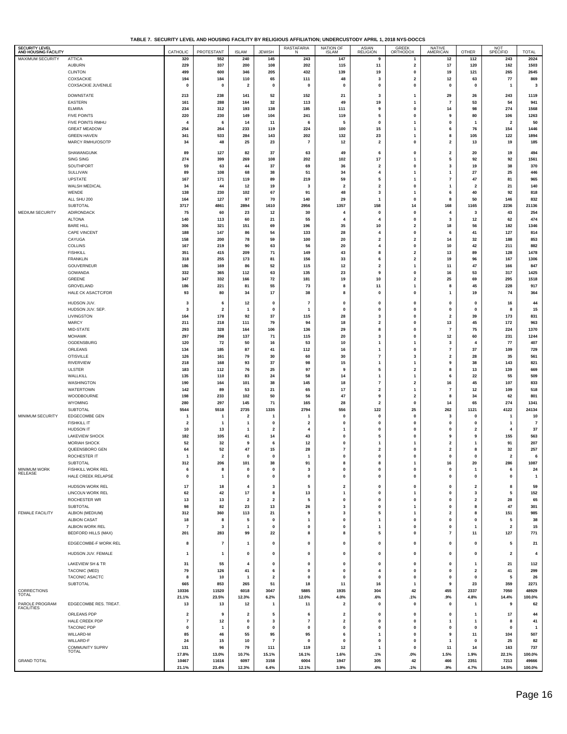# TABLE 7. SECURITY LEVEL AND HOUSING FACILITY BY RELIGIOUS AFFILIATION; UNDERCUSTODY APRIL 1, 2018 NYS-DOCCS

| SECURITY LEVEL AND HOUSING FACILITY | | CATHOLIC | PROTESTANT | ISLAM | JEWISH | RASTAFARIAN | NATION OF ISLAM | ASIAN RELIGION | GREEK ORTHODOX | NATIVE AMERICAN | OTHER | NOT SPECIFID | TOTAL |
|---|---|---|---|---|---|---|---|---|---|---|---|---|---|
| MAXIMUM SECURITY | ATTICA | 320 | 552 | 240 | 145 | 243 | 147 | 9 | 1 | 12 | 112 | 243 | 2024 |
| | AUBURN | 229 | 337 | 200 | 108 | 202 | 115 | 11 | 2 | 17 | 120 | 162 | 1503 |
| | CLINTON | 499 | 600 | 346 | 205 | 432 | 139 | 19 | 0 | 19 | 121 | 265 | 2645 |
| | COXSACKIE | 194 | 184 | 110 | 65 | 111 | 48 | 3 | 2 | 12 | 63 | 77 | 869 |
| | COXSACKIE JUVENILE | 0 | 0 | 2 | 0 | 0 | 0 | 0 | 0 | 0 | 0 | 1 | 3 |
| | DOWNSTATE | 213 | 238 | 141 | 52 | 152 | 21 | 3 | 1 | 29 | 26 | 243 | 1119 |
| | EASTERN | 161 | 288 | 164 | 32 | 113 | 49 | 19 | 1 | 7 | 53 | 54 | 941 |
| | ELMIRA | 234 | 312 | 193 | 138 | 185 | 111 | 9 | 0 | 14 | 98 | 274 | 1568 |
| | FIVE POINTS | 220 | 230 | 149 | 104 | 241 | 119 | 5 | 0 | 9 | 80 | 106 | 1263 |
| | FIVE POINTS RMHU | 4 | 6 | 14 | 11 | 6 | 5 | 0 | 1 | 0 | 1 | 2 | 50 |
| | GREAT MEADOW | 254 | 264 | 233 | 119 | 224 | 100 | 15 | 1 | 6 | 76 | 154 | 1446 |
| | GREEN HAVEN | 341 | 533 | 284 | 143 | 202 | 132 | 23 | 1 | 8 | 105 | 122 | 1894 |
| | MARCY RMHU/OSOTP | 34 | 48 | 25 | 23 | 7 | 12 | 2 | 0 | 2 | 13 | 19 | 185 |
| | SHAWANGUNK | 89 | 127 | 82 | 37 | 63 | 49 | 6 | 0 | 2 | 20 | 19 | 494 |
| | SING SING | 274 | 399 | 269 | 108 | 202 | 102 | 17 | 1 | 5 | 92 | 92 | 1561 |
| | SOUTHPORT | 59 | 63 | 44 | 37 | 69 | 36 | 2 | 0 | 3 | 19 | 38 | 370 |
| | SULLIVAN | 89 | 108 | 68 | 38 | 51 | 34 | 4 | 1 | 1 | 27 | 25 | 446 |
| | UPSTATE | 167 | 171 | 119 | 89 | 219 | 59 | 5 | 1 | 7 | 47 | 81 | 965 |
| | WALSH MEDICAL | 34 | 44 | 12 | 19 | 3 | 2 | 2 | 0 | 1 | 2 | 21 | 140 |
| | WENDE | 138 | 230 | 102 | 67 | 91 | 48 | 3 | 1 | 6 | 40 | 92 | 818 |
| | ALL SHU 200 | 164 | 127 | 97 | 70 | 140 | 29 | 1 | 0 | 8 | 50 | 146 | 832 |
| | SUBTOTAL | 3717 | 4861 | 2894 | 1610 | 2956 | 1357 | 158 | 14 | 168 | 1165 | 2236 | 21136 |
| MEDIUM SECURITY | ADIRONDACK | 75 | 60 | 23 | 12 | 30 | 4 | 0 | 0 | 4 | 3 | 43 | 254 |
| | ALTONA | 140 | 113 | 60 | 21 | 55 | 4 | 4 | 0 | 3 | 12 | 62 | 474 |
| | BARE HILL | 306 | 321 | 151 | 69 | 196 | 35 | 10 | 2 | 18 | 56 | 182 | 1346 |
| | CAPE VINCENT | 188 | 147 | 86 | 54 | 133 | 28 | 4 | 0 | 6 | 41 | 127 | 814 |
| | CAYUGA | 158 | 200 | 78 | 59 | 100 | 20 | 2 | 2 | 14 | 32 | 188 | 853 |
| | COLLINS | 167 | 219 | 90 | 63 | 56 | 20 | 4 | 0 | 10 | 42 | 211 | 882 |
| | FISHKILL | 351 | 415 | 209 | 71 | 149 | 43 | 8 | 2 | 13 | 89 | 128 | 1478 |
| | FRANKLIN | 318 | 255 | 173 | 81 | 156 | 33 | 6 | 2 | 19 | 96 | 167 | 1306 |
| | GOUVERNEUR | 186 | 169 | 86 | 52 | 115 | 12 | 2 | 1 | 11 | 47 | 166 | 847 |
| | GOWANDA | 332 | 365 | 112 | 63 | 135 | 23 | 9 | 0 | 16 | 53 | 317 | 1425 |
| | GREENE | 347 | 332 | 166 | 72 | 181 | 19 | 10 | 2 | 25 | 69 | 295 | 1518 |
| | GROVELAND | 186 | 221 | 81 | 55 | 73 | 8 | 11 | 1 | 8 | 45 | 228 | 917 |
| | HALE CK ASACTC/FDR | 93 | 80 | 34 | 17 | 38 | 8 | 0 | 0 | 1 | 19 | 74 | 364 |
| | HUDSON JUV. | 3 | 6 | 12 | 0 | 7 | 0 | 0 | 0 | 0 | 0 | 16 | 44 |
| | HUDSON JUV. SEP. | 3 | 2 | 1 | 0 | 1 | 0 | 0 | 0 | 0 | 0 | 8 | 15 |
| | LIVINGSTON | 164 | 178 | 92 | 37 | 115 | 28 | 3 | 0 | 2 | 39 | 173 | 831 |
| | MARCY | 211 | 218 | 111 | 79 | 94 | 18 | 2 | 0 | 13 | 45 | 172 | 963 |
| | MID-STATE | 293 | 328 | 164 | 106 | 136 | 29 | 8 | 0 | 7 | 75 | 224 | 1370 |
| | MOHAWK | 297 | 298 | 137 | 71 | 115 | 20 | 3 | 0 | 12 | 60 | 231 | 1244 |
| | OGDENSBURG | 120 | 72 | 50 | 16 | 53 | 10 | 1 | 1 | 3 | 4 | 77 | 407 |
| | ORLEANS | 134 | 185 | 87 | 41 | 112 | 16 | 1 | 0 | 7 | 37 | 109 | 729 |
| | OTISVILLE | 126 | 161 | 79 | 30 | 60 | 30 | 7 | 3 | 2 | 28 | 35 | 561 |
| | RIVERVIEW | 218 | 168 | 93 | 37 | 98 | 15 | 1 | 1 | 9 | 38 | 143 | 821 |
| | ULSTER | 183 | 112 | 76 | 25 | 97 | 9 | 5 | 2 | 8 | 13 | 139 | 669 |
| | WALLKILL | 135 | 110 | 83 | 24 | 58 | 14 | 1 | 1 | 6 | 22 | 55 | 509 |
| | WASHINGTON | 190 | 164 | 101 | 38 | 145 | 18 | 7 | 2 | 16 | 45 | 107 | 833 |
| | WATERTOWN | 142 | 89 | 53 | 21 | 65 | 17 | 2 | 1 | 7 | 12 | 109 | 518 |
| | WOODBOURNE | 198 | 233 | 102 | 50 | 56 | 47 | 9 | 2 | 8 | 34 | 62 | 801 |
| | WYOMING | 280 | 297 | 145 | 71 | 165 | 28 | 2 | 0 | 14 | 65 | 274 | 1341 |
| | SUBTOTAL | 5544 | 5518 | 2735 | 1335 | 2794 | 556 | 122 | 25 | 262 | 1121 | 4122 | 24134 |
| MINIMUM SECURITY | EDGECOMBE GEN | 1 | 1 | 2 | 1 | 1 | 0 | 0 | 0 | 3 | 0 | 1 | 10 |
| | FISHKILL IT | 2 | 1 | 1 | 0 | 2 | 0 | 0 | 0 | 0 | 0 | 1 | 7 |
| | HUDSON IT | 10 | 13 | 1 | 2 | 4 | 1 | 0 | 0 | 0 | 2 | 4 | 37 |
| | LAKEVIEW SHOCK | 182 | 105 | 41 | 14 | 43 | 0 | 5 | 0 | 9 | 9 | 155 | 563 |
| | MORIAH SHOCK | 52 | 32 | 9 | 6 | 12 | 0 | 1 | 1 | 2 | 1 | 91 | 207 |
| | QUEENSBORO GEN | 64 | 52 | 47 | 15 | 28 | 7 | 2 | 0 | 2 | 8 | 32 | 257 |
| | ROCHESTER IT | 1 | 2 | 0 | 0 | 1 | 0 | 0 | 0 | 0 | 0 | 2 | 6 |
| | SUBTOTAL | 312 | 206 | 101 | 38 | 91 | 8 | 8 | 1 | 16 | 20 | 286 | 1087 |
| MINIMUM WORK RELEASE | FISHKILL WORK REL | 6 | 8 | 0 | 0 | 3 | 0 | 0 | 0 | 0 | 1 | 6 | 24 |
| | HALE CREEK RELAPSE | 0 | 1 | 0 | 0 | 0 | 0 | 0 | 0 | 0 | 0 | 0 | 1 |
| | HUDSON WORK REL | 17 | 18 | 4 | 3 | 5 | 2 | 0 | 0 | 0 | 2 | 8 | 59 |
| | LINCOLN WORK REL | 62 | 42 | 17 | 8 | 13 | 1 | 0 | 1 | 0 | 3 | 5 | 152 |
| | ROCHESTER WR | 13 | 13 | 2 | 2 | 5 | 0 | 0 | 0 | 0 | 2 | 28 | 65 |
| | SUBTOTAL | 98 | 82 | 23 | 13 | 26 | 3 | 0 | 1 | 0 | 8 | 47 | 301 |
| FEMALE FACILITY | ALBION (MEDIUM) | 312 | 360 | 113 | 21 | 9 | 3 | 5 | 1 | 2 | 8 | 151 | 985 |
| | ALBION CASAT | 18 | 8 | 5 | 0 | 1 | 0 | 1 | 0 | 0 | 0 | 5 | 38 |
| | ALBION WORK REL | 7 | 3 | 1 | 0 | 0 | 0 | 1 | 0 | 0 | 1 | 2 | 15 |
| | BEDFORD HILLS (MAX) | 201 | 283 | 99 | 22 | 8 | 8 | 5 | 0 | 7 | 11 | 127 | 771 |
| | EDGECOMBE-F WORK REL | 8 | 7 | 1 | 0 | 0 | 0 | 0 | 0 | 0 | 0 | 5 | 21 |
| | HUDSON JUV. FEMALE | 1 | 1 | 0 | 0 | 0 | 0 | 0 | 0 | 0 | 0 | 2 | 4 |
| | LAKEVIEW SH & TR | 31 | 55 | 4 | 0 | 0 | 0 | 0 | 0 | 0 | 1 | 21 | 112 |
| | TACONIC (MED) | 79 | 126 | 41 | 6 | 0 | 0 | 4 | 0 | 0 | 2 | 41 | 299 |
| | TACONIC ASACTC | 8 | 10 | 1 | 2 | 0 | 0 | 0 | 0 | 0 | 0 | 5 | 26 |
| | SUBTOTAL | 665 | 853 | 265 | 51 | 18 | 11 | 16 | 1 | 9 | 23 | 359 | 2271 |
| CORRECTIONS TOTAL | | 10336 | 11520 | 6018 | 3047 | 5885 | 1935 | 304 | 42 | 455 | 2337 | 7050 | 48929 |
| | | 21.1% | 23.5% | 12.3% | 6.2% | 12.0% | 4.0% | .6% | .1% | .9% | 4.8% | 14.4% | 100.0% |
| PAROLE PROGRAM FACILITIES | EDGECOMBE RES. TREAT. | 13 | 13 | 12 | 1 | 11 | 2 | 0 | 0 | 0 | 1 | 9 | 62 |
| | ORLEANS PDP | 2 | 9 | 2 | 5 | 6 | 2 | 0 | 0 | 0 | 1 | 17 | 44 |
| | HALE CREEK PDP | 7 | 12 | 0 | 3 | 7 | 2 | 0 | 0 | 1 | 1 | 8 | 41 |
| | TACONIC PDP | 0 | 1 | 0 | 0 | 0 | 0 | 0 | 0 | 0 | 0 | 0 | 1 |
| | WILLARD-M | 85 | 46 | 55 | 95 | 95 | 6 | 1 | 0 | 9 | 11 | 104 | 507 |
| | WILLARD-F | 24 | 15 | 10 | 7 | 0 | 0 | 0 | 0 | 1 | 0 | 25 | 82 |
| | COMMUNITY SUPRV TOTAL | 131 | 96 | 79 | 111 | 119 | 12 | 1 | 0 | 11 | 14 | 163 | 737 |
| | | 17.8% | 13.0% | 10.7% | 15.1% | 16.1% | 1.6% | .1% | .0% | 1.5% | 1.9% | 22.1% | 100.0% |
| GRAND TOTAL | | 10467 | 11616 | 6097 | 3158 | 6004 | 1947 | 305 | 42 | 466 | 2351 | 7213 | 49666 |
| | | 21.1% | 23.4% | 12.3% | 6.4% | 12.1% | 3.9% | .6% | .1% | .9% | 4.7% | 14.5% | 100.0% |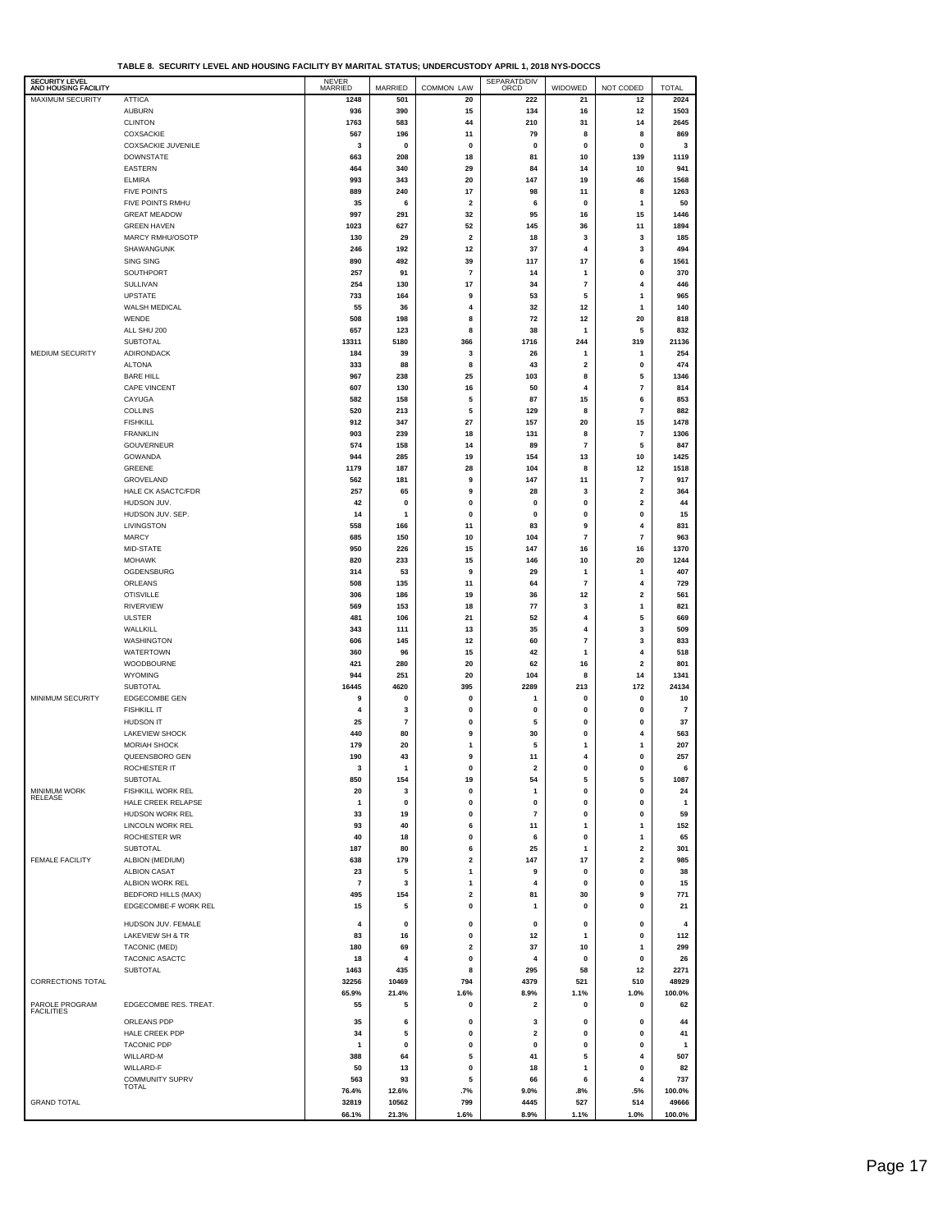**TABLE 8. SECURITY LEVEL AND HOUSING FACILITY BY MARITAL STATUS; UNDERCUSTODY APRIL 1, 2018 NYS-DOCCS**

| SECURITY LEVEL AND HOUSING FACILITY | | NEVER MARRIED | MARRIED | COMMON LAW | SEPARATD/DIVORCD | WIDOWED | NOT CODED | TOTAL |
|---|---|---|---|---|---|---|---|---|
| MAXIMUM SECURITY | ATTICA | 1248 | 501 | 20 | 222 | 21 | 12 | 2024 |
| | AUBURN | 936 | 390 | 15 | 134 | 16 | 12 | 1503 |
| | CLINTON | 1763 | 583 | 44 | 210 | 31 | 14 | 2645 |
| | COXSACKIE | 567 | 196 | 11 | 79 | 8 | 8 | 869 |
| | COXSACKIE JUVENILE | 3 | 0 | 0 | 0 | 0 | 0 | 3 |
| | DOWNSTATE | 663 | 208 | 18 | 81 | 10 | 139 | 1119 |
| | EASTERN | 464 | 340 | 29 | 84 | 14 | 10 | 941 |
| | ELMIRA | 993 | 343 | 20 | 147 | 19 | 46 | 1568 |
| | FIVE POINTS | 889 | 240 | 17 | 98 | 11 | 8 | 1263 |
| | FIVE POINTS RMHU | 35 | 6 | 2 | 6 | 0 | 1 | 50 |
| | GREAT MEADOW | 997 | 291 | 32 | 95 | 16 | 15 | 1446 |
| | GREEN HAVEN | 1023 | 627 | 52 | 145 | 36 | 11 | 1894 |
| | MARCY RMHU/OSOTP | 130 | 29 | 2 | 18 | 3 | 3 | 185 |
| | SHAWANGUNK | 246 | 192 | 12 | 37 | 4 | 3 | 494 |
| | SING SING | 890 | 492 | 39 | 117 | 17 | 6 | 1561 |
| | SOUTHPORT | 257 | 91 | 7 | 14 | 1 | 0 | 370 |
| | SULLIVAN | 254 | 130 | 17 | 34 | 7 | 4 | 446 |
| | UPSTATE | 733 | 164 | 9 | 53 | 5 | 1 | 965 |
| | WALSH MEDICAL | 55 | 36 | 4 | 32 | 12 | 1 | 140 |
| | WENDE | 508 | 198 | 8 | 72 | 12 | 20 | 818 |
| | ALL SHU 200 | 657 | 123 | 8 | 38 | 1 | 5 | 832 |
| | SUBTOTAL | 13311 | 5180 | 366 | 1716 | 244 | 319 | 21136 |
| MEDIUM SECURITY | ADIRONDACK | 184 | 39 | 3 | 26 | 1 | 1 | 254 |
| | ALTONA | 333 | 88 | 8 | 43 | 2 | 0 | 474 |
| | BARE HILL | 967 | 238 | 25 | 103 | 8 | 5 | 1346 |
| | CAPE VINCENT | 607 | 130 | 16 | 50 | 4 | 7 | 814 |
| | CAYUGA | 582 | 158 | 5 | 87 | 15 | 6 | 853 |
| | COLLINS | 520 | 213 | 5 | 129 | 8 | 7 | 882 |
| | FISHKILL | 912 | 347 | 27 | 157 | 20 | 15 | 1478 |
| | FRANKLIN | 903 | 239 | 18 | 131 | 8 | 7 | 1306 |
| | GOUVERNEUR | 574 | 158 | 14 | 89 | 7 | 5 | 847 |
| | GOWANDA | 944 | 285 | 19 | 154 | 13 | 10 | 1425 |
| | GREENE | 1179 | 187 | 28 | 104 | 8 | 12 | 1518 |
| | GROVELAND | 562 | 181 | 9 | 147 | 11 | 7 | 917 |
| | HALE CK ASACTC/FDR | 257 | 65 | 9 | 28 | 3 | 2 | 364 |
| | HUDSON JUV. | 42 | 0 | 0 | 0 | 0 | 2 | 44 |
| | HUDSON JUV. SEP. | 14 | 1 | 0 | 0 | 0 | 0 | 15 |
| | LIVINGSTON | 558 | 166 | 11 | 83 | 9 | 4 | 831 |
| | MARCY | 685 | 150 | 10 | 104 | 7 | 7 | 963 |
| | MID-STATE | 950 | 226 | 15 | 147 | 16 | 16 | 1370 |
| | MOHAWK | 820 | 233 | 15 | 146 | 10 | 20 | 1244 |
| | OGDENSBURG | 314 | 53 | 9 | 29 | 1 | 1 | 407 |
| | ORLEANS | 508 | 135 | 11 | 64 | 7 | 4 | 729 |
| | OTISVILLE | 306 | 186 | 19 | 36 | 12 | 2 | 561 |
| | RIVERVIEW | 569 | 153 | 18 | 77 | 3 | 1 | 821 |
| | ULSTER | 481 | 106 | 21 | 52 | 4 | 5 | 669 |
| | WALLKILL | 343 | 111 | 13 | 35 | 4 | 3 | 509 |
| | WASHINGTON | 606 | 145 | 12 | 60 | 7 | 3 | 833 |
| | WATERTOWN | 360 | 96 | 15 | 42 | 1 | 4 | 518 |
| | WOODBOURNE | 421 | 280 | 20 | 62 | 16 | 2 | 801 |
| | WYOMING | 944 | 251 | 20 | 104 | 8 | 14 | 1341 |
| | SUBTOTAL | 16445 | 4620 | 395 | 2289 | 213 | 172 | 24134 |
| MINIMUM SECURITY | EDGECOMBE GEN | 9 | 0 | 0 | 1 | 0 | 0 | 10 |
| | FISHKILL IT | 4 | 3 | 0 | 0 | 0 | 0 | 7 |
| | HUDSON IT | 25 | 7 | 0 | 5 | 0 | 0 | 37 |
| | LAKEVIEW SHOCK | 440 | 80 | 9 | 30 | 0 | 4 | 563 |
| | MORIAH SHOCK | 179 | 20 | 1 | 5 | 1 | 1 | 207 |
| | QUEENSBORO GEN | 190 | 43 | 9 | 11 | 4 | 0 | 257 |
| | ROCHESTER IT | 3 | 1 | 0 | 2 | 0 | 0 | 6 |
| | SUBTOTAL | 850 | 154 | 19 | 54 | 5 | 5 | 1087 |
| MINIMUM WORK RELEASE | FISHKILL WORK REL | 20 | 3 | 0 | 1 | 0 | 0 | 24 |
| | HALE CREEK RELAPSE | 1 | 0 | 0 | 0 | 0 | 0 | 1 |
| | HUDSON WORK REL | 33 | 19 | 0 | 7 | 0 | 0 | 59 |
| | LINCOLN WORK REL | 93 | 40 | 6 | 11 | 1 | 1 | 152 |
| | ROCHESTER WR | 40 | 18 | 0 | 6 | 0 | 1 | 65 |
| | SUBTOTAL | 187 | 80 | 6 | 25 | 1 | 2 | 301 |
| FEMALE FACILITY | ALBION (MEDIUM) | 638 | 179 | 2 | 147 | 17 | 2 | 985 |
| | ALBION CASAT | 23 | 5 | 1 | 9 | 0 | 0 | 38 |
| | ALBION WORK REL | 7 | 3 | 1 | 4 | 0 | 0 | 15 |
| | BEDFORD HILLS (MAX) | 495 | 154 | 2 | 81 | 30 | 9 | 771 |
| | EDGECOMBE-F WORK REL | 15 | 5 | 0 | 1 | 0 | 0 | 21 |
| | HUDSON JUV. FEMALE | 4 | 0 | 0 | 0 | 0 | 0 | 4 |
| | LAKEVIEW SH & TR | 83 | 16 | 0 | 12 | 1 | 0 | 112 |
| | TACONIC (MED) | 180 | 69 | 2 | 37 | 10 | 1 | 299 |
| | TACONIC ASACTC | 18 | 4 | 0 | 4 | 0 | 0 | 26 |
| | SUBTOTAL | 1463 | 435 | 8 | 295 | 58 | 12 | 2271 |
| CORRECTIONS TOTAL | | 32256 | 10469 | 794 | 4379 | 521 | 510 | 48929 |
| | | 65.9% | 21.4% | 1.6% | 8.9% | 1.1% | 1.0% | 100.0% |
| PAROLE PROGRAM FACILITIES | EDGECOMBE RES. TREAT. | 55 | 5 | 0 | 2 | 0 | 0 | 62 |
| | ORLEANS PDP | 35 | 6 | 0 | 3 | 0 | 0 | 44 |
| | HALE CREEK PDP | 34 | 5 | 0 | 2 | 0 | 0 | 41 |
| | TACONIC PDP | 1 | 0 | 0 | 0 | 0 | 0 | 1 |
| | WILLARD-M | 388 | 64 | 5 | 41 | 5 | 4 | 507 |
| | WILLARD-F | 50 | 13 | 0 | 18 | 1 | 0 | 82 |
| | COMMUNITY SUPRV TOTAL | 563 | 93 | 5 | 66 | 6 | 4 | 737 |
| | | 76.4% | 12.6% | .7% | 9.0% | .8% | .5% | 100.0% |
| GRAND TOTAL | | 32819 | 10562 | 799 | 4445 | 527 | 514 | 49666 |
| | | 66.1% | 21.3% | 1.6% | 8.9% | 1.1% | 1.0% | 100.0% |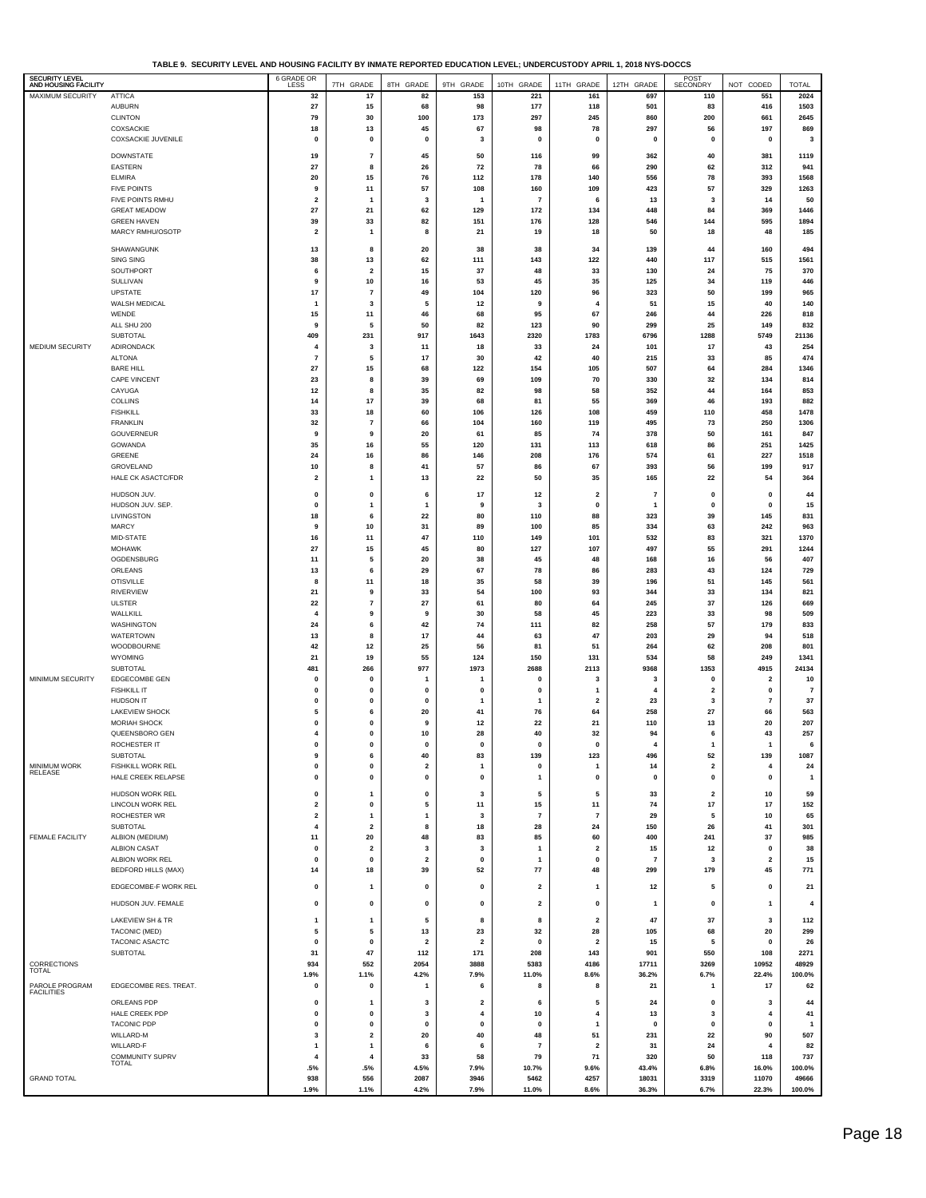**TABLE 9. SECURITY LEVEL AND HOUSING FACILITY BY INMATE REPORTED EDUCATION LEVEL; UNDERCUSTODY APRIL 1, 2018 NYS-DOCCS**

| SECURITY LEVEL AND HOUSING FACILITY | | 6 GRADE OR LESS | 7TH GRADE | 8TH GRADE | 9TH GRADE | 10TH GRADE | 11TH GRADE | 12TH GRADE | POST SECONDRY | NOT CODED | TOTAL |
|---|---|---|---|---|---|---|---|---|---|---|---|
| MAXIMUM SECURITY | ATTICA | 32 | 17 | 82 | 153 | 221 | 161 | 697 | 110 | 551 | 2024 |
| | AUBURN | 27 | 15 | 68 | 98 | 177 | 118 | 501 | 83 | 416 | 1503 |
| | CLINTON | 79 | 30 | 100 | 173 | 297 | 245 | 860 | 200 | 661 | 2645 |
| | COXSACKIE | 18 | 13 | 45 | 67 | 98 | 78 | 297 | 56 | 197 | 869 |
| | COXSACKIE JUVENILE | 0 | 0 | 0 | 3 | 0 | 0 | 0 | 0 | 0 | 3 |
| | DOWNSTATE | 19 | 7 | 45 | 50 | 116 | 99 | 362 | 40 | 381 | 1119 |
| | EASTERN | 27 | 8 | 26 | 72 | 78 | 66 | 290 | 62 | 312 | 941 |
| | ELMIRA | 20 | 15 | 76 | 112 | 178 | 140 | 556 | 78 | 393 | 1568 |
| | FIVE POINTS | 9 | 11 | 57 | 108 | 160 | 109 | 423 | 57 | 329 | 1263 |
| | FIVE POINTS RMHU | 2 | 1 | 3 | 1 | 7 | 6 | 13 | 3 | 14 | 50 |
| | GREAT MEADOW | 27 | 21 | 62 | 129 | 172 | 134 | 448 | 84 | 369 | 1446 |
| | GREEN HAVEN | 39 | 33 | 82 | 151 | 176 | 128 | 546 | 144 | 595 | 1894 |
| | MARCY RMHU/OSOTP | 2 | 1 | 8 | 21 | 19 | 18 | 50 | 18 | 48 | 185 |
| | SHAWANGUNK | 13 | 8 | 20 | 38 | 38 | 34 | 139 | 44 | 160 | 494 |
| | SING SING | 38 | 13 | 62 | 111 | 143 | 122 | 440 | 117 | 515 | 1561 |
| | SOUTHPORT | 6 | 2 | 15 | 37 | 48 | 33 | 130 | 24 | 75 | 370 |
| | SULLIVAN | 9 | 10 | 16 | 53 | 45 | 35 | 125 | 34 | 119 | 446 |
| | UPSTATE | 17 | 7 | 49 | 104 | 120 | 96 | 323 | 50 | 199 | 965 |
| | WALSH MEDICAL | 1 | 3 | 5 | 12 | 9 | 4 | 51 | 15 | 40 | 140 |
| | WENDE | 15 | 11 | 46 | 68 | 95 | 67 | 246 | 44 | 226 | 818 |
| | ALL SHU 200 | 9 | 5 | 50 | 82 | 123 | 90 | 299 | 25 | 149 | 832 |
| | SUBTOTAL | 409 | 231 | 917 | 1643 | 2320 | 1783 | 6796 | 1288 | 5749 | 21136 |
| MEDIUM SECURITY | ADIRONDACK | 4 | 3 | 11 | 18 | 33 | 24 | 101 | 17 | 43 | 254 |
| | ALTONA | 7 | 5 | 17 | 30 | 42 | 40 | 215 | 33 | 85 | 474 |
| | BARE HILL | 27 | 15 | 68 | 122 | 154 | 105 | 507 | 64 | 284 | 1346 |
| | CAPE VINCENT | 23 | 8 | 39 | 69 | 109 | 70 | 330 | 32 | 134 | 814 |
| | CAYUGA | 12 | 8 | 35 | 82 | 98 | 58 | 352 | 44 | 164 | 853 |
| | COLLINS | 14 | 17 | 39 | 68 | 81 | 55 | 369 | 46 | 193 | 882 |
| | FISHKILL | 33 | 18 | 60 | 106 | 126 | 108 | 459 | 110 | 458 | 1478 |
| | FRANKLIN | 32 | 7 | 66 | 104 | 160 | 119 | 495 | 73 | 250 | 1306 |
| | GOUVERNEUR | 9 | 9 | 20 | 61 | 85 | 74 | 378 | 50 | 161 | 847 |
| | GOWANDA | 35 | 16 | 55 | 120 | 131 | 113 | 618 | 86 | 251 | 1425 |
| | GREENE | 24 | 16 | 86 | 146 | 208 | 176 | 574 | 61 | 227 | 1518 |
| | GROVELAND | 10 | 8 | 41 | 57 | 86 | 67 | 393 | 56 | 199 | 917 |
| | HALE CK ASACTC/FDR | 2 | 1 | 13 | 22 | 50 | 35 | 165 | 22 | 54 | 364 |
| | HUDSON JUV. | 0 | 0 | 6 | 17 | 12 | 2 | 7 | 0 | 0 | 44 |
| | HUDSON JUV. SEP. | 0 | 1 | 1 | 9 | 3 | 0 | 1 | 0 | 0 | 15 |
| | LIVINGSTON | 18 | 6 | 22 | 80 | 110 | 88 | 323 | 39 | 145 | 831 |
| | MARCY | 9 | 10 | 31 | 89 | 100 | 85 | 334 | 63 | 242 | 963 |
| | MID-STATE | 16 | 11 | 47 | 110 | 149 | 101 | 532 | 83 | 321 | 1370 |
| | MOHAWK | 27 | 15 | 45 | 80 | 127 | 107 | 497 | 55 | 291 | 1244 |
| | OGDENSBURG | 11 | 5 | 20 | 38 | 45 | 48 | 168 | 16 | 56 | 407 |
| | ORLEANS | 13 | 6 | 29 | 67 | 78 | 86 | 283 | 43 | 124 | 729 |
| | OTISVILLE | 8 | 11 | 18 | 35 | 58 | 39 | 196 | 51 | 145 | 561 |
| | RIVERVIEW | 21 | 9 | 33 | 54 | 100 | 93 | 344 | 33 | 134 | 821 |
| | ULSTER | 22 | 7 | 27 | 61 | 80 | 64 | 245 | 37 | 126 | 669 |
| | WALLKILL | 4 | 9 | 9 | 30 | 58 | 45 | 223 | 33 | 98 | 509 |
| | WASHINGTON | 24 | 6 | 42 | 74 | 111 | 82 | 258 | 57 | 179 | 833 |
| | WATERTOWN | 13 | 8 | 17 | 44 | 63 | 47 | 203 | 29 | 94 | 518 |
| | WOODBOURNE | 42 | 12 | 25 | 56 | 81 | 51 | 264 | 62 | 208 | 801 |
| | WYOMING | 21 | 19 | 55 | 124 | 150 | 131 | 534 | 58 | 249 | 1341 |
| | SUBTOTAL | 481 | 266 | 977 | 1973 | 2688 | 2113 | 9368 | 1353 | 4915 | 24134 |
| MINIMUM SECURITY | EDGECOMBE GEN | 0 | 0 | 1 | 1 | 0 | 3 | 3 | 0 | 2 | 10 |
| | FISHKILL IT | 0 | 0 | 0 | 0 | 0 | 1 | 4 | 2 | 0 | 7 |
| | HUDSON IT | 0 | 0 | 0 | 1 | 1 | 2 | 23 | 3 | 7 | 37 |
| | LAKEVIEW SHOCK | 5 | 6 | 20 | 41 | 76 | 64 | 258 | 27 | 66 | 563 |
| | MORIAH SHOCK | 0 | 0 | 9 | 12 | 22 | 21 | 110 | 13 | 20 | 207 |
| | QUEENSBORO GEN | 4 | 0 | 10 | 28 | 40 | 32 | 94 | 6 | 43 | 257 |
| | ROCHESTER IT | 0 | 0 | 0 | 0 | 0 | 0 | 4 | 1 | 1 | 6 |
| | SUBTOTAL | 9 | 6 | 40 | 83 | 139 | 123 | 496 | 52 | 139 | 1087 |
| MINIMUM WORK RELEASE | FISHKILL WORK REL | 0 | 0 | 2 | 1 | 0 | 1 | 14 | 2 | 4 | 24 |
| | HALE CREEK RELAPSE | 0 | 0 | 0 | 0 | 1 | 0 | 0 | 0 | 0 | 1 |
| | HUDSON WORK REL | 0 | 1 | 0 | 3 | 5 | 5 | 33 | 2 | 10 | 59 |
| | LINCOLN WORK REL | 2 | 0 | 5 | 11 | 15 | 11 | 74 | 17 | 17 | 152 |
| | ROCHESTER WR | 2 | 1 | 1 | 3 | 7 | 7 | 29 | 5 | 10 | 65 |
| | SUBTOTAL | 4 | 2 | 8 | 18 | 28 | 24 | 150 | 26 | 41 | 301 |
| FEMALE FACILITY | ALBION (MEDIUM) | 11 | 20 | 48 | 83 | 85 | 60 | 400 | 241 | 37 | 985 |
| | ALBION CASAT | 0 | 2 | 3 | 3 | 1 | 2 | 15 | 12 | 0 | 38 |
| | ALBION WORK REL | 0 | 0 | 2 | 0 | 1 | 0 | 7 | 3 | 2 | 15 |
| | BEDFORD HILLS (MAX) | 14 | 18 | 39 | 52 | 77 | 48 | 299 | 179 | 45 | 771 |
| | EDGECOMBE-F WORK REL | 0 | 1 | 0 | 0 | 2 | 1 | 12 | 5 | 0 | 21 |
| | HUDSON JUV. FEMALE | 0 | 0 | 0 | 0 | 2 | 0 | 1 | 0 | 1 | 4 |
| | LAKEVIEW SH & TR | 1 | 1 | 5 | 8 | 8 | 2 | 47 | 37 | 3 | 112 |
| | TACONIC (MED) | 5 | 5 | 13 | 23 | 32 | 28 | 105 | 68 | 20 | 299 |
| | TACONIC ASACTC | 0 | 0 | 2 | 2 | 0 | 2 | 15 | 5 | 0 | 26 |
| | SUBTOTAL | 31 | 47 | 112 | 171 | 208 | 143 | 901 | 550 | 108 | 2271 |
| CORRECTIONS TOTAL | | 934 | 552 | 2054 | 3888 | 5383 | 4186 | 17711 | 3269 | 10952 | 48929 |
| | | 1.9% | 1.1% | 4.2% | 7.9% | 11.0% | 8.6% | 36.2% | 6.7% | 22.4% | 100.0% |
| PAROLE PROGRAM FACILITIES | EDGECOMBE RES. TREAT. | 0 | 0 | 1 | 6 | 8 | 8 | 21 | 1 | 17 | 62 |
| | ORLEANS PDP | 0 | 1 | 3 | 2 | 6 | 5 | 24 | 0 | 3 | 44 |
| | HALE CREEK PDP | 0 | 0 | 3 | 4 | 10 | 4 | 13 | 3 | 4 | 41 |
| | TACONIC PDP | 0 | 0 | 0 | 0 | 0 | 1 | 0 | 0 | 0 | 1 |
| | WILLARD-M | 3 | 2 | 20 | 40 | 48 | 51 | 231 | 22 | 90 | 507 |
| | WILLARD-F | 1 | 1 | 6 | 6 | 7 | 2 | 31 | 24 | 4 | 82 |
| | COMMUNITY SUPRV TOTAL | 4 | 4 | 33 | 58 | 79 | 71 | 320 | 50 | 118 | 737 |
| | | .5% | .5% | 4.5% | 7.9% | 10.7% | 9.6% | 43.4% | 6.8% | 16.0% | 100.0% |
| GRAND TOTAL | | 938 | 556 | 2087 | 3946 | 5462 | 4257 | 18031 | 3319 | 11070 | 49666 |
| | | 1.9% | 1.1% | 4.2% | 7.9% | 11.0% | 8.6% | 36.3% | 6.7% | 22.3% | 100.0% |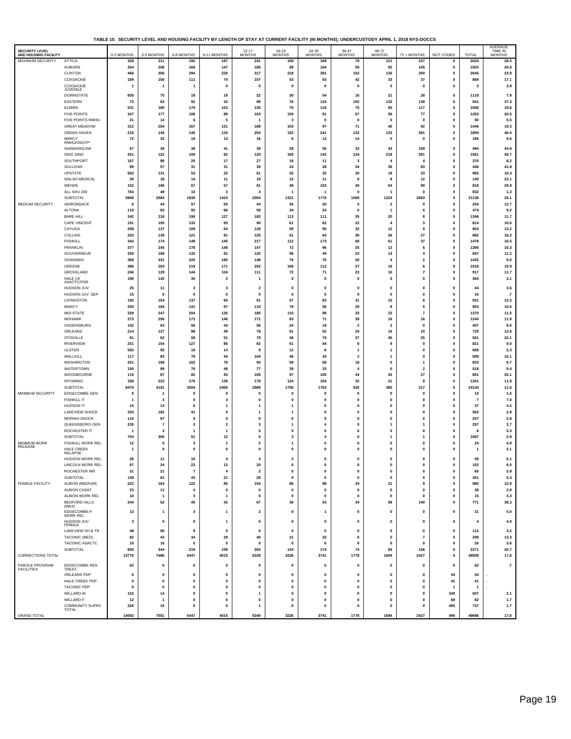**TABLE 10. SECURITY LEVEL AND HOUSING FACILITY BY LENGTH OF STAY AT CURRENT FACILITY (IN MONTHS); UNDERCUSTODY APRIL 1, 2018 NYS-DOCCS**

| SECURITY LEVEL AND HOUSING FACILITY | | 0-2 MONTHS | 3-5 MONTHS | 6-8 MONTHS | 9-11 MONTHS | 12-17 MONTHS | 18-23 MONTHS | 24-35 MONTHS | 36-47 MONTHS | 48-71 MONTHS | 72 + MONTHS | NOT CODED | TOTAL | AVERAGE TIME IN MONTHS |
|---|---|---|---|---|---|---|---|---|---|---|---|---|---|---|
| MAXIMUM SECURITY | ATTICA | 328 | 311 | 192 | 187 | 241 | 159 | 169 | 79 | 121 | 237 | 0 | 2024 | 28.5 |
| | AUBURN | 354 | 208 | 160 | 147 | 185 | 89 | 104 | 59 | 92 | 105 | 0 | 1503 | 20.8 |
| | CLINTON | 466 | 356 | 294 | 226 | 317 | 218 | 281 | 152 | 135 | 200 | 0 | 2645 | 23.9 |
| | COXSACKIE | 169 | 150 | 111 | 74 | 107 | 53 | 93 | 42 | 33 | 37 | 0 | 869 | 17.1 |
| | COXSACKIE JUVENILE | 1 | 1 | 1 | 0 | 0 | 0 | 0 | 0 | 0 | 0 | 0 | 3 | 3.8 |
| | DOWNSTATE | 835 | 75 | 19 | 19 | 22 | 30 | 54 | 16 | 21 | 28 | 0 | 1119 | 7.9 |
| | EASTERN | 73 | 63 | 92 | 42 | 99 | 76 | 124 | 102 | 132 | 138 | 0 | 941 | 37.3 |
| | ELMIRA | 531 | 180 | 179 | 103 | 130 | 70 | 118 | 75 | 65 | 117 | 0 | 1568 | 19.6 |
| | FIVE POINTS | 347 | 177 | 106 | 89 | 163 | 100 | 91 | 57 | 56 | 77 | 0 | 1263 | 20.5 |
| | FIVE POINTS RMHU | 21 | 14 | 6 | 5 | 1 | 3 | 0 | 0 | 0 | 0 | 0 | 50 | 5.5 |
| | GREAT MEADOW | 312 | 254 | 167 | 121 | 189 | 103 | 97 | 71 | 40 | 92 | 0 | 1446 | 19.3 |
| | GREEN HAVEN | 218 | 145 | 145 | 133 | 204 | 152 | 241 | 132 | 133 | 391 | 0 | 1894 | 46.0 |
| | MARCY RMHU/OSOTP | 72 | 32 | 19 | 13 | 16 | 6 | 13 | 14 | 0 | 0 | 0 | 185 | 9.5 |
| | SHAWANGUNK | 67 | 39 | 39 | 41 | 39 | 28 | 56 | 33 | 43 | 109 | 0 | 494 | 44.8 |
| | SING SING | 251 | 122 | 100 | 82 | 120 | 100 | 143 | 134 | 218 | 291 | 0 | 1561 | 40.7 |
| | SOUTHPORT | 167 | 96 | 25 | 17 | 27 | 16 | 11 | 3 | 4 | 4 | 0 | 370 | 8.2 |
| | SULLIVAN | 89 | 57 | 31 | 31 | 30 | 24 | 28 | 34 | 39 | 83 | 0 | 446 | 41.8 |
| | UPSTATE | 562 | 131 | 53 | 22 | 61 | 32 | 32 | 20 | 19 | 33 | 0 | 965 | 10.4 |
| | WALSH MEDICAL | 29 | 18 | 14 | 11 | 19 | 12 | 11 | 6 | 8 | 12 | 0 | 140 | 23.1 |
| | WENDE | 152 | 106 | 67 | 57 | 81 | 49 | 103 | 40 | 64 | 99 | 0 | 818 | 29.9 |
| | ALL SHU 200 | 764 | 49 | 10 | 3 | 3 | 1 | 1 | 0 | 1 | 0 | 0 | 832 | 1.3 |
| | SUBTOTAL | 5808 | 2584 | 1830 | 1423 | 2054 | 1321 | 1770 | 1069 | 1224 | 2053 | 0 | 21136 | 25.1 |
| MEDIUM SECURITY | ADIRONDACK | 6 | 44 | 57 | 50 | 44 | 26 | 20 | 5 | 2 | 0 | 0 | 254 | 12.7 |
| | ALTONA | 110 | 83 | 92 | 66 | 59 | 34 | 24 | 5 | 1 | 0 | 0 | 474 | 9.2 |
| | BARE HILL | 342 | 218 | 190 | 127 | 182 | 113 | 111 | 35 | 20 | 8 | 0 | 1346 | 11.7 |
| | CAPE VINCENT | 191 | 155 | 133 | 93 | 90 | 61 | 62 | 22 | 4 | 3 | 0 | 814 | 10.6 |
| | CAYUGA | 208 | 137 | 109 | 64 | 128 | 59 | 95 | 32 | 12 | 9 | 0 | 853 | 13.2 |
| | COLLINS | 202 | 139 | 121 | 81 | 125 | 61 | 64 | 36 | 26 | 27 | 0 | 882 | 16.2 |
| | FISHKILL | 343 | 174 | 148 | 145 | 217 | 112 | 173 | 68 | 61 | 37 | 0 | 1478 | 16.5 |
| | FRANKLIN | 377 | 245 | 178 | 148 | 147 | 72 | 96 | 25 | 12 | 6 | 0 | 1306 | 10.3 |
| | GOUVERNEUR | 200 | 168 | 132 | 81 | 120 | 56 | 49 | 23 | 14 | 4 | 0 | 847 | 11.2 |
| | GOWANDA | 368 | 331 | 220 | 180 | 148 | 76 | 76 | 20 | 4 | 2 | 0 | 1425 | 9.0 |
| | GREENE | 386 | 263 | 219 | 171 | 202 | 106 | 112 | 37 | 16 | 6 | 0 | 1518 | 10.9 |
| | GROVELAND | 246 | 129 | 144 | 104 | 111 | 72 | 71 | 23 | 10 | 7 | 0 | 917 | 11.7 |
| | HALE CK ASACTC/FDR | 189 | 142 | 30 | 2 | 1 | 0 | 0 | 0 | 0 | 0 | 0 | 364 | 3.1 |
| | HUDSON JUV. | 25 | 11 | 3 | 3 | 2 | 0 | 0 | 0 | 0 | 0 | 0 | 44 | 3.6 |
| | HUDSON JUV. SEP. | 15 | 0 | 0 | 0 | 0 | 0 | 0 | 0 | 0 | 0 | 0 | 15 | .7 |
| | LIVINGSTON | 192 | 154 | 137 | 65 | 91 | 57 | 83 | 31 | 15 | 6 | 0 | 831 | 12.3 |
| | MARCY | 255 | 184 | 141 | 97 | 110 | 78 | 56 | 29 | 8 | 5 | 0 | 963 | 10.6 |
| | MID-STATE | 329 | 247 | 204 | 135 | 180 | 115 | 98 | 33 | 22 | 7 | 0 | 1370 | 11.5 |
| | MOHAWK | 273 | 256 | 173 | 146 | 171 | 83 | 71 | 39 | 16 | 16 | 0 | 1244 | 11.9 |
| | OGDENSBURG | 142 | 63 | 56 | 44 | 56 | 24 | 18 | 2 | 2 | 0 | 0 | 407 | 8.0 |
| | ORLEANS | 214 | 127 | 98 | 49 | 78 | 61 | 52 | 24 | 16 | 10 | 0 | 729 | 12.6 |
| | OTISVILLE | 81 | 62 | 59 | 51 | 79 | 46 | 76 | 37 | 45 | 25 | 0 | 561 | 22.1 |
| | RIVERVIEW | 251 | 154 | 127 | 85 | 82 | 61 | 44 | 8 | 9 | 0 | 0 | 821 | 9.0 |
| | ULSTER | 550 | 55 | 19 | 14 | 9 | 12 | 8 | 1 | 1 | 0 | 0 | 669 | 2.3 |
| | WALLKILL | 117 | 83 | 78 | 44 | 104 | 46 | 34 | 2 | 1 | 0 | 0 | 509 | 10.1 |
| | WASHINGTON | 251 | 168 | 102 | 78 | 93 | 59 | 58 | 18 | 5 | 1 | 0 | 833 | 9.7 |
| | WATERTOWN | 150 | 89 | 76 | 48 | 77 | 39 | 33 | 4 | 0 | 2 | 0 | 518 | 9.4 |
| | WOODBOURNE | 119 | 87 | 82 | 93 | 105 | 97 | 105 | 44 | 42 | 27 | 0 | 801 | 20.1 |
| | WYOMING | 338 | 223 | 176 | 136 | 178 | 124 | 104 | 32 | 21 | 9 | 0 | 1341 | 11.8 |
| | SUBTOTAL | 6470 | 4191 | 3304 | 2400 | 2989 | 1750 | 1793 | 635 | 385 | 217 | 0 | 24134 | 11.6 |
| MINIMUM SECURITY | EDGECOMBE GEN | 9 | 1 | 0 | 0 | 0 | 0 | 0 | 0 | 0 | 0 | 0 | 10 | 1.5 |
| | FISHKILL IT | 1 | 3 | 0 | 3 | 0 | 0 | 0 | 0 | 0 | 0 | 0 | 7 | 7.0 |
| | HUDSON IT | 15 | 13 | 6 | 1 | 1 | 1 | 0 | 0 | 0 | 0 | 0 | 37 | 4.2 |
| | LAKEVIEW SHOCK | 333 | 182 | 41 | 5 | 1 | 1 | 0 | 0 | 0 | 0 | 0 | 563 | 2.8 |
| | MORIAH SHOCK | 110 | 97 | 0 | 0 | 0 | 0 | 0 | 0 | 0 | 0 | 0 | 207 | 2.8 |
| | QUEENSBORO GEN | 235 | 7 | 3 | 2 | 3 | 1 | 4 | 0 | 1 | 1 | 0 | 257 | 2.7 |
| | ROCHESTER IT | 1 | 3 | 1 | 1 | 0 | 0 | 0 | 0 | 0 | 0 | 0 | 6 | 5.3 |
| | SUBTOTAL | 704 | 306 | 51 | 12 | 5 | 3 | 4 | 0 | 1 | 1 | 0 | 1087 | 2.9 |
| MINIMUM WORK RELEASE | FISHKILL WORK REL | 12 | 5 | 3 | 1 | 2 | 1 | 0 | 0 | 0 | 0 | 0 | 24 | 4.9 |
| | HALE CREEK RELAPSE | 1 | 0 | 0 | 0 | 0 | 0 | 0 | 0 | 0 | 0 | 0 | 1 | 2.1 |
| | HUDSON WORK REL | 28 | 11 | 10 | 4 | 4 | 2 | 0 | 0 | 0 | 0 | 0 | 59 | 5.1 |
| | LINCOLN WORK REL | 67 | 24 | 23 | 12 | 20 | 6 | 0 | 0 | 0 | 0 | 0 | 152 | 6.0 |
| | ROCHESTER WR | 31 | 21 | 7 | 4 | 2 | 0 | 0 | 0 | 0 | 0 | 0 | 65 | 3.9 |
| | SUBTOTAL | 139 | 61 | 43 | 21 | 28 | 9 | 0 | 0 | 0 | 0 | 0 | 301 | 5.3 |
| FEMALE FACILITY | ALBION (MEDIUM) | 222 | 164 | 122 | 85 | 154 | 86 | 88 | 34 | 21 | 9 | 0 | 985 | 12.9 |
| | ALBION CASAT | 23 | 11 | 4 | 0 | 0 | 0 | 0 | 0 | 0 | 0 | 0 | 38 | 2.8 |
| | ALBION WORK REL | 10 | 1 | 3 | 1 | 0 | 0 | 0 | 0 | 0 | 0 | 0 | 15 | 3.3 |
| | BEDFORD HILLS (MAX) | 244 | 52 | 45 | 42 | 67 | 36 | 53 | 34 | 58 | 140 | 0 | 771 | 38.3 |
| | EDGECOMBE-F WORK REL | 13 | 1 | 3 | 1 | 2 | 0 | 1 | 0 | 0 | 0 | 0 | 21 | 5.0 |
| | HUDSON JUV. FEMALE | 3 | 0 | 0 | 1 | 0 | 0 | 0 | 0 | 0 | 0 | 0 | 4 | 4.0 |
| | LAKEVIEW SH & TR | 48 | 56 | 8 | 0 | 0 | 0 | 0 | 0 | 0 | 0 | 0 | 112 | 3.2 |
| | TACONIC (MED) | 82 | 43 | 34 | 29 | 40 | 21 | 32 | 6 | 5 | 7 | 0 | 299 | 13.3 |
| | TACONIC ASACTC | 10 | 16 | 0 | 0 | 0 | 0 | 0 | 0 | 0 | 0 | 0 | 26 | 3.6 |
| | SUBTOTAL | 655 | 344 | 219 | 159 | 263 | 143 | 174 | 74 | 84 | 156 | 0 | 2271 | 20.7 |
| CORRECTIONS TOTAL | | 13776 | 7486 | 5447 | 4015 | 5339 | 3226 | 3741 | 1778 | 1694 | 2427 | 0 | 48929 | 17.6 |
| PAROLE PROGRAM FACILITIES | EDGECOMBE RES. TREAT. | 62 | 0 | 0 | 0 | 0 | 0 | 0 | 0 | 0 | 0 | 0 | 62 | .7 |
| | ORLEANS PDP | 0 | 0 | 0 | 0 | 0 | 0 | 0 | 0 | 0 | 0 | 44 | 44 | . |
| | HALE CREEK PDP | 0 | 0 | 0 | 0 | 0 | 0 | 0 | 0 | 0 | 0 | 41 | 41 | . |
| | TACONIC PDP | 0 | 0 | 0 | 0 | 0 | 0 | 0 | 0 | 0 | 0 | 1 | 1 | . |
| | WILLARD-M | 152 | 14 | 0 | 0 | 1 | 0 | 0 | 0 | 0 | 0 | 340 | 507 | 2.1 |
| | WILLARD-F | 12 | 1 | 0 | 0 | 0 | 0 | 0 | 0 | 0 | 0 | 69 | 82 | 1.7 |
| | COMMUNITY SUPRV TOTAL | 226 | 15 | 0 | 0 | 1 | 0 | 0 | 0 | 0 | 0 | 495 | 737 | 1.7 |
| GRAND TOTAL | | 14002 | 7501 | 5447 | 4015 | 5340 | 3226 | 3741 | 1778 | 1694 | 2427 | 495 | 49666 | 17.6 |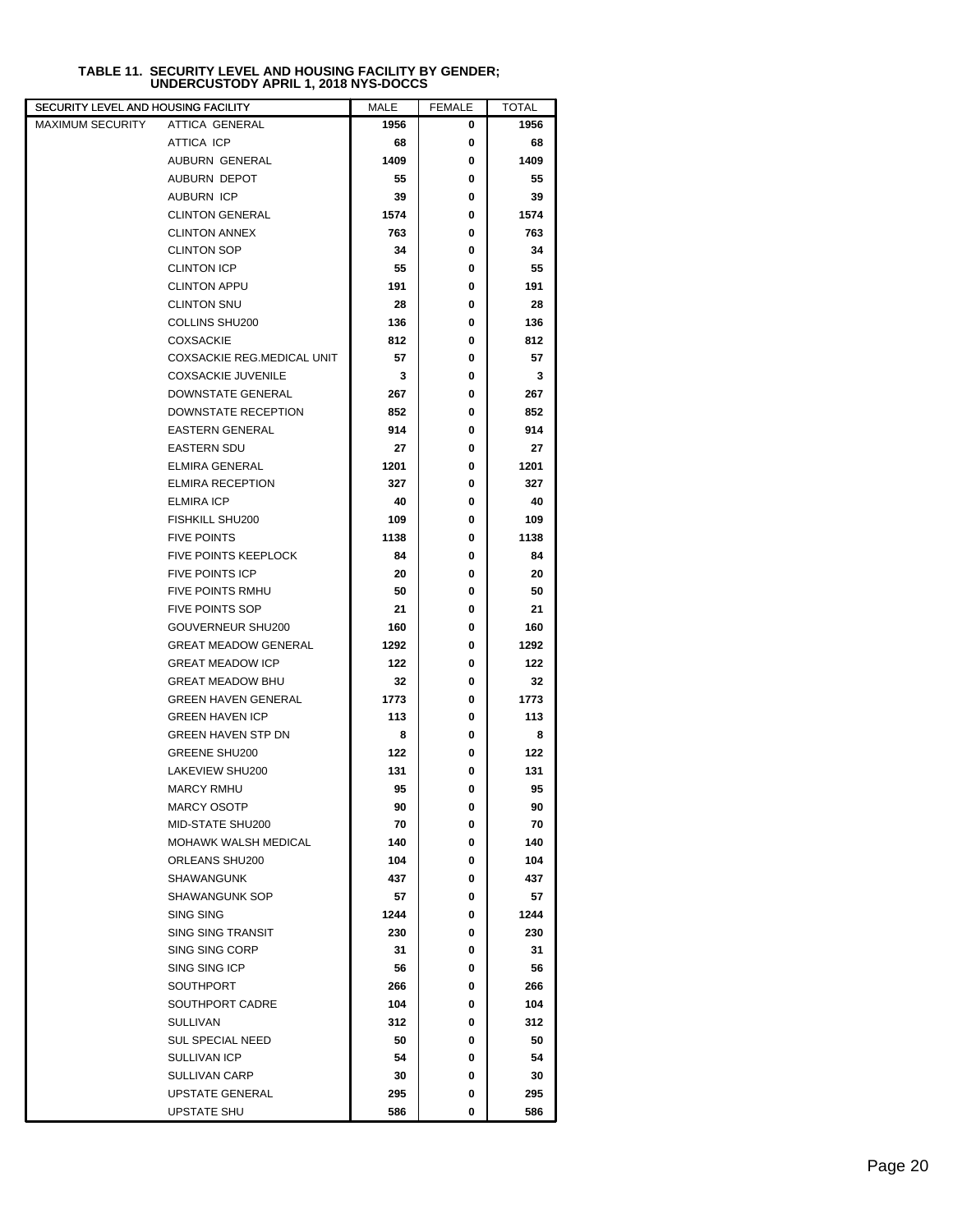**TABLE 11. SECURITY LEVEL AND HOUSING FACILITY BY GENDER; UNDERCUSTODY APRIL 1, 2018 NYS-DOCCS**

| SECURITY LEVEL AND HOUSING FACILITY | | MALE | FEMALE | TOTAL |
|---|---|---|---|---|
| MAXIMUM SECURITY | ATTICA GENERAL | 1956 | 0 | 1956 |
| | ATTICA ICP | 68 | 0 | 68 |
| | AUBURN GENERAL | 1409 | 0 | 1409 |
| | AUBURN DEPOT | 55 | 0 | 55 |
| | AUBURN ICP | 39 | 0 | 39 |
| | CLINTON GENERAL | 1574 | 0 | 1574 |
| | CLINTON ANNEX | 763 | 0 | 763 |
| | CLINTON SOP | 34 | 0 | 34 |
| | CLINTON ICP | 55 | 0 | 55 |
| | CLINTON APPU | 191 | 0 | 191 |
| | CLINTON SNU | 28 | 0 | 28 |
| | COLLINS SHU200 | 136 | 0 | 136 |
| | COXSACKIE | 812 | 0 | 812 |
| | COXSACKIE REG.MEDICAL UNIT | 57 | 0 | 57 |
| | COXSACKIE JUVENILE | 3 | 0 | 3 |
| | DOWNSTATE GENERAL | 267 | 0 | 267 |
| | DOWNSTATE RECEPTION | 852 | 0 | 852 |
| | EASTERN GENERAL | 914 | 0 | 914 |
| | EASTERN SDU | 27 | 0 | 27 |
| | ELMIRA GENERAL | 1201 | 0 | 1201 |
| | ELMIRA RECEPTION | 327 | 0 | 327 |
| | ELMIRA ICP | 40 | 0 | 40 |
| | FISHKILL SHU200 | 109 | 0 | 109 |
| | FIVE POINTS | 1138 | 0 | 1138 |
| | FIVE POINTS KEEPLOCK | 84 | 0 | 84 |
| | FIVE POINTS ICP | 20 | 0 | 20 |
| | FIVE POINTS RMHU | 50 | 0 | 50 |
| | FIVE POINTS SOP | 21 | 0 | 21 |
| | GOUVERNEUR SHU200 | 160 | 0 | 160 |
| | GREAT MEADOW GENERAL | 1292 | 0 | 1292 |
| | GREAT MEADOW ICP | 122 | 0 | 122 |
| | GREAT MEADOW BHU | 32 | 0 | 32 |
| | GREEN HAVEN GENERAL | 1773 | 0 | 1773 |
| | GREEN HAVEN ICP | 113 | 0 | 113 |
| | GREEN HAVEN STP DN | 8 | 0 | 8 |
| | GREENE SHU200 | 122 | 0 | 122 |
| | LAKEVIEW SHU200 | 131 | 0 | 131 |
| | MARCY RMHU | 95 | 0 | 95 |
| | MARCY OSOTP | 90 | 0 | 90 |
| | MID-STATE SHU200 | 70 | 0 | 70 |
| | MOHAWK WALSH MEDICAL | 140 | 0 | 140 |
| | ORLEANS SHU200 | 104 | 0 | 104 |
| | SHAWANGUNK | 437 | 0 | 437 |
| | SHAWANGUNK SOP | 57 | 0 | 57 |
| | SING SING | 1244 | 0 | 1244 |
| | SING SING TRANSIT | 230 | 0 | 230 |
| | SING SING CORP | 31 | 0 | 31 |
| | SING SING ICP | 56 | 0 | 56 |
| | SOUTHPORT | 266 | 0 | 266 |
| | SOUTHPORT CADRE | 104 | 0 | 104 |
| | SULLIVAN | 312 | 0 | 312 |
| | SUL SPECIAL NEED | 50 | 0 | 50 |
| | SULLIVAN ICP | 54 | 0 | 54 |
| | SULLIVAN CARP | 30 | 0 | 30 |
| | UPSTATE GENERAL | 295 | 0 | 295 |
| | UPSTATE SHU | 586 | 0 | 586 |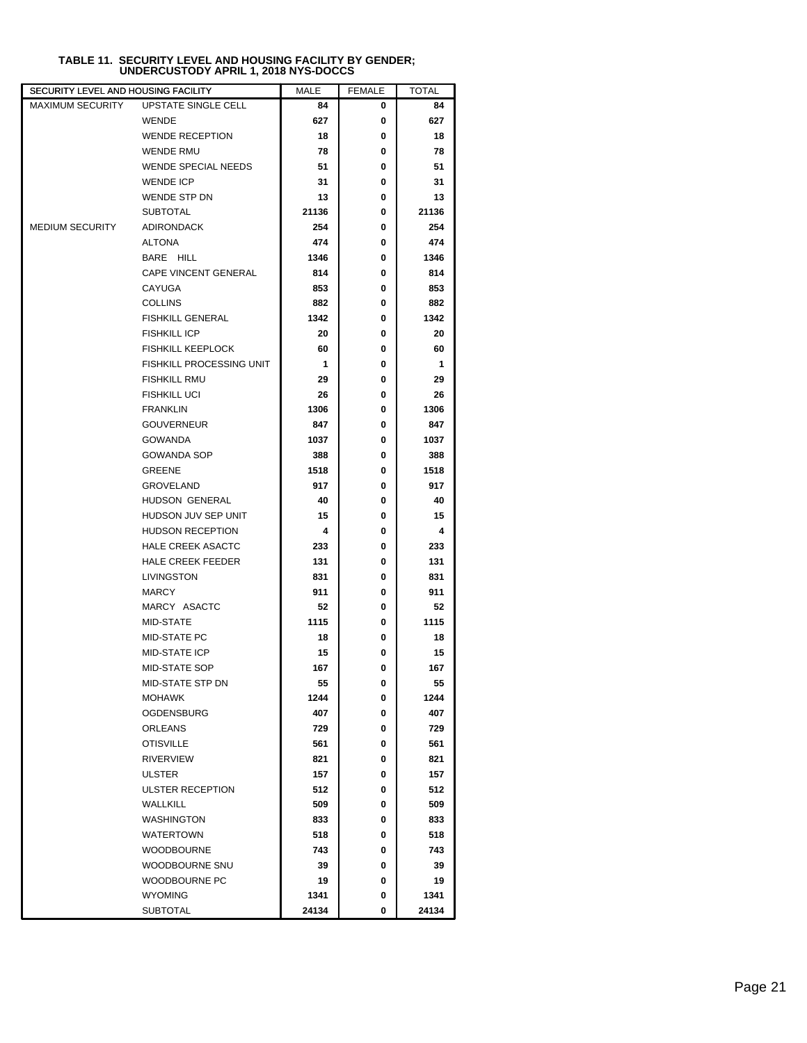**TABLE 11. SECURITY LEVEL AND HOUSING FACILITY BY GENDER; UNDERCUSTODY APRIL 1, 2018 NYS-DOCCS**

| SECURITY LEVEL AND HOUSING FACILITY | | MALE | FEMALE | TOTAL |
|---|---|---|---|---|
| MAXIMUM SECURITY | UPSTATE SINGLE CELL | 84 | 0 | 84 |
| | WENDE | 627 | 0 | 627 |
| | WENDE RECEPTION | 18 | 0 | 18 |
| | WENDE RMU | 78 | 0 | 78 |
| | WENDE SPECIAL NEEDS | 51 | 0 | 51 |
| | WENDE ICP | 31 | 0 | 31 |
| | WENDE STP DN | 13 | 0 | 13 |
| | SUBTOTAL | 21136 | 0 | 21136 |
| MEDIUM SECURITY | ADIRONDACK | 254 | 0 | 254 |
| | ALTONA | 474 | 0 | 474 |
| | BARE HILL | 1346 | 0 | 1346 |
| | CAPE VINCENT GENERAL | 814 | 0 | 814 |
| | CAYUGA | 853 | 0 | 853 |
| | COLLINS | 882 | 0 | 882 |
| | FISHKILL GENERAL | 1342 | 0 | 1342 |
| | FISHKILL ICP | 20 | 0 | 20 |
| | FISHKILL KEEPLOCK | 60 | 0 | 60 |
| | FISHKILL PROCESSING UNIT | 1 | 0 | 1 |
| | FISHKILL RMU | 29 | 0 | 29 |
| | FISHKILL UCI | 26 | 0 | 26 |
| | FRANKLIN | 1306 | 0 | 1306 |
| | GOUVERNEUR | 847 | 0 | 847 |
| | GOWANDA | 1037 | 0 | 1037 |
| | GOWANDA SOP | 388 | 0 | 388 |
| | GREENE | 1518 | 0 | 1518 |
| | GROVELAND | 917 | 0 | 917 |
| | HUDSON GENERAL | 40 | 0 | 40 |
| | HUDSON JUV SEP UNIT | 15 | 0 | 15 |
| | HUDSON RECEPTION | 4 | 0 | 4 |
| | HALE CREEK ASACTC | 233 | 0 | 233 |
| | HALE CREEK FEEDER | 131 | 0 | 131 |
| | LIVINGSTON | 831 | 0 | 831 |
| | MARCY | 911 | 0 | 911 |
| | MARCY ASACTC | 52 | 0 | 52 |
| | MID-STATE | 1115 | 0 | 1115 |
| | MID-STATE PC | 18 | 0 | 18 |
| | MID-STATE ICP | 15 | 0 | 15 |
| | MID-STATE SOP | 167 | 0 | 167 |
| | MID-STATE STP DN | 55 | 0 | 55 |
| | MOHAWK | 1244 | 0 | 1244 |
| | OGDENSBURG | 407 | 0 | 407 |
| | ORLEANS | 729 | 0 | 729 |
| | OTISVILLE | 561 | 0 | 561 |
| | RIVERVIEW | 821 | 0 | 821 |
| | ULSTER | 157 | 0 | 157 |
| | ULSTER RECEPTION | 512 | 0 | 512 |
| | WALLKILL | 509 | 0 | 509 |
| | WASHINGTON | 833 | 0 | 833 |
| | WATERTOWN | 518 | 0 | 518 |
| | WOODBOURNE | 743 | 0 | 743 |
| | WOODBOURNE SNU | 39 | 0 | 39 |
| | WOODBOURNE PC | 19 | 0 | 19 |
| | WYOMING | 1341 | 0 | 1341 |
| | SUBTOTAL | 24134 | 0 | 24134 |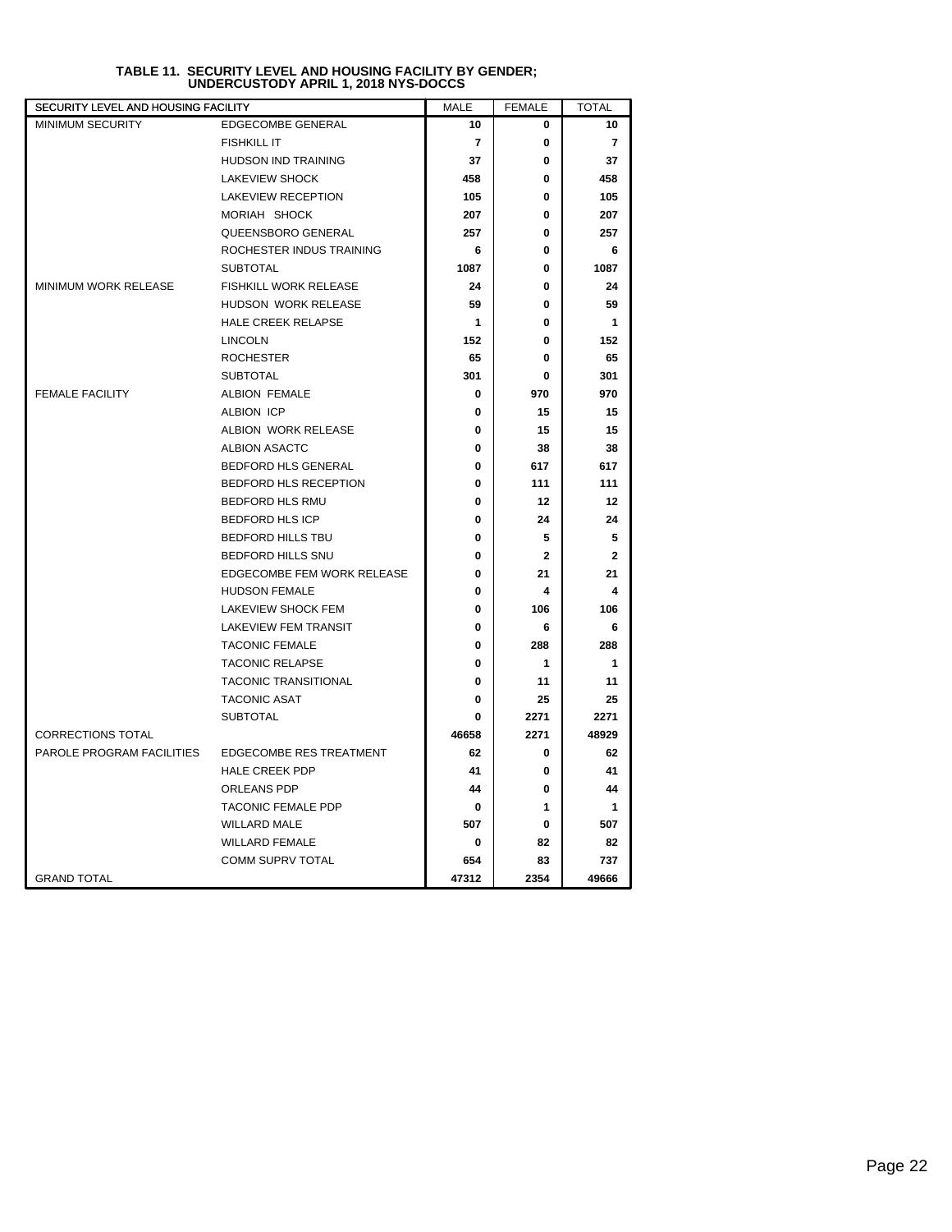**TABLE 11. SECURITY LEVEL AND HOUSING FACILITY BY GENDER;
UNDERCUSTODY APRIL 1, 2018 NYS-DOCCS**

| SECURITY LEVEL AND HOUSING FACILITY | | MALE | FEMALE | TOTAL |
|---|---|---|---|---|
| MINIMUM SECURITY | EDGECOMBE GENERAL | 10 | 0 | 10 |
| | FISHKILL IT | 7 | 0 | 7 |
| | HUDSON IND TRAINING | 37 | 0 | 37 |
| | LAKEVIEW SHOCK | 458 | 0 | 458 |
| | LAKEVIEW RECEPTION | 105 | 0 | 105 |
| | MORIAH SHOCK | 207 | 0 | 207 |
| | QUEENSBORO GENERAL | 257 | 0 | 257 |
| | ROCHESTER INDUS TRAINING | 6 | 0 | 6 |
| | SUBTOTAL | 1087 | 0 | 1087 |
| MINIMUM WORK RELEASE | FISHKILL WORK RELEASE | 24 | 0 | 24 |
| | HUDSON WORK RELEASE | 59 | 0 | 59 |
| | HALE CREEK RELAPSE | 1 | 0 | 1 |
| | LINCOLN | 152 | 0 | 152 |
| | ROCHESTER | 65 | 0 | 65 |
| | SUBTOTAL | 301 | 0 | 301 |
| FEMALE FACILITY | ALBION FEMALE | 0 | 970 | 970 |
| | ALBION ICP | 0 | 15 | 15 |
| | ALBION WORK RELEASE | 0 | 15 | 15 |
| | ALBION ASACTC | 0 | 38 | 38 |
| | BEDFORD HLS GENERAL | 0 | 617 | 617 |
| | BEDFORD HLS RECEPTION | 0 | 111 | 111 |
| | BEDFORD HLS RMU | 0 | 12 | 12 |
| | BEDFORD HLS ICP | 0 | 24 | 24 |
| | BEDFORD HILLS TBU | 0 | 5 | 5 |
| | BEDFORD HILLS SNU | 0 | 2 | 2 |
| | EDGECOMBE FEM WORK RELEASE | 0 | 21 | 21 |
| | HUDSON FEMALE | 0 | 4 | 4 |
| | LAKEVIEW SHOCK FEM | 0 | 106 | 106 |
| | LAKEVIEW FEM TRANSIT | 0 | 6 | 6 |
| | TACONIC FEMALE | 0 | 288 | 288 |
| | TACONIC RELAPSE | 0 | 1 | 1 |
| | TACONIC TRANSITIONAL | 0 | 11 | 11 |
| | TACONIC ASAT | 0 | 25 | 25 |
| | SUBTOTAL | 0 | 2271 | 2271 |
| CORRECTIONS TOTAL | | 46658 | 2271 | 48929 |
| PAROLE PROGRAM FACILITIES | EDGECOMBE RES TREATMENT | 62 | 0 | 62 |
| | HALE CREEK PDP | 41 | 0 | 41 |
| | ORLEANS PDP | 44 | 0 | 44 |
| | TACONIC FEMALE PDP | 0 | 1 | 1 |
| | WILLARD MALE | 507 | 0 | 507 |
| | WILLARD FEMALE | 0 | 82 | 82 |
| | COMM SUPRV TOTAL | 654 | 83 | 737 |
| GRAND TOTAL | | 47312 | 2354 | 49666 |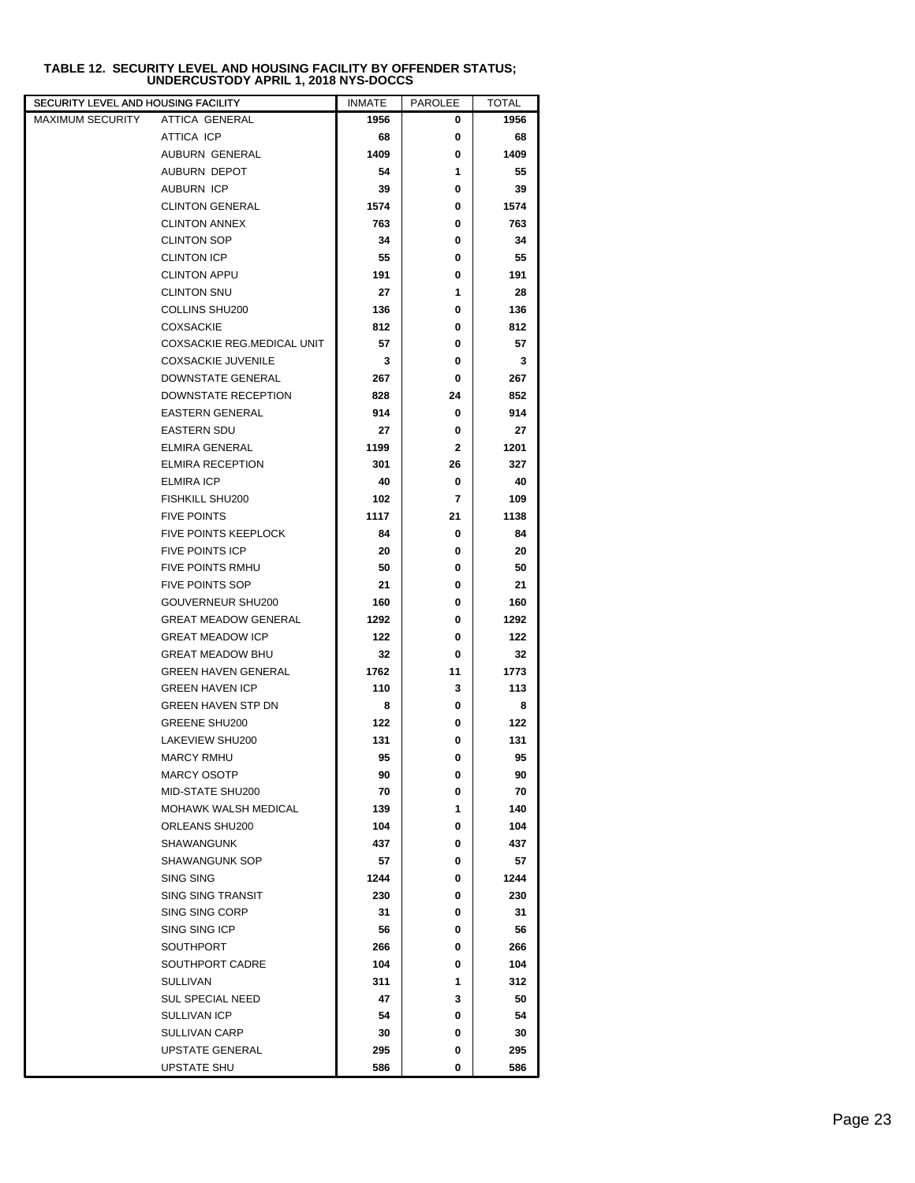**TABLE 12. SECURITY LEVEL AND HOUSING FACILITY BY OFFENDER STATUS; UNDERCUSTODY APRIL 1, 2018 NYS-DOCCS**

| SECURITY LEVEL AND HOUSING FACILITY | | INMATE | PAROLEE | TOTAL |
|---|---|---|---|---|
| MAXIMUM SECURITY | ATTICA GENERAL | **1956** | **0** | **1956** |
| | ATTICA ICP | **68** | **0** | **68** |
| | AUBURN GENERAL | **1409** | **0** | **1409** |
| | AUBURN DEPOT | **54** | **1** | **55** |
| | AUBURN ICP | **39** | **0** | **39** |
| | CLINTON GENERAL | **1574** | **0** | **1574** |
| | CLINTON ANNEX | **763** | **0** | **763** |
| | CLINTON SOP | **34** | **0** | **34** |
| | CLINTON ICP | **55** | **0** | **55** |
| | CLINTON APPU | **191** | **0** | **191** |
| | CLINTON SNU | **27** | **1** | **28** |
| | COLLINS SHU200 | **136** | **0** | **136** |
| | COXSACKIE | **812** | **0** | **812** |
| | COXSACKIE REG.MEDICAL UNIT | **57** | **0** | **57** |
| | COXSACKIE JUVENILE | **3** | **0** | **3** |
| | DOWNSTATE GENERAL | **267** | **0** | **267** |
| | DOWNSTATE RECEPTION | **828** | **24** | **852** |
| | EASTERN GENERAL | **914** | **0** | **914** |
| | EASTERN SDU | **27** | **0** | **27** |
| | ELMIRA GENERAL | **1199** | **2** | **1201** |
| | ELMIRA RECEPTION | **301** | **26** | **327** |
| | ELMIRA ICP | **40** | **0** | **40** |
| | FISHKILL SHU200 | **102** | **7** | **109** |
| | FIVE POINTS | **1117** | **21** | **1138** |
| | FIVE POINTS KEEPLOCK | **84** | **0** | **84** |
| | FIVE POINTS ICP | **20** | **0** | **20** |
| | FIVE POINTS RMHU | **50** | **0** | **50** |
| | FIVE POINTS SOP | **21** | **0** | **21** |
| | GOUVERNEUR SHU200 | **160** | **0** | **160** |
| | GREAT MEADOW GENERAL | **1292** | **0** | **1292** |
| | GREAT MEADOW ICP | **122** | **0** | **122** |
| | GREAT MEADOW BHU | **32** | **0** | **32** |
| | GREEN HAVEN GENERAL | **1762** | **11** | **1773** |
| | GREEN HAVEN ICP | **110** | **3** | **113** |
| | GREEN HAVEN STP DN | **8** | **0** | **8** |
| | GREENE SHU200 | **122** | **0** | **122** |
| | LAKEVIEW SHU200 | **131** | **0** | **131** |
| | MARCY RMHU | **95** | **0** | **95** |
| | MARCY OSOTP | **90** | **0** | **90** |
| | MID-STATE SHU200 | **70** | **0** | **70** |
| | MOHAWK WALSH MEDICAL | **139** | **1** | **140** |
| | ORLEANS SHU200 | **104** | **0** | **104** |
| | SHAWANGUNK | **437** | **0** | **437** |
| | SHAWANGUNK SOP | **57** | **0** | **57** |
| | SING SING | **1244** | **0** | **1244** |
| | SING SING TRANSIT | **230** | **0** | **230** |
| | SING SING CORP | **31** | **0** | **31** |
| | SING SING ICP | **56** | **0** | **56** |
| | SOUTHPORT | **266** | **0** | **266** |
| | SOUTHPORT CADRE | **104** | **0** | **104** |
| | SULLIVAN | **311** | **1** | **312** |
| | SUL SPECIAL NEED | **47** | **3** | **50** |
| | SULLIVAN ICP | **54** | **0** | **54** |
| | SULLIVAN CARP | **30** | **0** | **30** |
| | UPSTATE GENERAL | **295** | **0** | **295** |
| | UPSTATE SHU | **586** | **0** | **586** |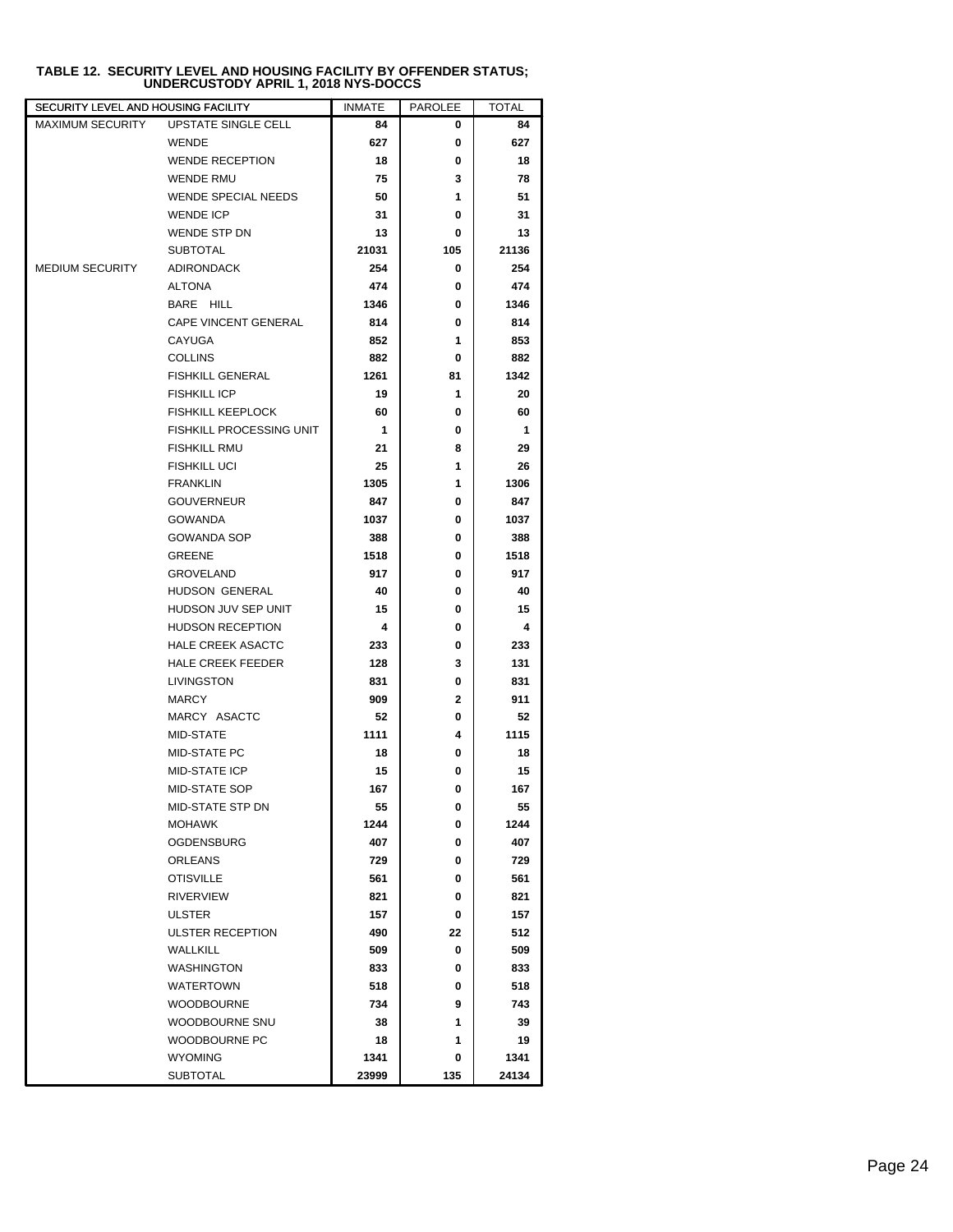**TABLE 12. SECURITY LEVEL AND HOUSING FACILITY BY OFFENDER STATUS; UNDERCUSTODY APRIL 1, 2018 NYS-DOCCS**

| SECURITY LEVEL AND HOUSING FACILITY | | INMATE | PAROLEE | TOTAL |
|---|---|---|---|---|
| MAXIMUM SECURITY | UPSTATE SINGLE CELL | 84 | 0 | 84 |
| | WENDE | 627 | 0 | 627 |
| | WENDE RECEPTION | 18 | 0 | 18 |
| | WENDE RMU | 75 | 3 | 78 |
| | WENDE SPECIAL NEEDS | 50 | 1 | 51 |
| | WENDE ICP | 31 | 0 | 31 |
| | WENDE STP DN | 13 | 0 | 13 |
| | SUBTOTAL | 21031 | 105 | 21136 |
| MEDIUM SECURITY | ADIRONDACK | 254 | 0 | 254 |
| | ALTONA | 474 | 0 | 474 |
| | BARE HILL | 1346 | 0 | 1346 |
| | CAPE VINCENT GENERAL | 814 | 0 | 814 |
| | CAYUGA | 852 | 1 | 853 |
| | COLLINS | 882 | 0 | 882 |
| | FISHKILL GENERAL | 1261 | 81 | 1342 |
| | FISHKILL ICP | 19 | 1 | 20 |
| | FISHKILL KEEPLOCK | 60 | 0 | 60 |
| | FISHKILL PROCESSING UNIT | 1 | 0 | 1 |
| | FISHKILL RMU | 21 | 8 | 29 |
| | FISHKILL UCI | 25 | 1 | 26 |
| | FRANKLIN | 1305 | 1 | 1306 |
| | GOUVERNEUR | 847 | 0 | 847 |
| | GOWANDA | 1037 | 0 | 1037 |
| | GOWANDA SOP | 388 | 0 | 388 |
| | GREENE | 1518 | 0 | 1518 |
| | GROVELAND | 917 | 0 | 917 |
| | HUDSON GENERAL | 40 | 0 | 40 |
| | HUDSON JUV SEP UNIT | 15 | 0 | 15 |
| | HUDSON RECEPTION | 4 | 0 | 4 |
| | HALE CREEK ASACTC | 233 | 0 | 233 |
| | HALE CREEK FEEDER | 128 | 3 | 131 |
| | LIVINGSTON | 831 | 0 | 831 |
| | MARCY | 909 | 2 | 911 |
| | MARCY ASACTC | 52 | 0 | 52 |
| | MID-STATE | 1111 | 4 | 1115 |
| | MID-STATE PC | 18 | 0 | 18 |
| | MID-STATE ICP | 15 | 0 | 15 |
| | MID-STATE SOP | 167 | 0 | 167 |
| | MID-STATE STP DN | 55 | 0 | 55 |
| | MOHAWK | 1244 | 0 | 1244 |
| | OGDENSBURG | 407 | 0 | 407 |
| | ORLEANS | 729 | 0 | 729 |
| | OTISVILLE | 561 | 0 | 561 |
| | RIVERVIEW | 821 | 0 | 821 |
| | ULSTER | 157 | 0 | 157 |
| | ULSTER RECEPTION | 490 | 22 | 512 |
| | WALLKILL | 509 | 0 | 509 |
| | WASHINGTON | 833 | 0 | 833 |
| | WATERTOWN | 518 | 0 | 518 |
| | WOODBOURNE | 734 | 9 | 743 |
| | WOODBOURNE SNU | 38 | 1 | 39 |
| | WOODBOURNE PC | 18 | 1 | 19 |
| | WYOMING | 1341 | 0 | 1341 |
| | SUBTOTAL | 23999 | 135 | 24134 |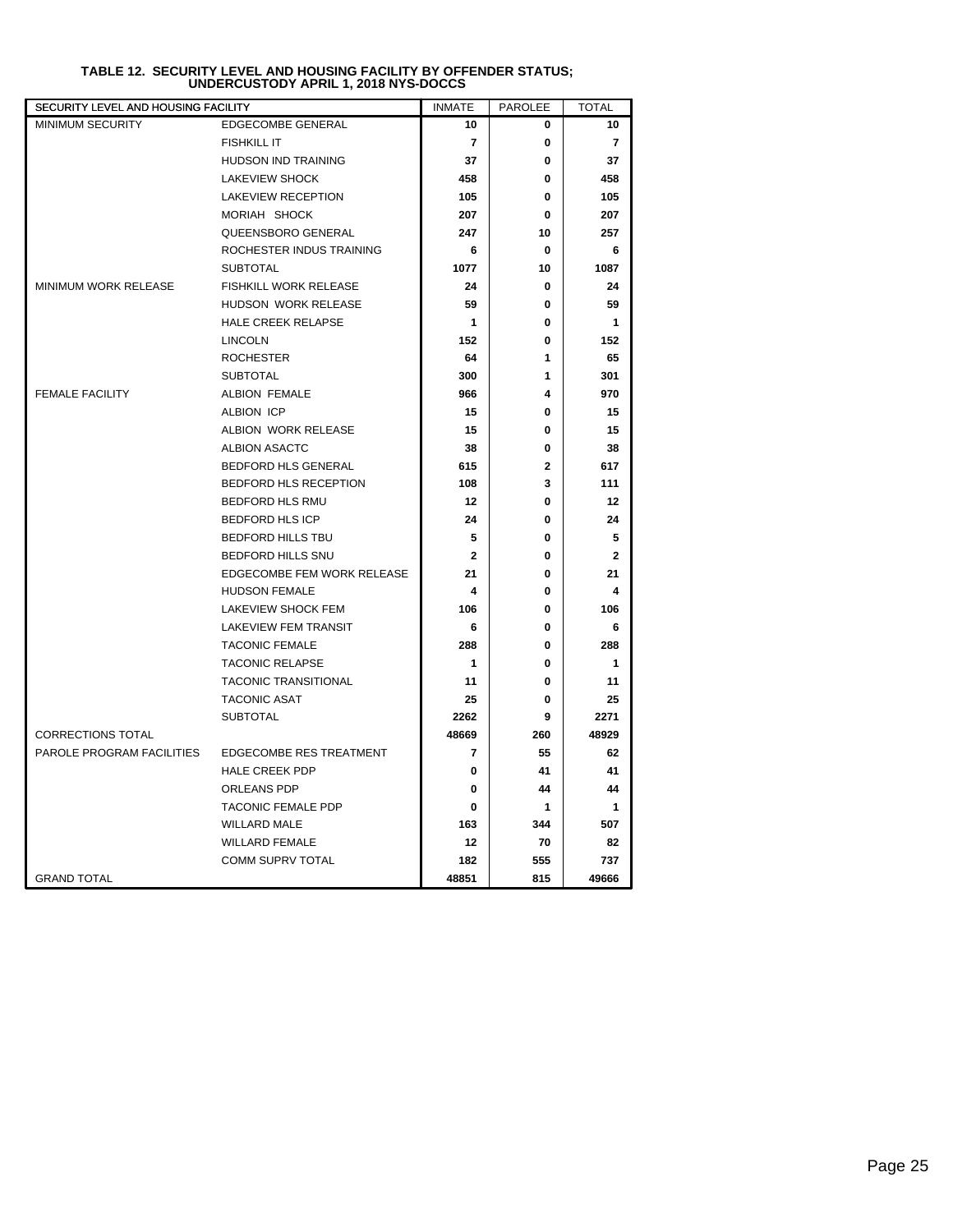**TABLE 12. SECURITY LEVEL AND HOUSING FACILITY BY OFFENDER STATUS; UNDERCUSTODY APRIL 1, 2018 NYS-DOCCS**

| SECURITY LEVEL AND HOUSING FACILITY | | INMATE | PAROLEE | TOTAL |
|---|---|---|---|---|
| MINIMUM SECURITY | EDGECOMBE GENERAL | 10 | 0 | 10 |
| | FISHKILL IT | 7 | 0 | 7 |
| | HUDSON IND TRAINING | 37 | 0 | 37 |
| | LAKEVIEW SHOCK | 458 | 0 | 458 |
| | LAKEVIEW RECEPTION | 105 | 0 | 105 |
| | MORIAH SHOCK | 207 | 0 | 207 |
| | QUEENSBORO GENERAL | 247 | 10 | 257 |
| | ROCHESTER INDUS TRAINING | 6 | 0 | 6 |
| | SUBTOTAL | 1077 | 10 | 1087 |
| MINIMUM WORK RELEASE | FISHKILL WORK RELEASE | 24 | 0 | 24 |
| | HUDSON WORK RELEASE | 59 | 0 | 59 |
| | HALE CREEK RELAPSE | 1 | 0 | 1 |
| | LINCOLN | 152 | 0 | 152 |
| | ROCHESTER | 64 | 1 | 65 |
| | SUBTOTAL | 300 | 1 | 301 |
| FEMALE FACILITY | ALBION FEMALE | 966 | 4 | 970 |
| | ALBION ICP | 15 | 0 | 15 |
| | ALBION WORK RELEASE | 15 | 0 | 15 |
| | ALBION ASACTC | 38 | 0 | 38 |
| | BEDFORD HLS GENERAL | 615 | 2 | 617 |
| | BEDFORD HLS RECEPTION | 108 | 3 | 111 |
| | BEDFORD HLS RMU | 12 | 0 | 12 |
| | BEDFORD HLS ICP | 24 | 0 | 24 |
| | BEDFORD HILLS TBU | 5 | 0 | 5 |
| | BEDFORD HILLS SNU | 2 | 0 | 2 |
| | EDGECOMBE FEM WORK RELEASE | 21 | 0 | 21 |
| | HUDSON FEMALE | 4 | 0 | 4 |
| | LAKEVIEW SHOCK FEM | 106 | 0 | 106 |
| | LAKEVIEW FEM TRANSIT | 6 | 0 | 6 |
| | TACONIC FEMALE | 288 | 0 | 288 |
| | TACONIC RELAPSE | 1 | 0 | 1 |
| | TACONIC TRANSITIONAL | 11 | 0 | 11 |
| | TACONIC ASAT | 25 | 0 | 25 |
| | SUBTOTAL | 2262 | 9 | 2271 |
| CORRECTIONS TOTAL | | 48669 | 260 | 48929 |
| PAROLE PROGRAM FACILITIES | EDGECOMBE RES TREATMENT | 7 | 55 | 62 |
| | HALE CREEK PDP | 0 | 41 | 41 |
| | ORLEANS PDP | 0 | 44 | 44 |
| | TACONIC FEMALE PDP | 0 | 1 | 1 |
| | WILLARD MALE | 163 | 344 | 507 |
| | WILLARD FEMALE | 12 | 70 | 82 |
| | COMM SUPRV TOTAL | 182 | 555 | 737 |
| GRAND TOTAL | | 48851 | 815 | 49666 |